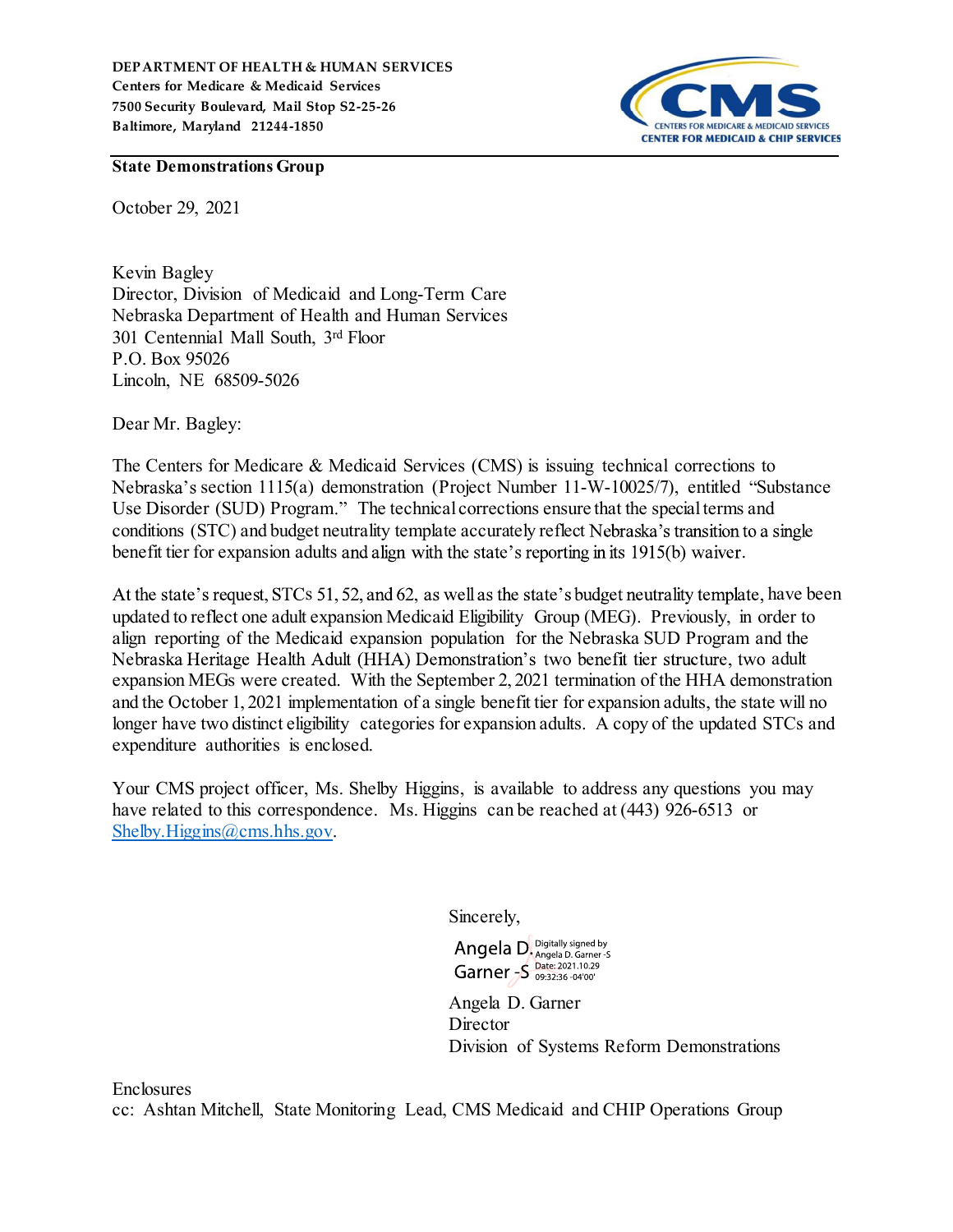**DEPARTMENT OF HEALTH & HUMAN SERVICES**
**Centers for Medicare & Medicaid Services**
**7500 Security Boulevard, Mail Stop S2-25-26**
**Baltimore, Maryland 21244-1850**

**State Demonstrations Group**

October 29, 2021

Kevin Bagley
Director, Division of Medicaid and Long-Term Care
Nebraska Department of Health and Human Services
301 Centennial Mall South, 3rd Floor
P.O. Box 95026
Lincoln, NE 68509-5026

Dear Mr. Bagley:

The Centers for Medicare & Medicaid Services (CMS) is issuing technical corrections to Nebraska's section 1115(a) demonstration (Project Number 11-W-10025/7), entitled "Substance Use Disorder (SUD) Program." The technical corrections ensure that the special terms and conditions (STC) and budget neutrality template accurately reflect Nebraska's transition to a single benefit tier for expansion adults and align with the state's reporting in its 1915(b) waiver.

At the state's request, STCs 51, 52, and 62, as well as the state's budget neutrality template, have been updated to reflect one adult expansion Medicaid Eligibility Group (MEG). Previously, in order to align reporting of the Medicaid expansion population for the Nebraska SUD Program and the Nebraska Heritage Health Adult (HHA) Demonstration's two benefit tier structure, two adult expansion MEGs were created. With the September 2, 2021 termination of the HHA demonstration and the October 1, 2021 implementation of a single benefit tier for expansion adults, the state will no longer have two distinct eligibility categories for expansion adults. A copy of the updated STCs and expenditure authorities is enclosed.

Your CMS project officer, Ms. Shelby Higgins, is available to address any questions you may have related to this correspondence. Ms. Higgins can be reached at (443) 926-6513 or Shelby.Higgins@cms.hhs.gov.

Sincerely,

Angela D. Garner -S
Digitally signed by Angela D. Garner -S
Date: 2021.10.29 09:32:36 -04'00'

Angela D. Garner
Director
Division of Systems Reform Demonstrations

Enclosures
cc: Ashtan Mitchell, State Monitoring Lead, CMS Medicaid and CHIP Operations Group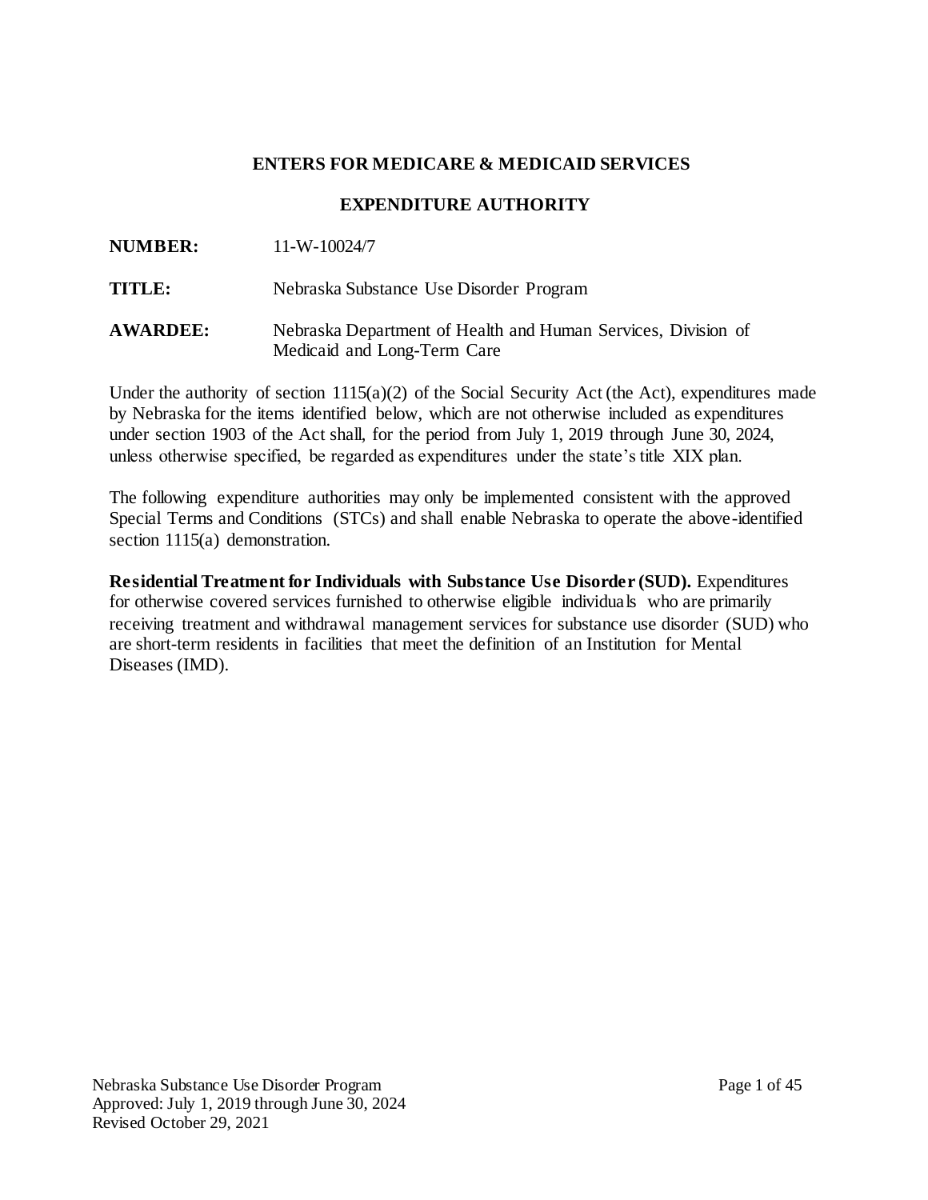**ENTERS FOR MEDICARE & MEDICAID SERVICES**

**EXPENDITURE AUTHORITY**

**NUMBER:** 11-W-10024/7

**TITLE:** Nebraska Substance Use Disorder Program

**AWARDEE:** Nebraska Department of Health and Human Services, Division of Medicaid and Long-Term Care

Under the authority of section 1115(a)(2) of the Social Security Act (the Act), expenditures made by Nebraska for the items identified below, which are not otherwise included as expenditures under section 1903 of the Act shall, for the period from July 1, 2019 through June 30, 2024, unless otherwise specified, be regarded as expenditures under the state's title XIX plan.

The following expenditure authorities may only be implemented consistent with the approved Special Terms and Conditions (STCs) and shall enable Nebraska to operate the above-identified section 1115(a) demonstration.

**Residential Treatment for Individuals with Substance Use Disorder (SUD).** Expenditures for otherwise covered services furnished to otherwise eligible individuals who are primarily receiving treatment and withdrawal management services for substance use disorder (SUD) who are short-term residents in facilities that meet the definition of an Institution for Mental Diseases (IMD).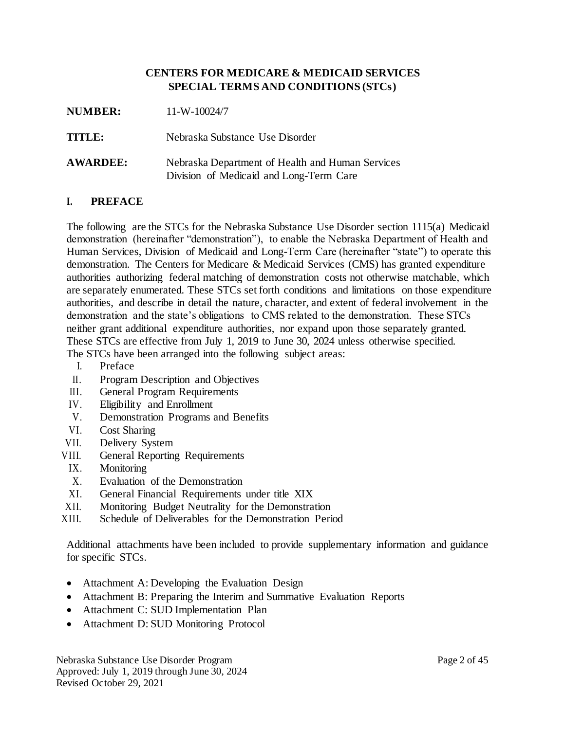**CENTERS FOR MEDICARE & MEDICAID SERVICES**
**SPECIAL TERMS AND CONDITIONS (STCs)**

**NUMBER:** 11-W-10024/7

**TITLE:** Nebraska Substance Use Disorder

**AWARDEE:** Nebraska Department of Health and Human Services
Division of Medicaid and Long-Term Care

## I. PREFACE

The following are the STCs for the Nebraska Substance Use Disorder section 1115(a) Medicaid demonstration (hereinafter "demonstration"), to enable the Nebraska Department of Health and Human Services, Division of Medicaid and Long-Term Care (hereinafter "state") to operate this demonstration. The Centers for Medicare & Medicaid Services (CMS) has granted expenditure authorities authorizing federal matching of demonstration costs not otherwise matchable, which are separately enumerated. These STCs set forth conditions and limitations on those expenditure authorities, and describe in detail the nature, character, and extent of federal involvement in the demonstration and the state's obligations to CMS related to the demonstration. These STCs neither grant additional expenditure authorities, nor expand upon those separately granted. These STCs are effective from July 1, 2019 to June 30, 2024 unless otherwise specified.
The STCs have been arranged into the following subject areas:

I. Preface
II. Program Description and Objectives
III. General Program Requirements
IV. Eligibility and Enrollment
V. Demonstration Programs and Benefits
VI. Cost Sharing
VII. Delivery System
VIII. General Reporting Requirements
IX. Monitoring
X. Evaluation of the Demonstration
XI. General Financial Requirements under title XIX
XII. Monitoring Budget Neutrality for the Demonstration
XIII. Schedule of Deliverables for the Demonstration Period

Additional attachments have been included to provide supplementary information and guidance for specific STCs.

- Attachment A: Developing the Evaluation Design
- Attachment B: Preparing the Interim and Summative Evaluation Reports
- Attachment C: SUD Implementation Plan
- Attachment D: SUD Monitoring Protocol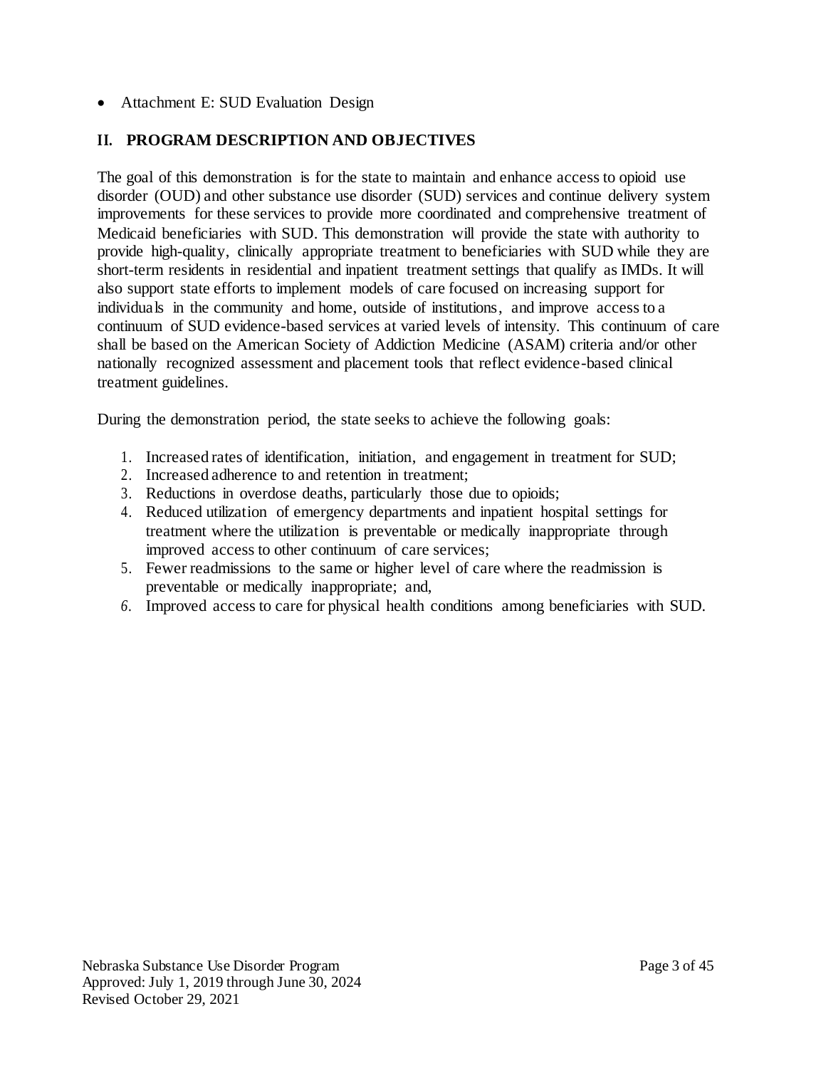- Attachment E: SUD Evaluation Design

## II. PROGRAM DESCRIPTION AND OBJECTIVES

The goal of this demonstration is for the state to maintain and enhance access to opioid use disorder (OUD) and other substance use disorder (SUD) services and continue delivery system improvements for these services to provide more coordinated and comprehensive treatment of Medicaid beneficiaries with SUD. This demonstration will provide the state with authority to provide high-quality, clinically appropriate treatment to beneficiaries with SUD while they are short-term residents in residential and inpatient treatment settings that qualify as IMDs. It will also support state efforts to implement models of care focused on increasing support for individuals in the community and home, outside of institutions, and improve access to a continuum of SUD evidence-based services at varied levels of intensity. This continuum of care shall be based on the American Society of Addiction Medicine (ASAM) criteria and/or other nationally recognized assessment and placement tools that reflect evidence-based clinical treatment guidelines.

During the demonstration period, the state seeks to achieve the following goals:

1. Increased rates of identification, initiation, and engagement in treatment for SUD;
2. Increased adherence to and retention in treatment;
3. Reductions in overdose deaths, particularly those due to opioids;
4. Reduced utilization of emergency departments and inpatient hospital settings for treatment where the utilization is preventable or medically inappropriate through improved access to other continuum of care services;
5. Fewer readmissions to the same or higher level of care where the readmission is preventable or medically inappropriate; and,
6. Improved access to care for physical health conditions among beneficiaries with SUD.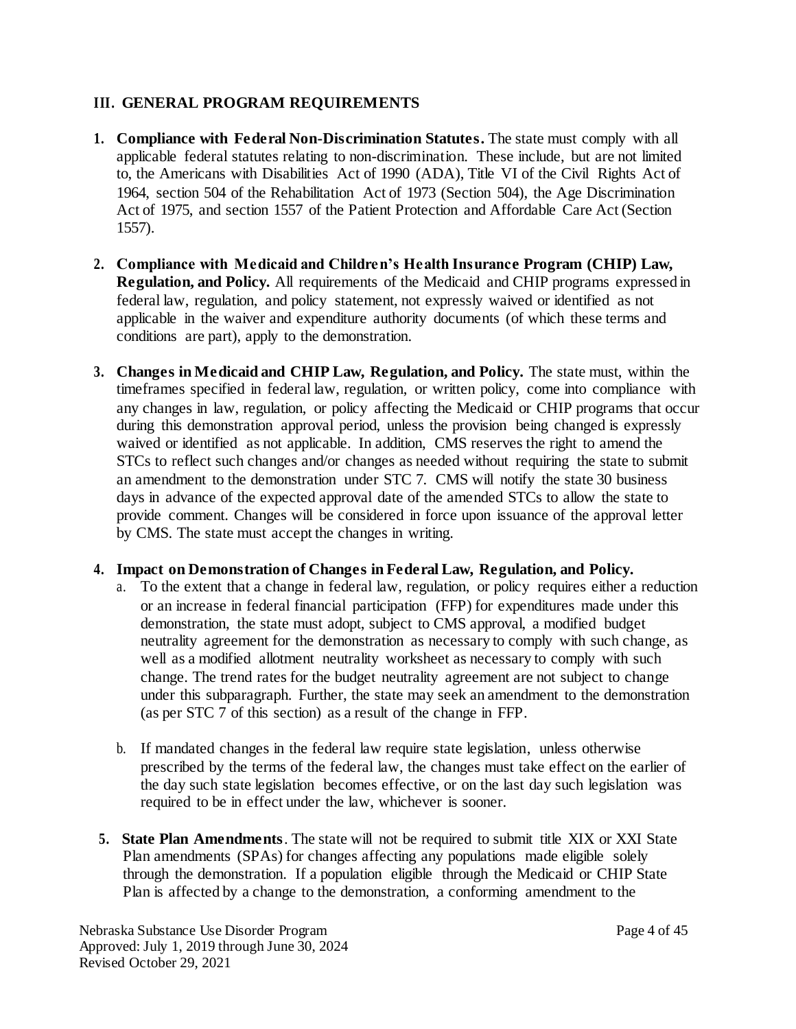## III. GENERAL PROGRAM REQUIREMENTS

1. **Compliance with Federal Non-Discrimination Statutes.** The state must comply with all applicable federal statutes relating to non-discrimination. These include, but are not limited to, the Americans with Disabilities Act of 1990 (ADA), Title VI of the Civil Rights Act of 1964, section 504 of the Rehabilitation Act of 1973 (Section 504), the Age Discrimination Act of 1975, and section 1557 of the Patient Protection and Affordable Care Act (Section 1557).

2. **Compliance with Medicaid and Children's Health Insurance Program (CHIP) Law, Regulation, and Policy.** All requirements of the Medicaid and CHIP programs expressed in federal law, regulation, and policy statement, not expressly waived or identified as not applicable in the waiver and expenditure authority documents (of which these terms and conditions are part), apply to the demonstration.

3. **Changes in Medicaid and CHIP Law, Regulation, and Policy.** The state must, within the timeframes specified in federal law, regulation, or written policy, come into compliance with any changes in law, regulation, or policy affecting the Medicaid or CHIP programs that occur during this demonstration approval period, unless the provision being changed is expressly waived or identified as not applicable. In addition, CMS reserves the right to amend the STCs to reflect such changes and/or changes as needed without requiring the state to submit an amendment to the demonstration under STC 7. CMS will notify the state 30 business days in advance of the expected approval date of the amended STCs to allow the state to provide comment. Changes will be considered in force upon issuance of the approval letter by CMS. The state must accept the changes in writing.

4. **Impact on Demonstration of Changes in Federal Law, Regulation, and Policy.**
   a. To the extent that a change in federal law, regulation, or policy requires either a reduction or an increase in federal financial participation (FFP) for expenditures made under this demonstration, the state must adopt, subject to CMS approval, a modified budget neutrality agreement for the demonstration as necessary to comply with such change, as well as a modified allotment neutrality worksheet as necessary to comply with such change. The trend rates for the budget neutrality agreement are not subject to change under this subparagraph. Further, the state may seek an amendment to the demonstration (as per STC 7 of this section) as a result of the change in FFP.

   b. If mandated changes in the federal law require state legislation, unless otherwise prescribed by the terms of the federal law, the changes must take effect on the earlier of the day such state legislation becomes effective, or on the last day such legislation was required to be in effect under the law, whichever is sooner.

5. **State Plan Amendments**. The state will not be required to submit title XIX or XXI State Plan amendments (SPAs) for changes affecting any populations made eligible solely through the demonstration. If a population eligible through the Medicaid or CHIP State Plan is affected by a change to the demonstration, a conforming amendment to the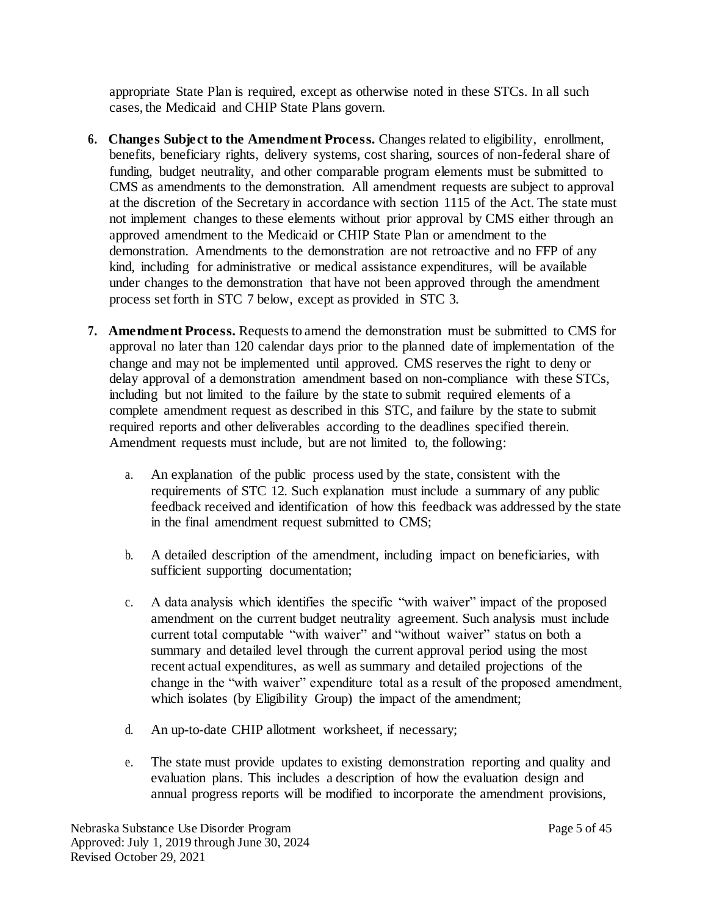appropriate State Plan is required, except as otherwise noted in these STCs. In all such cases, the Medicaid and CHIP State Plans govern.

6. **Changes Subject to the Amendment Process.** Changes related to eligibility, enrollment, benefits, beneficiary rights, delivery systems, cost sharing, sources of non-federal share of funding, budget neutrality, and other comparable program elements must be submitted to CMS as amendments to the demonstration. All amendment requests are subject to approval at the discretion of the Secretary in accordance with section 1115 of the Act. The state must not implement changes to these elements without prior approval by CMS either through an approved amendment to the Medicaid or CHIP State Plan or amendment to the demonstration. Amendments to the demonstration are not retroactive and no FFP of any kind, including for administrative or medical assistance expenditures, will be available under changes to the demonstration that have not been approved through the amendment process set forth in STC 7 below, except as provided in STC 3.

7. **Amendment Process.** Requests to amend the demonstration must be submitted to CMS for approval no later than 120 calendar days prior to the planned date of implementation of the change and may not be implemented until approved. CMS reserves the right to deny or delay approval of a demonstration amendment based on non-compliance with these STCs, including but not limited to the failure by the state to submit required elements of a complete amendment request as described in this STC, and failure by the state to submit required reports and other deliverables according to the deadlines specified therein. Amendment requests must include, but are not limited to, the following:

   a. An explanation of the public process used by the state, consistent with the requirements of STC 12. Such explanation must include a summary of any public feedback received and identification of how this feedback was addressed by the state in the final amendment request submitted to CMS;

   b. A detailed description of the amendment, including impact on beneficiaries, with sufficient supporting documentation;

   c. A data analysis which identifies the specific "with waiver" impact of the proposed amendment on the current budget neutrality agreement. Such analysis must include current total computable "with waiver" and "without waiver" status on both a summary and detailed level through the current approval period using the most recent actual expenditures, as well as summary and detailed projections of the change in the "with waiver" expenditure total as a result of the proposed amendment, which isolates (by Eligibility Group) the impact of the amendment;

   d. An up-to-date CHIP allotment worksheet, if necessary;

   e. The state must provide updates to existing demonstration reporting and quality and evaluation plans. This includes a description of how the evaluation design and annual progress reports will be modified to incorporate the amendment provisions,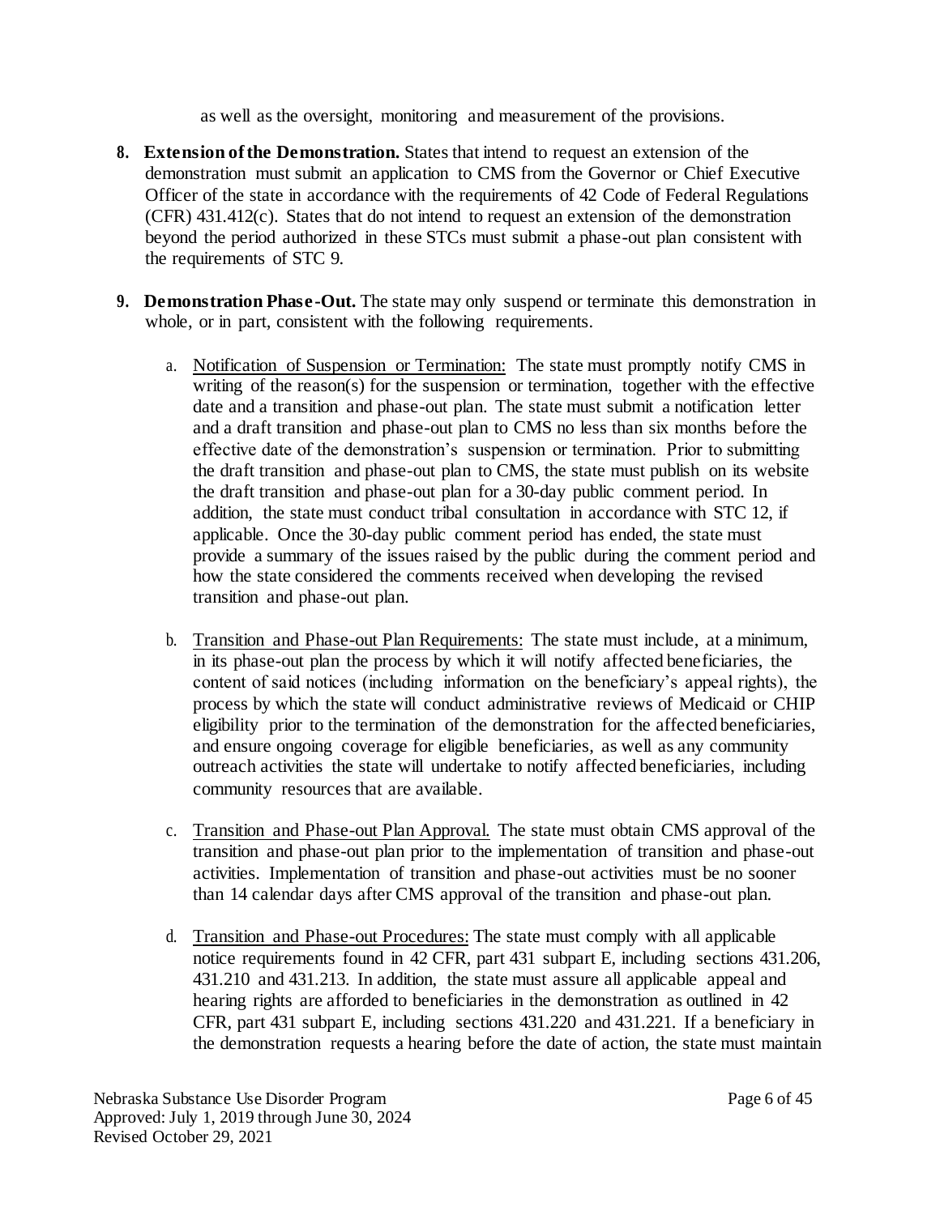as well as the oversight, monitoring and measurement of the provisions.

8. **Extension of the Demonstration.** States that intend to request an extension of the demonstration must submit an application to CMS from the Governor or Chief Executive Officer of the state in accordance with the requirements of 42 Code of Federal Regulations (CFR) 431.412(c). States that do not intend to request an extension of the demonstration beyond the period authorized in these STCs must submit a phase-out plan consistent with the requirements of STC 9.

9. **Demonstration Phase-Out.** The state may only suspend or terminate this demonstration in whole, or in part, consistent with the following requirements.

   a. Notification of Suspension or Termination: The state must promptly notify CMS in writing of the reason(s) for the suspension or termination, together with the effective date and a transition and phase-out plan. The state must submit a notification letter and a draft transition and phase-out plan to CMS no less than six months before the effective date of the demonstration's suspension or termination. Prior to submitting the draft transition and phase-out plan to CMS, the state must publish on its website the draft transition and phase-out plan for a 30-day public comment period. In addition, the state must conduct tribal consultation in accordance with STC 12, if applicable. Once the 30-day public comment period has ended, the state must provide a summary of the issues raised by the public during the comment period and how the state considered the comments received when developing the revised transition and phase-out plan.

   b. Transition and Phase-out Plan Requirements: The state must include, at a minimum, in its phase-out plan the process by which it will notify affected beneficiaries, the content of said notices (including information on the beneficiary's appeal rights), the process by which the state will conduct administrative reviews of Medicaid or CHIP eligibility prior to the termination of the demonstration for the affected beneficiaries, and ensure ongoing coverage for eligible beneficiaries, as well as any community outreach activities the state will undertake to notify affected beneficiaries, including community resources that are available.

   c. Transition and Phase-out Plan Approval. The state must obtain CMS approval of the transition and phase-out plan prior to the implementation of transition and phase-out activities. Implementation of transition and phase-out activities must be no sooner than 14 calendar days after CMS approval of the transition and phase-out plan.

   d. Transition and Phase-out Procedures: The state must comply with all applicable notice requirements found in 42 CFR, part 431 subpart E, including sections 431.206, 431.210 and 431.213. In addition, the state must assure all applicable appeal and hearing rights are afforded to beneficiaries in the demonstration as outlined in 42 CFR, part 431 subpart E, including sections 431.220 and 431.221. If a beneficiary in the demonstration requests a hearing before the date of action, the state must maintain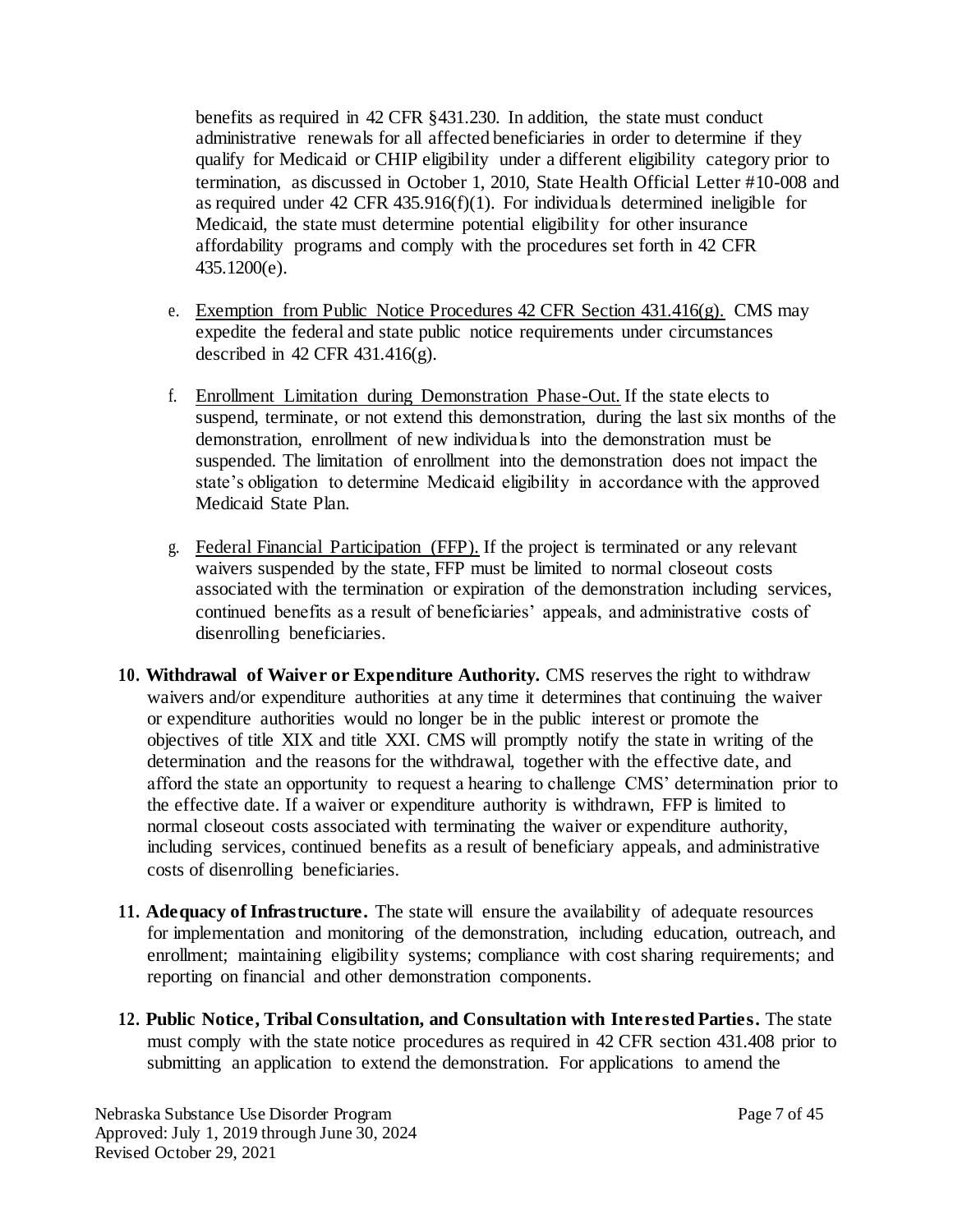benefits as required in 42 CFR §431.230. In addition, the state must conduct administrative renewals for all affected beneficiaries in order to determine if they qualify for Medicaid or CHIP eligibility under a different eligibility category prior to termination, as discussed in October 1, 2010, State Health Official Letter #10-008 and as required under 42 CFR 435.916(f)(1). For individuals determined ineligible for Medicaid, the state must determine potential eligibility for other insurance affordability programs and comply with the procedures set forth in 42 CFR 435.1200(e).

e. Exemption from Public Notice Procedures 42 CFR Section 431.416(g). CMS may expedite the federal and state public notice requirements under circumstances described in 42 CFR 431.416(g).

f. Enrollment Limitation during Demonstration Phase-Out. If the state elects to suspend, terminate, or not extend this demonstration, during the last six months of the demonstration, enrollment of new individuals into the demonstration must be suspended. The limitation of enrollment into the demonstration does not impact the state's obligation to determine Medicaid eligibility in accordance with the approved Medicaid State Plan.

g. Federal Financial Participation (FFP). If the project is terminated or any relevant waivers suspended by the state, FFP must be limited to normal closeout costs associated with the termination or expiration of the demonstration including services, continued benefits as a result of beneficiaries' appeals, and administrative costs of disenrolling beneficiaries.

10. **Withdrawal of Waiver or Expenditure Authority.** CMS reserves the right to withdraw waivers and/or expenditure authorities at any time it determines that continuing the waiver or expenditure authorities would no longer be in the public interest or promote the objectives of title XIX and title XXI. CMS will promptly notify the state in writing of the determination and the reasons for the withdrawal, together with the effective date, and afford the state an opportunity to request a hearing to challenge CMS' determination prior to the effective date. If a waiver or expenditure authority is withdrawn, FFP is limited to normal closeout costs associated with terminating the waiver or expenditure authority, including services, continued benefits as a result of beneficiary appeals, and administrative costs of disenrolling beneficiaries.

11. **Adequacy of Infrastructure.** The state will ensure the availability of adequate resources for implementation and monitoring of the demonstration, including education, outreach, and enrollment; maintaining eligibility systems; compliance with cost sharing requirements; and reporting on financial and other demonstration components.

12. **Public Notice, Tribal Consultation, and Consultation with Interested Parties.** The state must comply with the state notice procedures as required in 42 CFR section 431.408 prior to submitting an application to extend the demonstration. For applications to amend the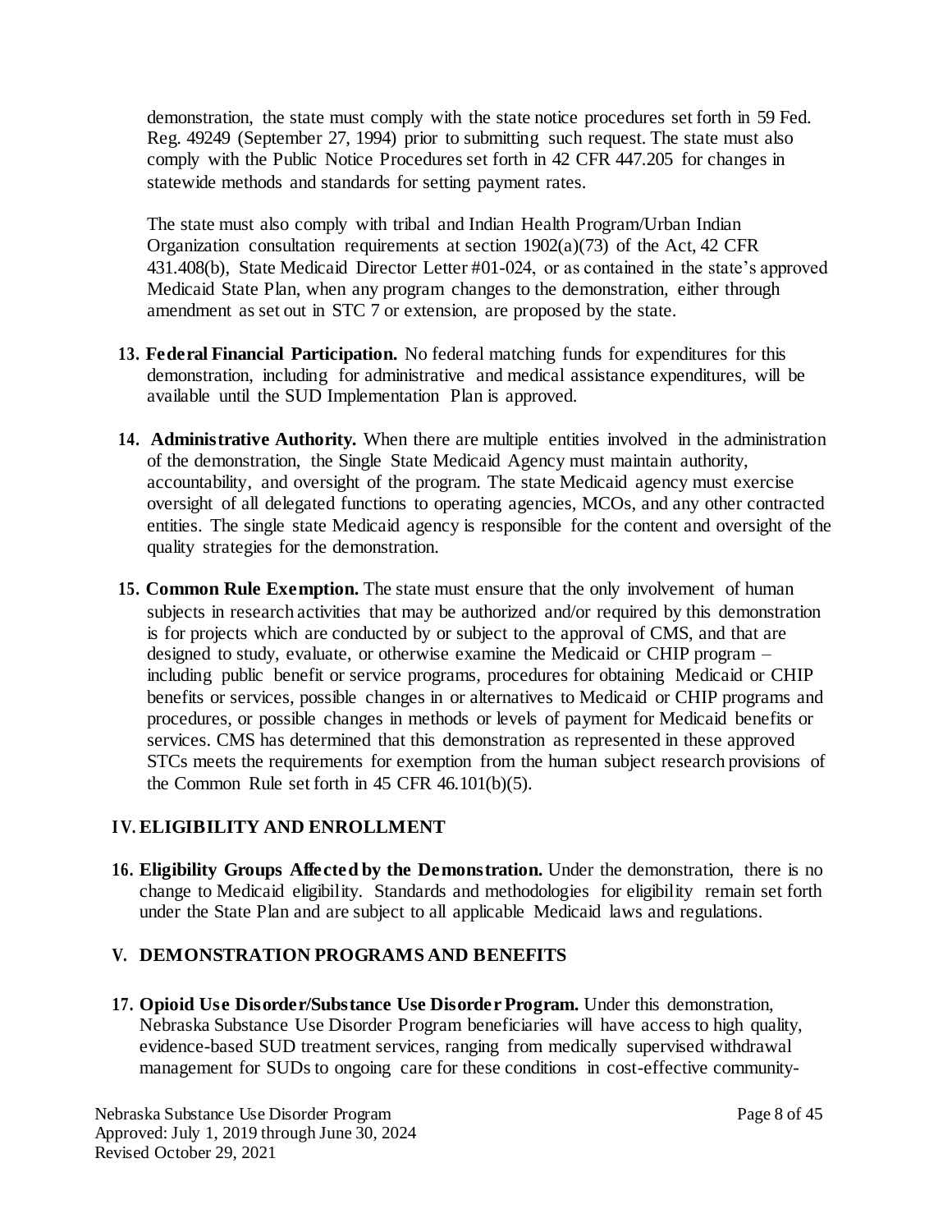demonstration, the state must comply with the state notice procedures set forth in 59 Fed. Reg. 49249 (September 27, 1994) prior to submitting such request. The state must also comply with the Public Notice Procedures set forth in 42 CFR 447.205 for changes in statewide methods and standards for setting payment rates.

The state must also comply with tribal and Indian Health Program/Urban Indian Organization consultation requirements at section 1902(a)(73) of the Act, 42 CFR 431.408(b), State Medicaid Director Letter #01-024, or as contained in the state's approved Medicaid State Plan, when any program changes to the demonstration, either through amendment as set out in STC 7 or extension, are proposed by the state.

13. **Federal Financial Participation.** No federal matching funds for expenditures for this demonstration, including for administrative and medical assistance expenditures, will be available until the SUD Implementation Plan is approved.

14. **Administrative Authority.** When there are multiple entities involved in the administration of the demonstration, the Single State Medicaid Agency must maintain authority, accountability, and oversight of the program. The state Medicaid agency must exercise oversight of all delegated functions to operating agencies, MCOs, and any other contracted entities. The single state Medicaid agency is responsible for the content and oversight of the quality strategies for the demonstration.

15. **Common Rule Exemption.** The state must ensure that the only involvement of human subjects in research activities that may be authorized and/or required by this demonstration is for projects which are conducted by or subject to the approval of CMS, and that are designed to study, evaluate, or otherwise examine the Medicaid or CHIP program – including public benefit or service programs, procedures for obtaining Medicaid or CHIP benefits or services, possible changes in or alternatives to Medicaid or CHIP programs and procedures, or possible changes in methods or levels of payment for Medicaid benefits or services. CMS has determined that this demonstration as represented in these approved STCs meets the requirements for exemption from the human subject research provisions of the Common Rule set forth in 45 CFR 46.101(b)(5).

## IV. ELIGIBILITY AND ENROLLMENT

16. **Eligibility Groups Affected by the Demonstration.** Under the demonstration, there is no change to Medicaid eligibility. Standards and methodologies for eligibility remain set forth under the State Plan and are subject to all applicable Medicaid laws and regulations.

## V. DEMONSTRATION PROGRAMS AND BENEFITS

17. **Opioid Use Disorder/Substance Use Disorder Program.** Under this demonstration, Nebraska Substance Use Disorder Program beneficiaries will have access to high quality, evidence-based SUD treatment services, ranging from medically supervised withdrawal management for SUDs to ongoing care for these conditions in cost-effective community-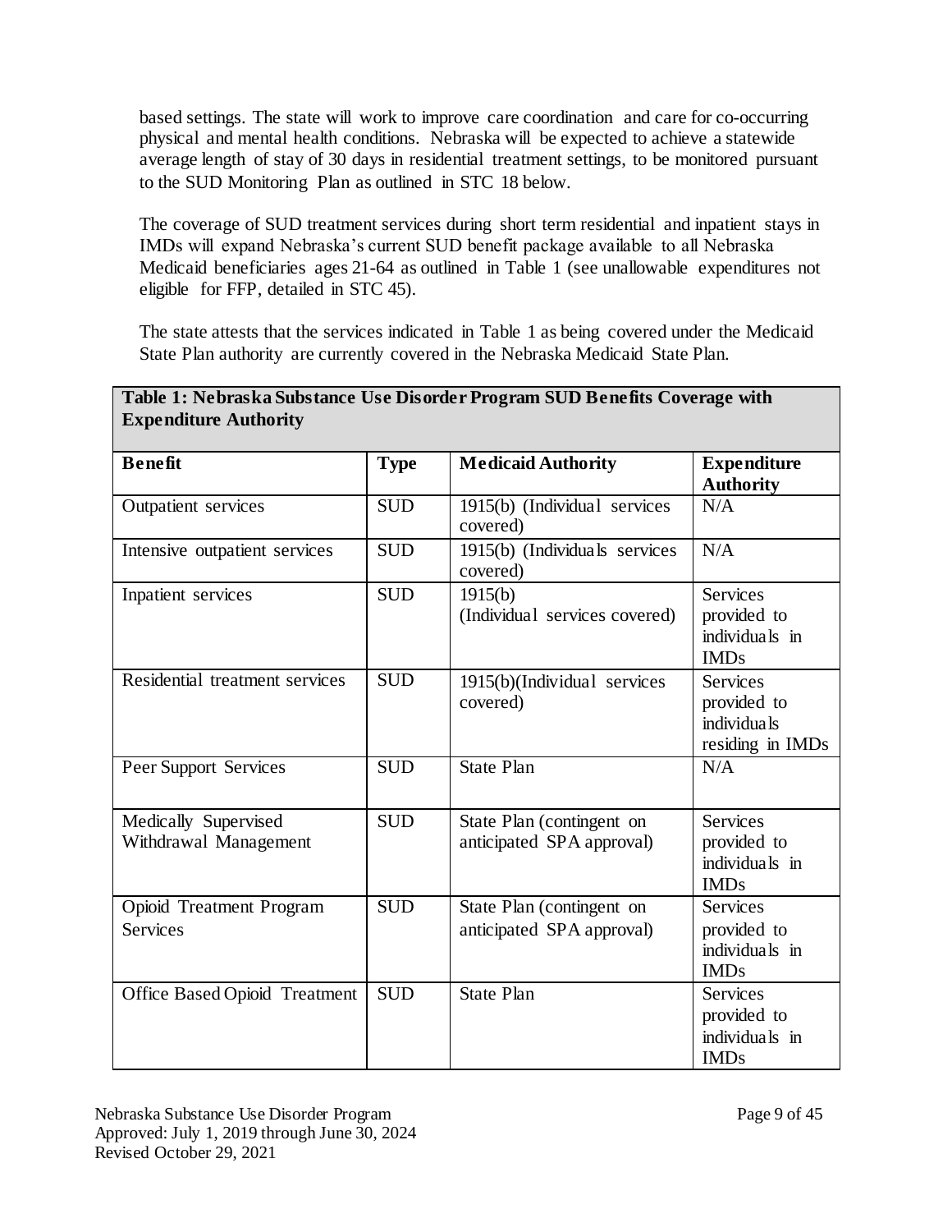based settings. The state will work to improve care coordination and care for co-occurring physical and mental health conditions. Nebraska will be expected to achieve a statewide average length of stay of 30 days in residential treatment settings, to be monitored pursuant to the SUD Monitoring Plan as outlined in STC 18 below.

The coverage of SUD treatment services during short term residential and inpatient stays in IMDs will expand Nebraska's current SUD benefit package available to all Nebraska Medicaid beneficiaries ages 21-64 as outlined in Table 1 (see unallowable expenditures not eligible for FFP, detailed in STC 45).

The state attests that the services indicated in Table 1 as being covered under the Medicaid State Plan authority are currently covered in the Nebraska Medicaid State Plan.

**Table 1: Nebraska Substance Use Disorder Program SUD Benefits Coverage with Expenditure Authority**

| Benefit | Type | Medicaid Authority | Expenditure Authority |
|---|---|---|---|
| Outpatient services | SUD | 1915(b) (Individual services covered) | N/A |
| Intensive outpatient services | SUD | 1915(b) (Individuals services covered) | N/A |
| Inpatient services | SUD | 1915(b) (Individual services covered) | Services provided to individuals in IMDs |
| Residential treatment services | SUD | 1915(b)(Individual services covered) | Services provided to individuals residing in IMDs |
| Peer Support Services | SUD | State Plan | N/A |
| Medically Supervised Withdrawal Management | SUD | State Plan (contingent on anticipated SPA approval) | Services provided to individuals in IMDs |
| Opioid Treatment Program Services | SUD | State Plan (contingent on anticipated SPA approval) | Services provided to individuals in IMDs |
| Office Based Opioid Treatment | SUD | State Plan | Services provided to individuals in IMDs |

Nebraska Substance Use Disorder Program
Approved: July 1, 2019 through June 30, 2024
Revised October 29, 2021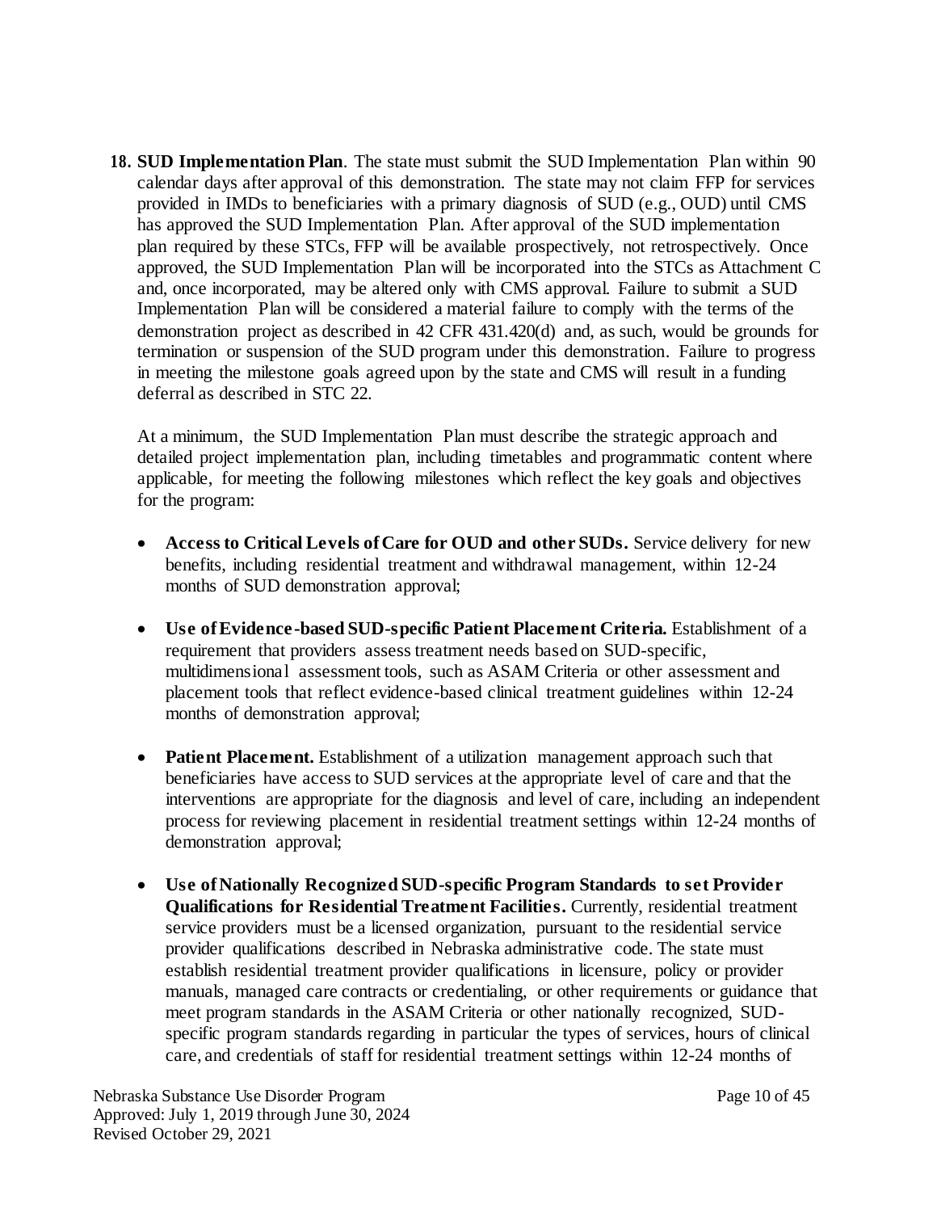18. **SUD Implementation Plan**. The state must submit the SUD Implementation Plan within 90 calendar days after approval of this demonstration. The state may not claim FFP for services provided in IMDs to beneficiaries with a primary diagnosis of SUD (e.g., OUD) until CMS has approved the SUD Implementation Plan. After approval of the SUD implementation plan required by these STCs, FFP will be available prospectively, not retrospectively. Once approved, the SUD Implementation Plan will be incorporated into the STCs as Attachment C and, once incorporated, may be altered only with CMS approval. Failure to submit a SUD Implementation Plan will be considered a material failure to comply with the terms of the demonstration project as described in 42 CFR 431.420(d) and, as such, would be grounds for termination or suspension of the SUD program under this demonstration. Failure to progress in meeting the milestone goals agreed upon by the state and CMS will result in a funding deferral as described in STC 22.

    At a minimum, the SUD Implementation Plan must describe the strategic approach and detailed project implementation plan, including timetables and programmatic content where applicable, for meeting the following milestones which reflect the key goals and objectives for the program:

    - **Access to Critical Levels of Care for OUD and other SUDs.** Service delivery for new benefits, including residential treatment and withdrawal management, within 12-24 months of SUD demonstration approval;

    - **Use of Evidence-based SUD-specific Patient Placement Criteria.** Establishment of a requirement that providers assess treatment needs based on SUD-specific, multidimensional assessment tools, such as ASAM Criteria or other assessment and placement tools that reflect evidence-based clinical treatment guidelines within 12-24 months of demonstration approval;

    - **Patient Placement.** Establishment of a utilization management approach such that beneficiaries have access to SUD services at the appropriate level of care and that the interventions are appropriate for the diagnosis and level of care, including an independent process for reviewing placement in residential treatment settings within 12-24 months of demonstration approval;

    - **Use of Nationally Recognized SUD-specific Program Standards to set Provider Qualifications for Residential Treatment Facilities.** Currently, residential treatment service providers must be a licensed organization, pursuant to the residential service provider qualifications described in Nebraska administrative code. The state must establish residential treatment provider qualifications in licensure, policy or provider manuals, managed care contracts or credentialing, or other requirements or guidance that meet program standards in the ASAM Criteria or other nationally recognized, SUD-specific program standards regarding in particular the types of services, hours of clinical care, and credentials of staff for residential treatment settings within 12-24 months of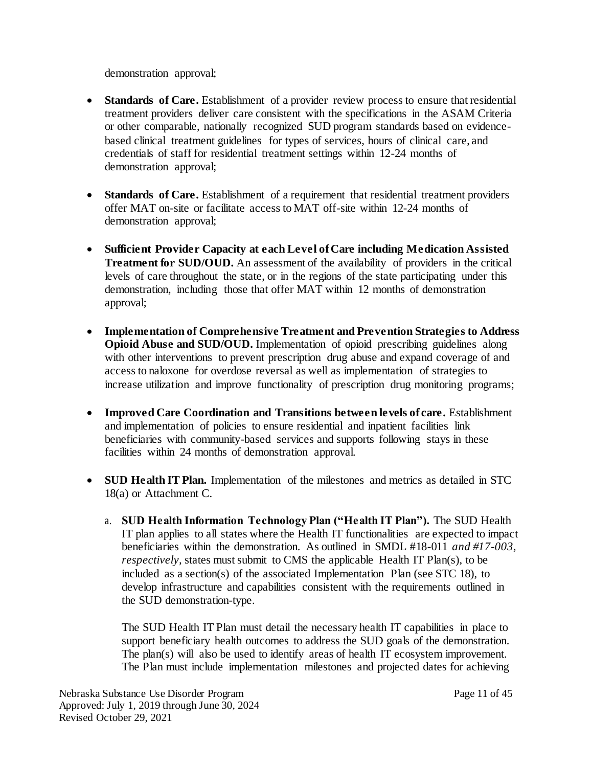demonstration approval;

- **Standards of Care.** Establishment of a provider review process to ensure that residential treatment providers deliver care consistent with the specifications in the ASAM Criteria or other comparable, nationally recognized SUD program standards based on evidence-based clinical treatment guidelines for types of services, hours of clinical care, and credentials of staff for residential treatment settings within 12-24 months of demonstration approval;

- **Standards of Care.** Establishment of a requirement that residential treatment providers offer MAT on-site or facilitate access to MAT off-site within 12-24 months of demonstration approval;

- **Sufficient Provider Capacity at each Level of Care including Medication Assisted Treatment for SUD/OUD.** An assessment of the availability of providers in the critical levels of care throughout the state, or in the regions of the state participating under this demonstration, including those that offer MAT within 12 months of demonstration approval;

- **Implementation of Comprehensive Treatment and Prevention Strategies to Address Opioid Abuse and SUD/OUD.** Implementation of opioid prescribing guidelines along with other interventions to prevent prescription drug abuse and expand coverage of and access to naloxone for overdose reversal as well as implementation of strategies to increase utilization and improve functionality of prescription drug monitoring programs;

- **Improved Care Coordination and Transitions between levels of care.** Establishment and implementation of policies to ensure residential and inpatient facilities link beneficiaries with community-based services and supports following stays in these facilities within 24 months of demonstration approval.

- **SUD Health IT Plan.** Implementation of the milestones and metrics as detailed in STC 18(a) or Attachment C.

  a. **SUD Health Information Technology Plan ("Health IT Plan").** The SUD Health IT plan applies to all states where the Health IT functionalities are expected to impact beneficiaries within the demonstration. As outlined in SMDL #18-011 *and #17-003, respectively*, states must submit to CMS the applicable Health IT Plan(s), to be included as a section(s) of the associated Implementation Plan (see STC 18), to develop infrastructure and capabilities consistent with the requirements outlined in the SUD demonstration-type.

     The SUD Health IT Plan must detail the necessary health IT capabilities in place to support beneficiary health outcomes to address the SUD goals of the demonstration. The plan(s) will also be used to identify areas of health IT ecosystem improvement. The Plan must include implementation milestones and projected dates for achieving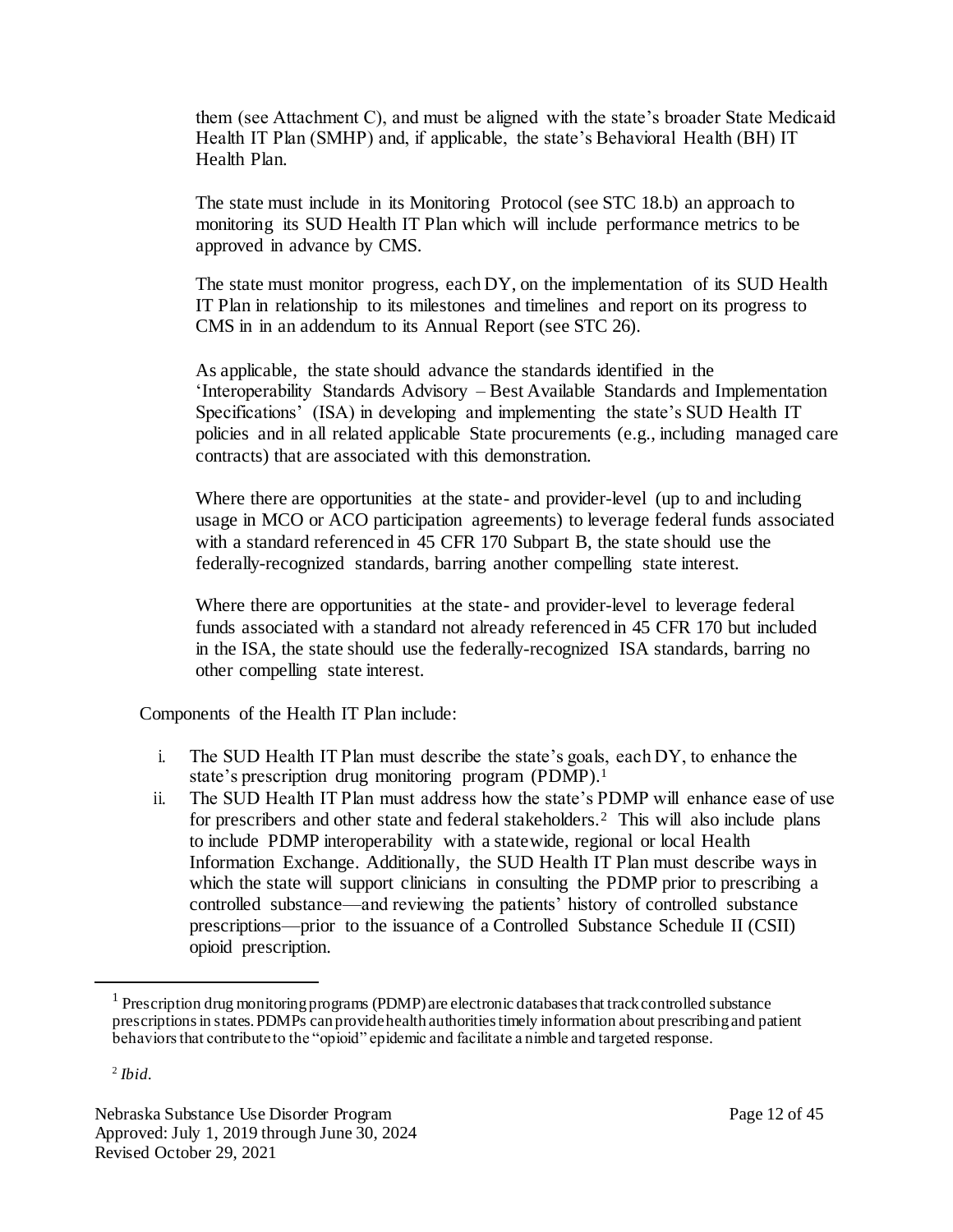them (see Attachment C), and must be aligned with the state's broader State Medicaid Health IT Plan (SMHP) and, if applicable, the state's Behavioral Health (BH) IT Health Plan.

The state must include in its Monitoring Protocol (see STC 18.b) an approach to monitoring its SUD Health IT Plan which will include performance metrics to be approved in advance by CMS.

The state must monitor progress, each DY, on the implementation of its SUD Health IT Plan in relationship to its milestones and timelines and report on its progress to CMS in in an addendum to its Annual Report (see STC 26).

As applicable, the state should advance the standards identified in the 'Interoperability Standards Advisory – Best Available Standards and Implementation Specifications' (ISA) in developing and implementing the state's SUD Health IT policies and in all related applicable State procurements (e.g., including managed care contracts) that are associated with this demonstration.

Where there are opportunities at the state- and provider-level (up to and including usage in MCO or ACO participation agreements) to leverage federal funds associated with a standard referenced in 45 CFR 170 Subpart B, the state should use the federally-recognized standards, barring another compelling state interest.

Where there are opportunities at the state- and provider-level to leverage federal funds associated with a standard not already referenced in 45 CFR 170 but included in the ISA, the state should use the federally-recognized ISA standards, barring no other compelling state interest.

Components of the Health IT Plan include:

i. The SUD Health IT Plan must describe the state's goals, each DY, to enhance the state's prescription drug monitoring program (PDMP).[1]
ii. The SUD Health IT Plan must address how the state's PDMP will enhance ease of use for prescribers and other state and federal stakeholders.[2] This will also include plans to include PDMP interoperability with a statewide, regional or local Health Information Exchange. Additionally, the SUD Health IT Plan must describe ways in which the state will support clinicians in consulting the PDMP prior to prescribing a controlled substance—and reviewing the patients' history of controlled substance prescriptions—prior to the issuance of a Controlled Substance Schedule II (CSII) opioid prescription.

---

[1] Prescription drug monitoring programs (PDMP) are electronic databases that track controlled substance prescriptions in states. PDMPs can provide health authorities timely information about prescribing and patient behaviors that contribute to the "opioid" epidemic and facilitate a nimble and targeted response.

[2] *Ibid.*

Nebraska Substance Use Disorder Program
Approved: July 1, 2019 through June 30, 2024
Revised October 29, 2021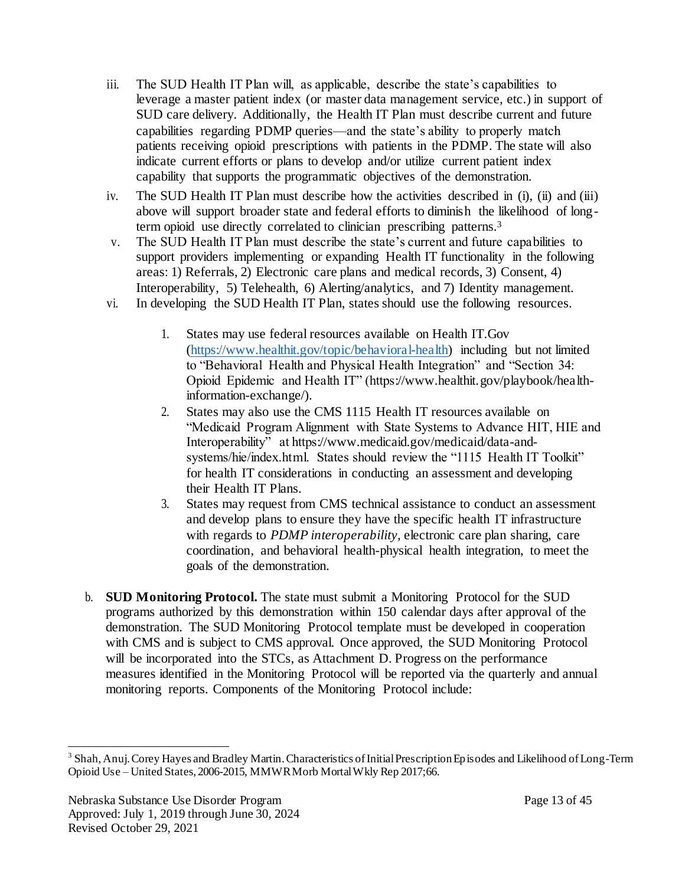iii. The SUD Health IT Plan will, as applicable, describe the state's capabilities to leverage a master patient index (or master data management service, etc.) in support of SUD care delivery. Additionally, the Health IT Plan must describe current and future capabilities regarding PDMP queries—and the state's ability to properly match patients receiving opioid prescriptions with patients in the PDMP. The state will also indicate current efforts or plans to develop and/or utilize current patient index capability that supports the programmatic objectives of the demonstration.

iv. The SUD Health IT Plan must describe how the activities described in (i), (ii) and (iii) above will support broader state and federal efforts to diminish the likelihood of long-term opioid use directly correlated to clinician prescribing patterns.[3]

v. The SUD Health IT Plan must describe the state's current and future capabilities to support providers implementing or expanding Health IT functionality in the following areas: 1) Referrals, 2) Electronic care plans and medical records, 3) Consent, 4) Interoperability, 5) Telehealth, 6) Alerting/analytics, and 7) Identity management.

vi. In developing the SUD Health IT Plan, states should use the following resources.

1. States may use federal resources available on Health IT.Gov (https://www.healthit.gov/topic/behavioral-health) including but not limited to "Behavioral Health and Physical Health Integration" and "Section 34: Opioid Epidemic and Health IT" (https://www.healthit.gov/playbook/health-information-exchange/).
2. States may also use the CMS 1115 Health IT resources available on "Medicaid Program Alignment with State Systems to Advance HIT, HIE and Interoperability" at https://www.medicaid.gov/medicaid/data-and-systems/hie/index.html. States should review the "1115 Health IT Toolkit" for health IT considerations in conducting an assessment and developing their Health IT Plans.
3. States may request from CMS technical assistance to conduct an assessment and develop plans to ensure they have the specific health IT infrastructure with regards to *PDMP interoperability,* electronic care plan sharing, care coordination, and behavioral health-physical health integration, to meet the goals of the demonstration.

b. **SUD Monitoring Protocol.** The state must submit a Monitoring Protocol for the SUD programs authorized by this demonstration within 150 calendar days after approval of the demonstration. The SUD Monitoring Protocol template must be developed in cooperation with CMS and is subject to CMS approval. Once approved, the SUD Monitoring Protocol will be incorporated into the STCs, as Attachment D. Progress on the performance measures identified in the Monitoring Protocol will be reported via the quarterly and annual monitoring reports. Components of the Monitoring Protocol include:

---

[3] Shah, Anuj. Corey Hayes and Bradley Martin. Characteristics of Initial Prescription Episodes and Likelihood of Long-Term Opioid Use – United States, 2006-2015, MMWR Morb Mortal Wkly Rep 2017;66.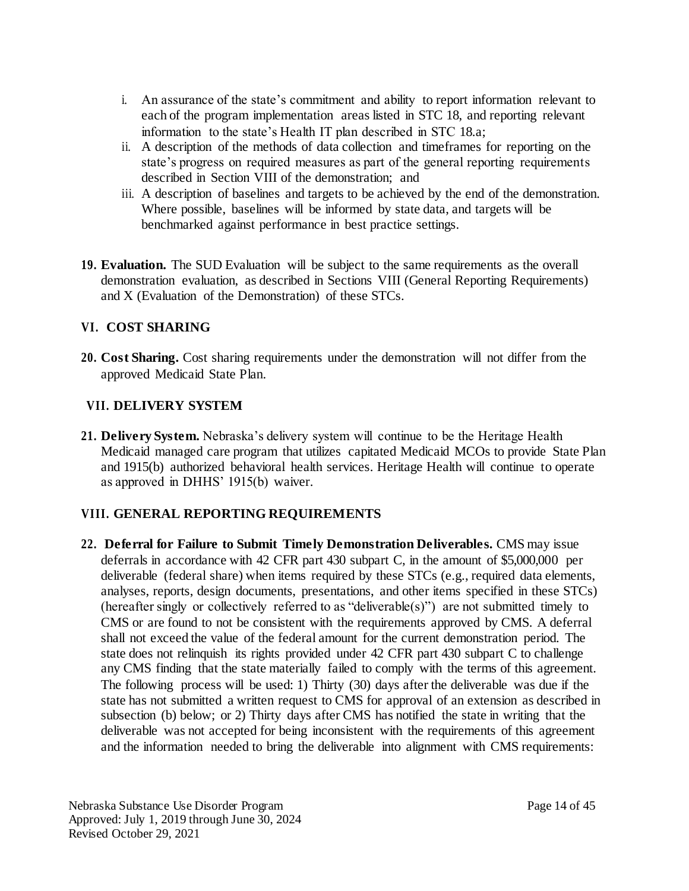i. An assurance of the state's commitment and ability to report information relevant to each of the program implementation areas listed in STC 18, and reporting relevant information to the state's Health IT plan described in STC 18.a;
ii. A description of the methods of data collection and timeframes for reporting on the state's progress on required measures as part of the general reporting requirements described in Section VIII of the demonstration; and
iii. A description of baselines and targets to be achieved by the end of the demonstration. Where possible, baselines will be informed by state data, and targets will be benchmarked against performance in best practice settings.

19. **Evaluation.** The SUD Evaluation will be subject to the same requirements as the overall demonstration evaluation, as described in Sections VIII (General Reporting Requirements) and X (Evaluation of the Demonstration) of these STCs.

## VI. COST SHARING

20. **Cost Sharing.** Cost sharing requirements under the demonstration will not differ from the approved Medicaid State Plan.

## VII. DELIVERY SYSTEM

21. **Delivery System.** Nebraska's delivery system will continue to be the Heritage Health Medicaid managed care program that utilizes capitated Medicaid MCOs to provide State Plan and 1915(b) authorized behavioral health services. Heritage Health will continue to operate as approved in DHHS' 1915(b) waiver.

## VIII. GENERAL REPORTING REQUIREMENTS

22. **Deferral for Failure to Submit Timely Demonstration Deliverables.** CMS may issue deferrals in accordance with 42 CFR part 430 subpart C, in the amount of $5,000,000 per deliverable (federal share) when items required by these STCs (e.g., required data elements, analyses, reports, design documents, presentations, and other items specified in these STCs) (hereafter singly or collectively referred to as "deliverable(s)") are not submitted timely to CMS or are found to not be consistent with the requirements approved by CMS. A deferral shall not exceed the value of the federal amount for the current demonstration period. The state does not relinquish its rights provided under 42 CFR part 430 subpart C to challenge any CMS finding that the state materially failed to comply with the terms of this agreement. The following process will be used: 1) Thirty (30) days after the deliverable was due if the state has not submitted a written request to CMS for approval of an extension as described in subsection (b) below; or 2) Thirty days after CMS has notified the state in writing that the deliverable was not accepted for being inconsistent with the requirements of this agreement and the information needed to bring the deliverable into alignment with CMS requirements: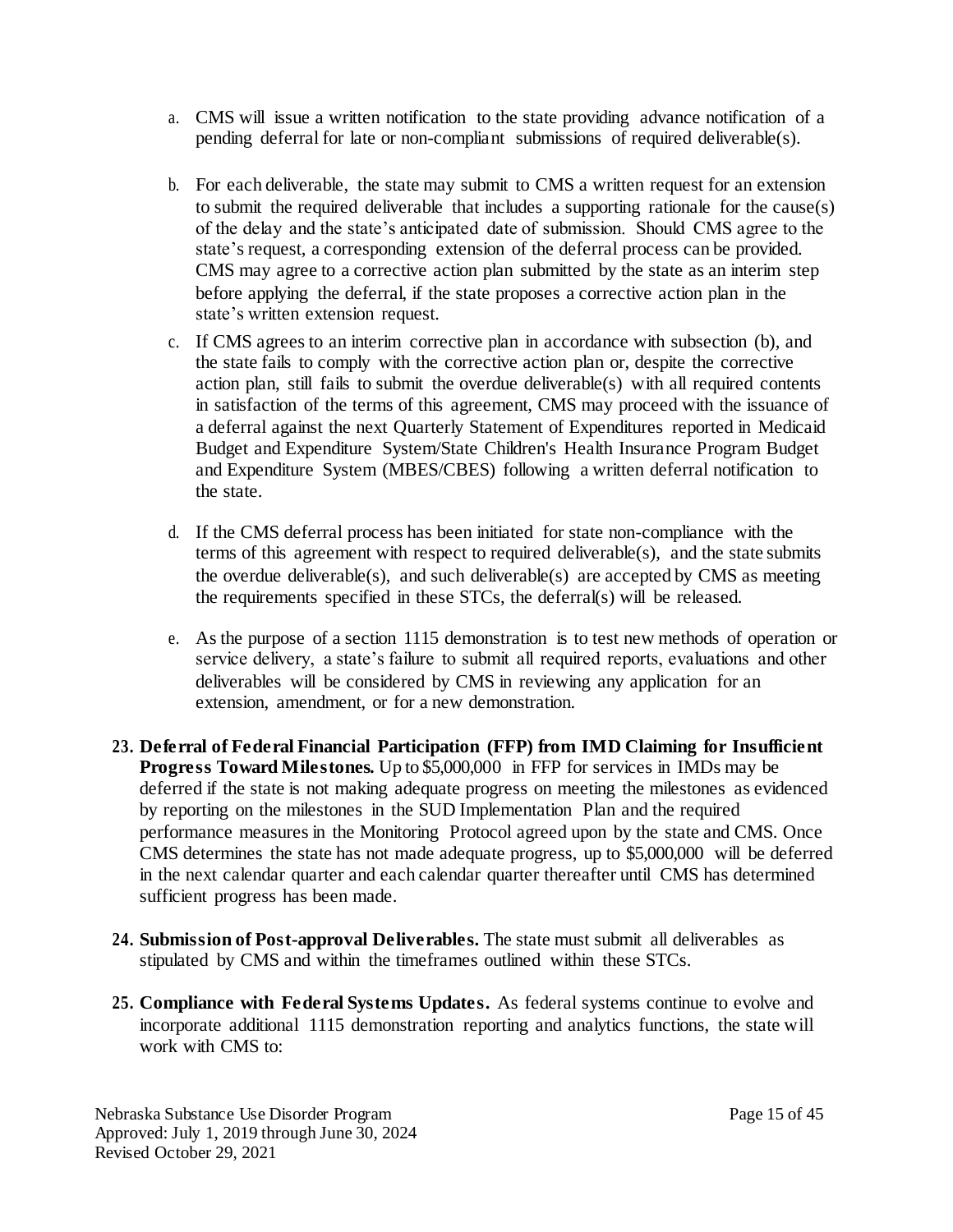a. CMS will issue a written notification to the state providing advance notification of a pending deferral for late or non-compliant submissions of required deliverable(s).

b. For each deliverable, the state may submit to CMS a written request for an extension to submit the required deliverable that includes a supporting rationale for the cause(s) of the delay and the state's anticipated date of submission. Should CMS agree to the state's request, a corresponding extension of the deferral process can be provided. CMS may agree to a corrective action plan submitted by the state as an interim step before applying the deferral, if the state proposes a corrective action plan in the state's written extension request.

c. If CMS agrees to an interim corrective plan in accordance with subsection (b), and the state fails to comply with the corrective action plan or, despite the corrective action plan, still fails to submit the overdue deliverable(s) with all required contents in satisfaction of the terms of this agreement, CMS may proceed with the issuance of a deferral against the next Quarterly Statement of Expenditures reported in Medicaid Budget and Expenditure System/State Children's Health Insurance Program Budget and Expenditure System (MBES/CBES) following a written deferral notification to the state.

d. If the CMS deferral process has been initiated for state non-compliance with the terms of this agreement with respect to required deliverable(s), and the state submits the overdue deliverable(s), and such deliverable(s) are accepted by CMS as meeting the requirements specified in these STCs, the deferral(s) will be released.

e. As the purpose of a section 1115 demonstration is to test new methods of operation or service delivery, a state's failure to submit all required reports, evaluations and other deliverables will be considered by CMS in reviewing any application for an extension, amendment, or for a new demonstration.

23. **Deferral of Federal Financial Participation (FFP) from IMD Claiming for Insufficient Progress Toward Milestones.** Up to $5,000,000 in FFP for services in IMDs may be deferred if the state is not making adequate progress on meeting the milestones as evidenced by reporting on the milestones in the SUD Implementation Plan and the required performance measures in the Monitoring Protocol agreed upon by the state and CMS. Once CMS determines the state has not made adequate progress, up to $5,000,000 will be deferred in the next calendar quarter and each calendar quarter thereafter until CMS has determined sufficient progress has been made.

24. **Submission of Post-approval Deliverables.** The state must submit all deliverables as stipulated by CMS and within the timeframes outlined within these STCs.

25. **Compliance with Federal Systems Updates.** As federal systems continue to evolve and incorporate additional 1115 demonstration reporting and analytics functions, the state will work with CMS to: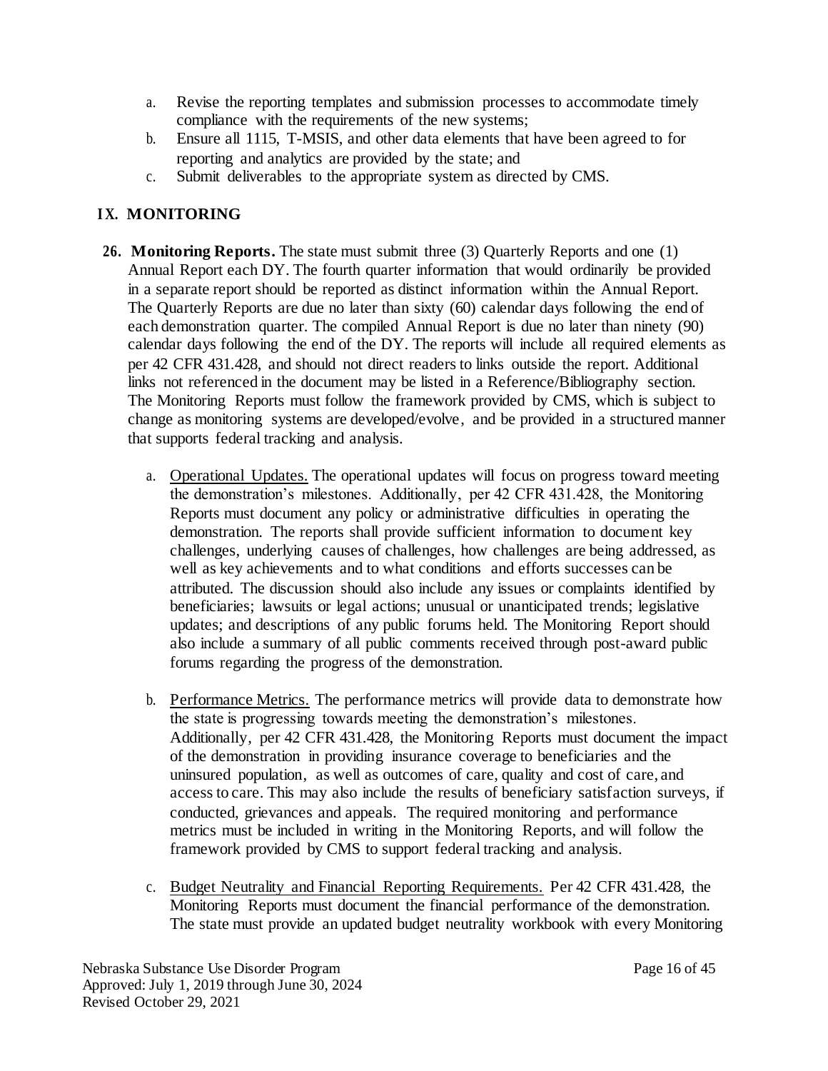a. Revise the reporting templates and submission processes to accommodate timely compliance with the requirements of the new systems;
b. Ensure all 1115, T-MSIS, and other data elements that have been agreed to for reporting and analytics are provided by the state; and
c. Submit deliverables to the appropriate system as directed by CMS.

## IX. MONITORING

**26. Monitoring Reports.** The state must submit three (3) Quarterly Reports and one (1) Annual Report each DY. The fourth quarter information that would ordinarily be provided in a separate report should be reported as distinct information within the Annual Report. The Quarterly Reports are due no later than sixty (60) calendar days following the end of each demonstration quarter. The compiled Annual Report is due no later than ninety (90) calendar days following the end of the DY. The reports will include all required elements as per 42 CFR 431.428, and should not direct readers to links outside the report. Additional links not referenced in the document may be listed in a Reference/Bibliography section. The Monitoring Reports must follow the framework provided by CMS, which is subject to change as monitoring systems are developed/evolve, and be provided in a structured manner that supports federal tracking and analysis.

a. Operational Updates. The operational updates will focus on progress toward meeting the demonstration's milestones. Additionally, per 42 CFR 431.428, the Monitoring Reports must document any policy or administrative difficulties in operating the demonstration. The reports shall provide sufficient information to document key challenges, underlying causes of challenges, how challenges are being addressed, as well as key achievements and to what conditions and efforts successes can be attributed. The discussion should also include any issues or complaints identified by beneficiaries; lawsuits or legal actions; unusual or unanticipated trends; legislative updates; and descriptions of any public forums held. The Monitoring Report should also include a summary of all public comments received through post-award public forums regarding the progress of the demonstration.

b. Performance Metrics. The performance metrics will provide data to demonstrate how the state is progressing towards meeting the demonstration's milestones. Additionally, per 42 CFR 431.428, the Monitoring Reports must document the impact of the demonstration in providing insurance coverage to beneficiaries and the uninsured population, as well as outcomes of care, quality and cost of care, and access to care. This may also include the results of beneficiary satisfaction surveys, if conducted, grievances and appeals. The required monitoring and performance metrics must be included in writing in the Monitoring Reports, and will follow the framework provided by CMS to support federal tracking and analysis.

c. Budget Neutrality and Financial Reporting Requirements. Per 42 CFR 431.428, the Monitoring Reports must document the financial performance of the demonstration. The state must provide an updated budget neutrality workbook with every Monitoring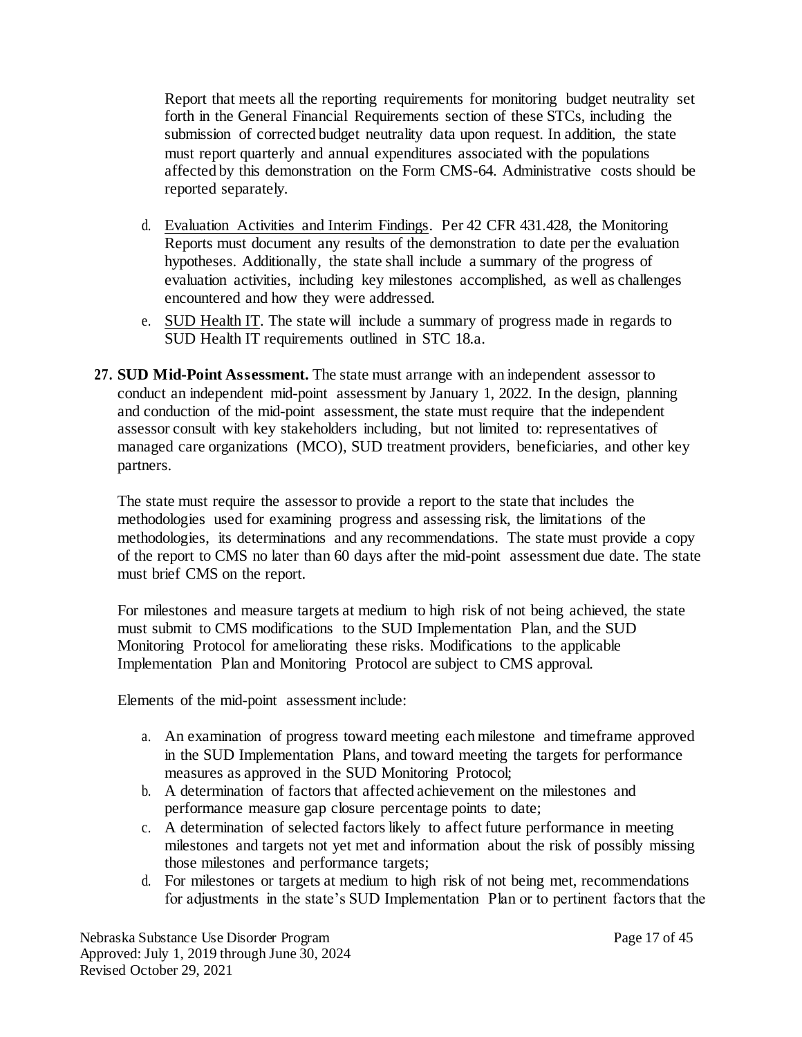Report that meets all the reporting requirements for monitoring budget neutrality set forth in the General Financial Requirements section of these STCs, including the submission of corrected budget neutrality data upon request. In addition, the state must report quarterly and annual expenditures associated with the populations affected by this demonstration on the Form CMS-64. Administrative costs should be reported separately.

d. Evaluation Activities and Interim Findings. Per 42 CFR 431.428, the Monitoring Reports must document any results of the demonstration to date per the evaluation hypotheses. Additionally, the state shall include a summary of the progress of evaluation activities, including key milestones accomplished, as well as challenges encountered and how they were addressed.

e. SUD Health IT. The state will include a summary of progress made in regards to SUD Health IT requirements outlined in STC 18.a.

**27. SUD Mid-Point Assessment.** The state must arrange with an independent assessor to conduct an independent mid-point assessment by January 1, 2022. In the design, planning and conduction of the mid-point assessment, the state must require that the independent assessor consult with key stakeholders including, but not limited to: representatives of managed care organizations (MCO), SUD treatment providers, beneficiaries, and other key partners.

The state must require the assessor to provide a report to the state that includes the methodologies used for examining progress and assessing risk, the limitations of the methodologies, its determinations and any recommendations. The state must provide a copy of the report to CMS no later than 60 days after the mid-point assessment due date. The state must brief CMS on the report.

For milestones and measure targets at medium to high risk of not being achieved, the state must submit to CMS modifications to the SUD Implementation Plan, and the SUD Monitoring Protocol for ameliorating these risks. Modifications to the applicable Implementation Plan and Monitoring Protocol are subject to CMS approval.

Elements of the mid-point assessment include:

a. An examination of progress toward meeting each milestone and timeframe approved in the SUD Implementation Plans, and toward meeting the targets for performance measures as approved in the SUD Monitoring Protocol;
b. A determination of factors that affected achievement on the milestones and performance measure gap closure percentage points to date;
c. A determination of selected factors likely to affect future performance in meeting milestones and targets not yet met and information about the risk of possibly missing those milestones and performance targets;
d. For milestones or targets at medium to high risk of not being met, recommendations for adjustments in the state's SUD Implementation Plan or to pertinent factors that the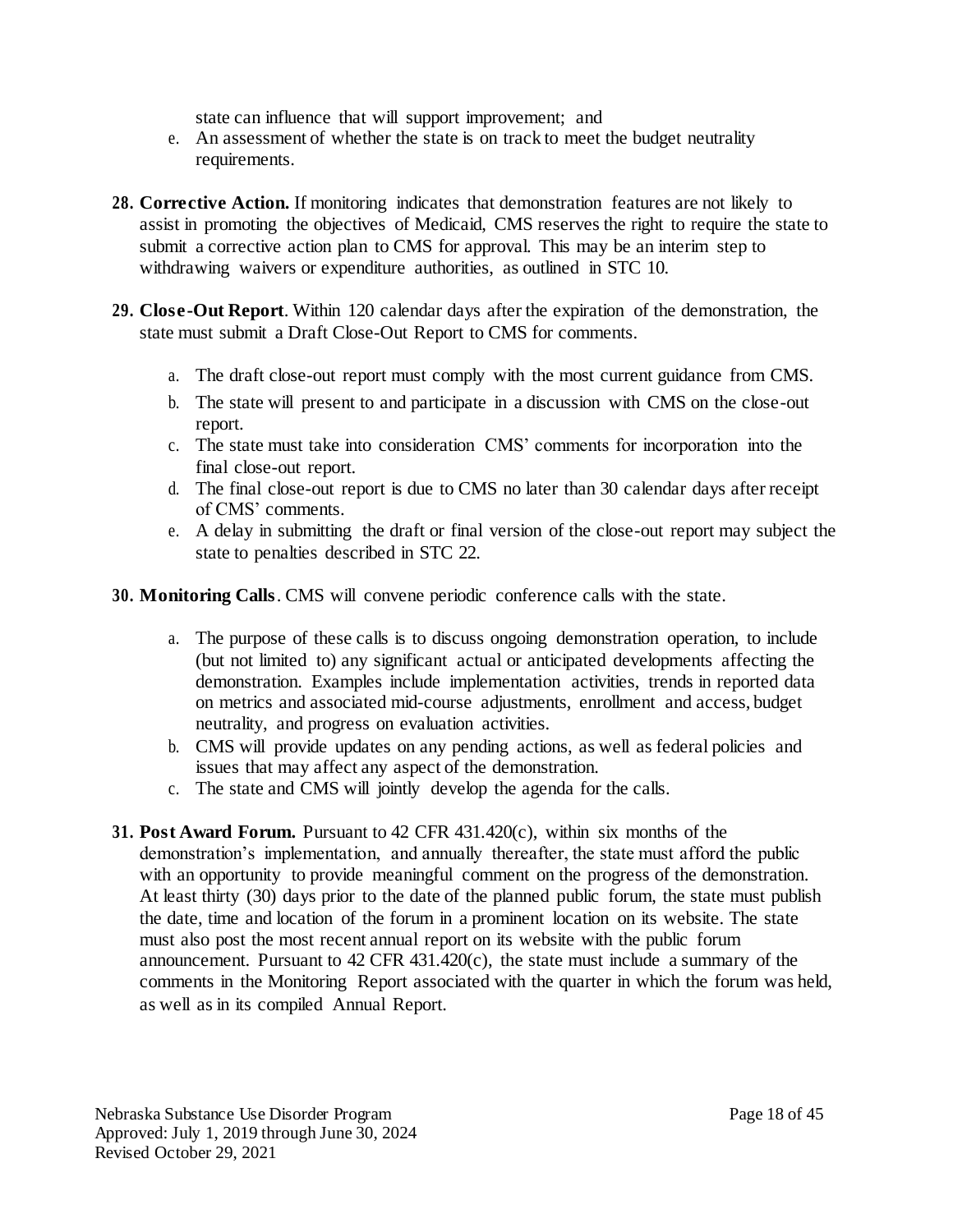state can influence that will support improvement; and

e. An assessment of whether the state is on track to meet the budget neutrality requirements.

**28. Corrective Action.** If monitoring indicates that demonstration features are not likely to assist in promoting the objectives of Medicaid, CMS reserves the right to require the state to submit a corrective action plan to CMS for approval. This may be an interim step to withdrawing waivers or expenditure authorities, as outlined in STC 10.

**29. Close-Out Report**. Within 120 calendar days after the expiration of the demonstration, the state must submit a Draft Close-Out Report to CMS for comments.

a. The draft close-out report must comply with the most current guidance from CMS.
b. The state will present to and participate in a discussion with CMS on the close-out report.
c. The state must take into consideration CMS' comments for incorporation into the final close-out report.
d. The final close-out report is due to CMS no later than 30 calendar days after receipt of CMS' comments.
e. A delay in submitting the draft or final version of the close-out report may subject the state to penalties described in STC 22.

**30. Monitoring Calls**. CMS will convene periodic conference calls with the state.

a. The purpose of these calls is to discuss ongoing demonstration operation, to include (but not limited to) any significant actual or anticipated developments affecting the demonstration. Examples include implementation activities, trends in reported data on metrics and associated mid-course adjustments, enrollment and access, budget neutrality, and progress on evaluation activities.
b. CMS will provide updates on any pending actions, as well as federal policies and issues that may affect any aspect of the demonstration.
c. The state and CMS will jointly develop the agenda for the calls.

**31. Post Award Forum.** Pursuant to 42 CFR 431.420(c), within six months of the demonstration's implementation, and annually thereafter, the state must afford the public with an opportunity to provide meaningful comment on the progress of the demonstration. At least thirty (30) days prior to the date of the planned public forum, the state must publish the date, time and location of the forum in a prominent location on its website. The state must also post the most recent annual report on its website with the public forum announcement. Pursuant to 42 CFR 431.420(c), the state must include a summary of the comments in the Monitoring Report associated with the quarter in which the forum was held, as well as in its compiled Annual Report.

Nebraska Substance Use Disorder Program
Approved: July 1, 2019 through June 30, 2024
Revised October 29, 2021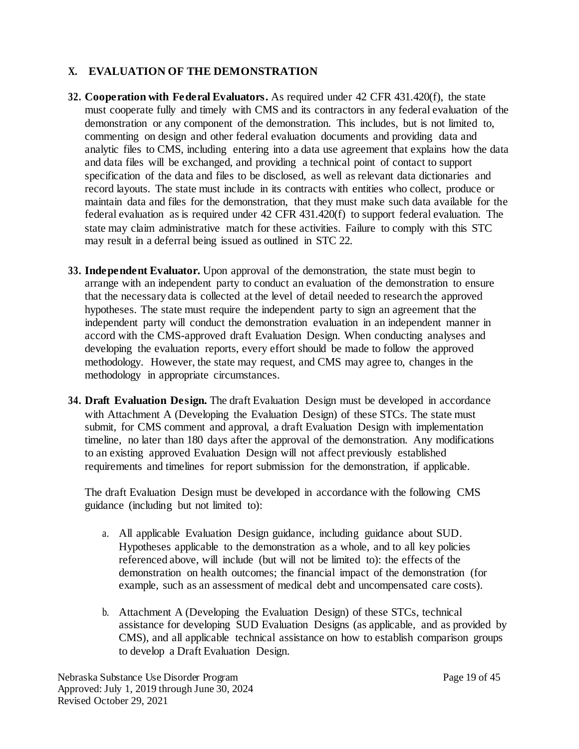## X. EVALUATION OF THE DEMONSTRATION

**32. Cooperation with Federal Evaluators.** As required under 42 CFR 431.420(f), the state must cooperate fully and timely with CMS and its contractors in any federal evaluation of the demonstration or any component of the demonstration. This includes, but is not limited to, commenting on design and other federal evaluation documents and providing data and analytic files to CMS, including entering into a data use agreement that explains how the data and data files will be exchanged, and providing a technical point of contact to support specification of the data and files to be disclosed, as well as relevant data dictionaries and record layouts. The state must include in its contracts with entities who collect, produce or maintain data and files for the demonstration, that they must make such data available for the federal evaluation as is required under 42 CFR 431.420(f) to support federal evaluation. The state may claim administrative match for these activities. Failure to comply with this STC may result in a deferral being issued as outlined in STC 22.

**33. Independent Evaluator.** Upon approval of the demonstration, the state must begin to arrange with an independent party to conduct an evaluation of the demonstration to ensure that the necessary data is collected at the level of detail needed to research the approved hypotheses. The state must require the independent party to sign an agreement that the independent party will conduct the demonstration evaluation in an independent manner in accord with the CMS-approved draft Evaluation Design. When conducting analyses and developing the evaluation reports, every effort should be made to follow the approved methodology. However, the state may request, and CMS may agree to, changes in the methodology in appropriate circumstances.

**34. Draft Evaluation Design.** The draft Evaluation Design must be developed in accordance with Attachment A (Developing the Evaluation Design) of these STCs. The state must submit, for CMS comment and approval, a draft Evaluation Design with implementation timeline, no later than 180 days after the approval of the demonstration. Any modifications to an existing approved Evaluation Design will not affect previously established requirements and timelines for report submission for the demonstration, if applicable.

The draft Evaluation Design must be developed in accordance with the following CMS guidance (including but not limited to):

a. All applicable Evaluation Design guidance, including guidance about SUD. Hypotheses applicable to the demonstration as a whole, and to all key policies referenced above, will include (but will not be limited to): the effects of the demonstration on health outcomes; the financial impact of the demonstration (for example, such as an assessment of medical debt and uncompensated care costs).

b. Attachment A (Developing the Evaluation Design) of these STCs, technical assistance for developing SUD Evaluation Designs (as applicable, and as provided by CMS), and all applicable technical assistance on how to establish comparison groups to develop a Draft Evaluation Design.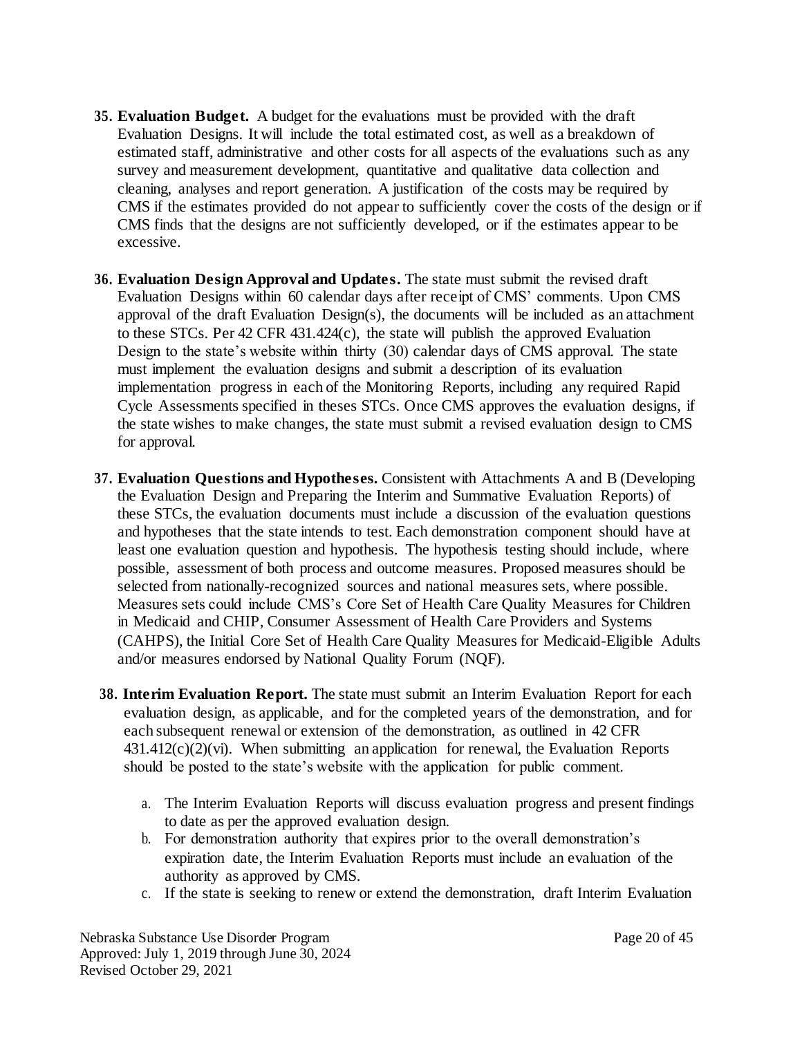**35. Evaluation Budget.** A budget for the evaluations must be provided with the draft Evaluation Designs. It will include the total estimated cost, as well as a breakdown of estimated staff, administrative and other costs for all aspects of the evaluations such as any survey and measurement development, quantitative and qualitative data collection and cleaning, analyses and report generation. A justification of the costs may be required by CMS if the estimates provided do not appear to sufficiently cover the costs of the design or if CMS finds that the designs are not sufficiently developed, or if the estimates appear to be excessive.

**36. Evaluation Design Approval and Updates.** The state must submit the revised draft Evaluation Designs within 60 calendar days after receipt of CMS' comments. Upon CMS approval of the draft Evaluation Design(s), the documents will be included as an attachment to these STCs. Per 42 CFR 431.424(c), the state will publish the approved Evaluation Design to the state's website within thirty (30) calendar days of CMS approval. The state must implement the evaluation designs and submit a description of its evaluation implementation progress in each of the Monitoring Reports, including any required Rapid Cycle Assessments specified in theses STCs. Once CMS approves the evaluation designs, if the state wishes to make changes, the state must submit a revised evaluation design to CMS for approval.

**37. Evaluation Questions and Hypotheses.** Consistent with Attachments A and B (Developing the Evaluation Design and Preparing the Interim and Summative Evaluation Reports) of these STCs, the evaluation documents must include a discussion of the evaluation questions and hypotheses that the state intends to test. Each demonstration component should have at least one evaluation question and hypothesis. The hypothesis testing should include, where possible, assessment of both process and outcome measures. Proposed measures should be selected from nationally-recognized sources and national measures sets, where possible. Measures sets could include CMS's Core Set of Health Care Quality Measures for Children in Medicaid and CHIP, Consumer Assessment of Health Care Providers and Systems (CAHPS), the Initial Core Set of Health Care Quality Measures for Medicaid-Eligible Adults and/or measures endorsed by National Quality Forum (NQF).

**38. Interim Evaluation Report.** The state must submit an Interim Evaluation Report for each evaluation design, as applicable, and for the completed years of the demonstration, and for each subsequent renewal or extension of the demonstration, as outlined in 42 CFR 431.412(c)(2)(vi). When submitting an application for renewal, the Evaluation Reports should be posted to the state's website with the application for public comment.

a. The Interim Evaluation Reports will discuss evaluation progress and present findings to date as per the approved evaluation design.
b. For demonstration authority that expires prior to the overall demonstration's expiration date, the Interim Evaluation Reports must include an evaluation of the authority as approved by CMS.
c. If the state is seeking to renew or extend the demonstration, draft Interim Evaluation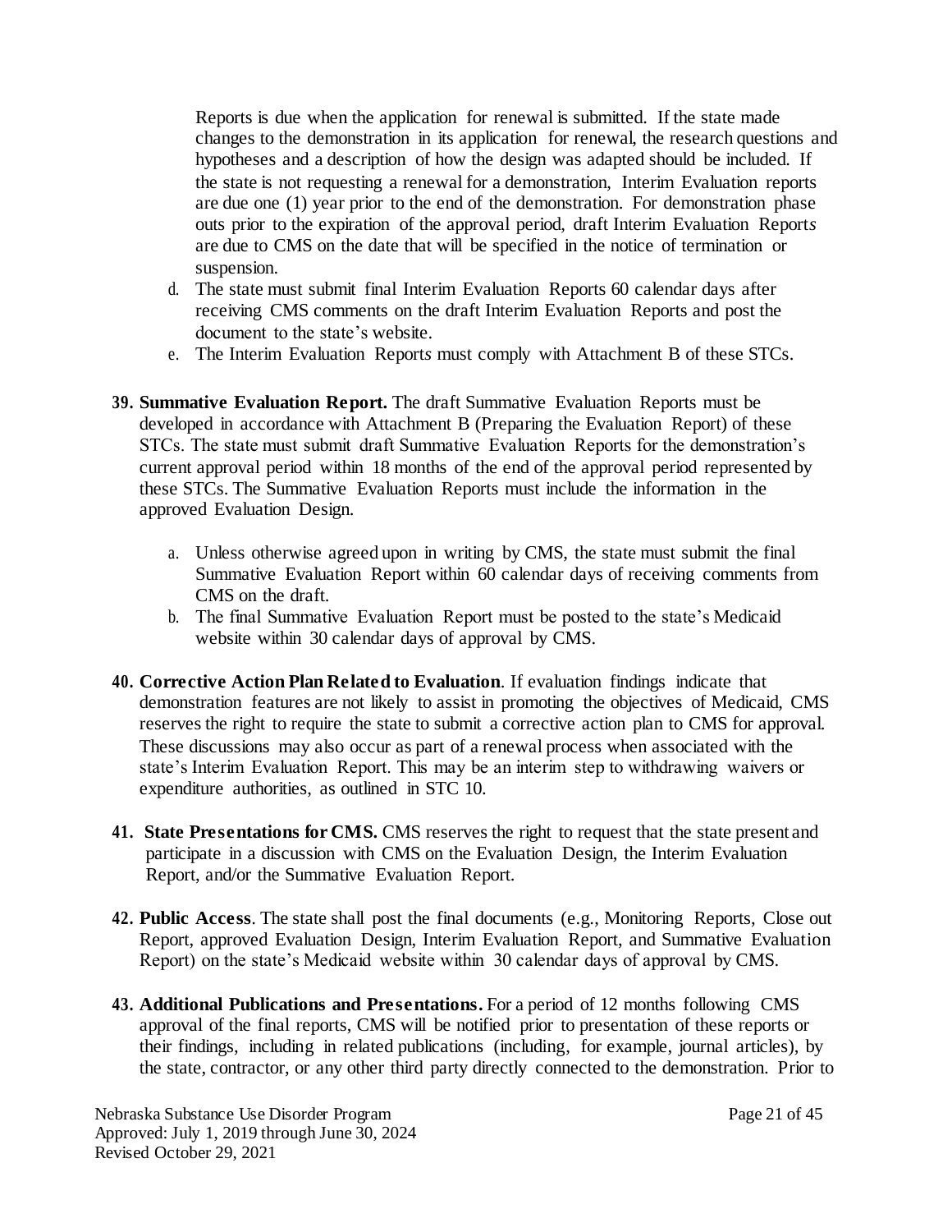Reports is due when the application for renewal is submitted. If the state made changes to the demonstration in its application for renewal, the research questions and hypotheses and a description of how the design was adapted should be included. If the state is not requesting a renewal for a demonstration, Interim Evaluation reports are due one (1) year prior to the end of the demonstration. For demonstration phase outs prior to the expiration of the approval period, draft Interim Evaluation Reports are due to CMS on the date that will be specified in the notice of termination or suspension.

d. The state must submit final Interim Evaluation Reports 60 calendar days after receiving CMS comments on the draft Interim Evaluation Reports and post the document to the state's website.
e. The Interim Evaluation Reports must comply with Attachment B of these STCs.

**39. Summative Evaluation Report.** The draft Summative Evaluation Reports must be developed in accordance with Attachment B (Preparing the Evaluation Report) of these STCs. The state must submit draft Summative Evaluation Reports for the demonstration's current approval period within 18 months of the end of the approval period represented by these STCs. The Summative Evaluation Reports must include the information in the approved Evaluation Design.

a. Unless otherwise agreed upon in writing by CMS, the state must submit the final Summative Evaluation Report within 60 calendar days of receiving comments from CMS on the draft.
b. The final Summative Evaluation Report must be posted to the state's Medicaid website within 30 calendar days of approval by CMS.

**40. Corrective Action Plan Related to Evaluation**. If evaluation findings indicate that demonstration features are not likely to assist in promoting the objectives of Medicaid, CMS reserves the right to require the state to submit a corrective action plan to CMS for approval. These discussions may also occur as part of a renewal process when associated with the state's Interim Evaluation Report. This may be an interim step to withdrawing waivers or expenditure authorities, as outlined in STC 10.

**41. State Presentations for CMS.** CMS reserves the right to request that the state present and participate in a discussion with CMS on the Evaluation Design, the Interim Evaluation Report, and/or the Summative Evaluation Report.

**42. Public Access**. The state shall post the final documents (e.g., Monitoring Reports, Close out Report, approved Evaluation Design, Interim Evaluation Report, and Summative Evaluation Report) on the state's Medicaid website within 30 calendar days of approval by CMS.

**43. Additional Publications and Presentations.** For a period of 12 months following CMS approval of the final reports, CMS will be notified prior to presentation of these reports or their findings, including in related publications (including, for example, journal articles), by the state, contractor, or any other third party directly connected to the demonstration. Prior to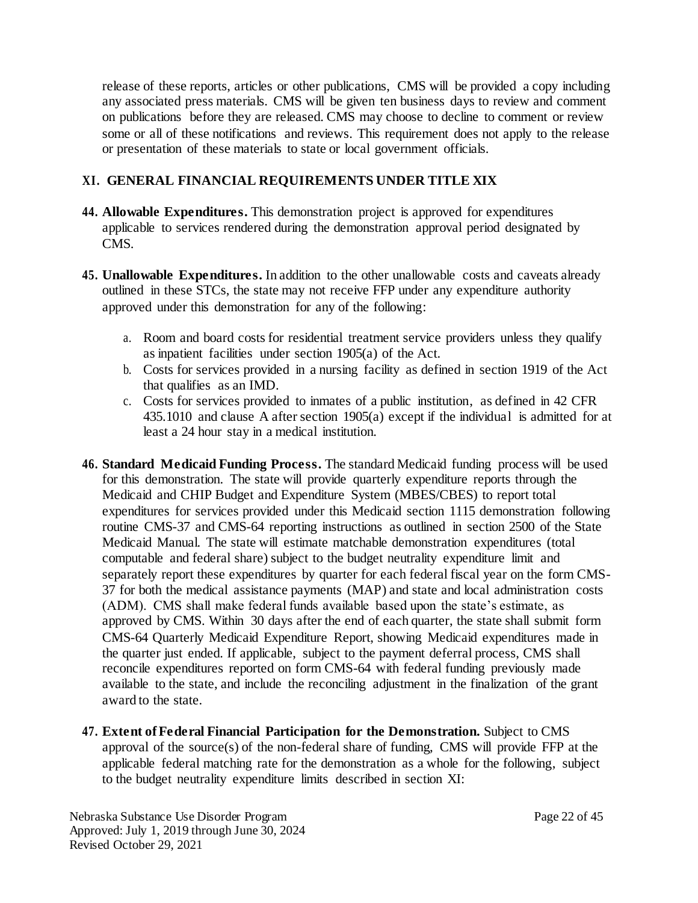release of these reports, articles or other publications, CMS will be provided a copy including any associated press materials. CMS will be given ten business days to review and comment on publications before they are released. CMS may choose to decline to comment or review some or all of these notifications and reviews. This requirement does not apply to the release or presentation of these materials to state or local government officials.

## XI. GENERAL FINANCIAL REQUIREMENTS UNDER TITLE XIX

44. **Allowable Expenditures.** This demonstration project is approved for expenditures applicable to services rendered during the demonstration approval period designated by CMS.

45. **Unallowable Expenditures.** In addition to the other unallowable costs and caveats already outlined in these STCs, the state may not receive FFP under any expenditure authority approved under this demonstration for any of the following:

    a. Room and board costs for residential treatment service providers unless they qualify as inpatient facilities under section 1905(a) of the Act.
    b. Costs for services provided in a nursing facility as defined in section 1919 of the Act that qualifies as an IMD.
    c. Costs for services provided to inmates of a public institution, as defined in 42 CFR 435.1010 and clause A after section 1905(a) except if the individual is admitted for at least a 24 hour stay in a medical institution.

46. **Standard Medicaid Funding Process.** The standard Medicaid funding process will be used for this demonstration. The state will provide quarterly expenditure reports through the Medicaid and CHIP Budget and Expenditure System (MBES/CBES) to report total expenditures for services provided under this Medicaid section 1115 demonstration following routine CMS-37 and CMS-64 reporting instructions as outlined in section 2500 of the State Medicaid Manual. The state will estimate matchable demonstration expenditures (total computable and federal share) subject to the budget neutrality expenditure limit and separately report these expenditures by quarter for each federal fiscal year on the form CMS-37 for both the medical assistance payments (MAP) and state and local administration costs (ADM). CMS shall make federal funds available based upon the state's estimate, as approved by CMS. Within 30 days after the end of each quarter, the state shall submit form CMS-64 Quarterly Medicaid Expenditure Report, showing Medicaid expenditures made in the quarter just ended. If applicable, subject to the payment deferral process, CMS shall reconcile expenditures reported on form CMS-64 with federal funding previously made available to the state, and include the reconciling adjustment in the finalization of the grant award to the state.

47. **Extent of Federal Financial Participation for the Demonstration.** Subject to CMS approval of the source(s) of the non-federal share of funding, CMS will provide FFP at the applicable federal matching rate for the demonstration as a whole for the following, subject to the budget neutrality expenditure limits described in section XI: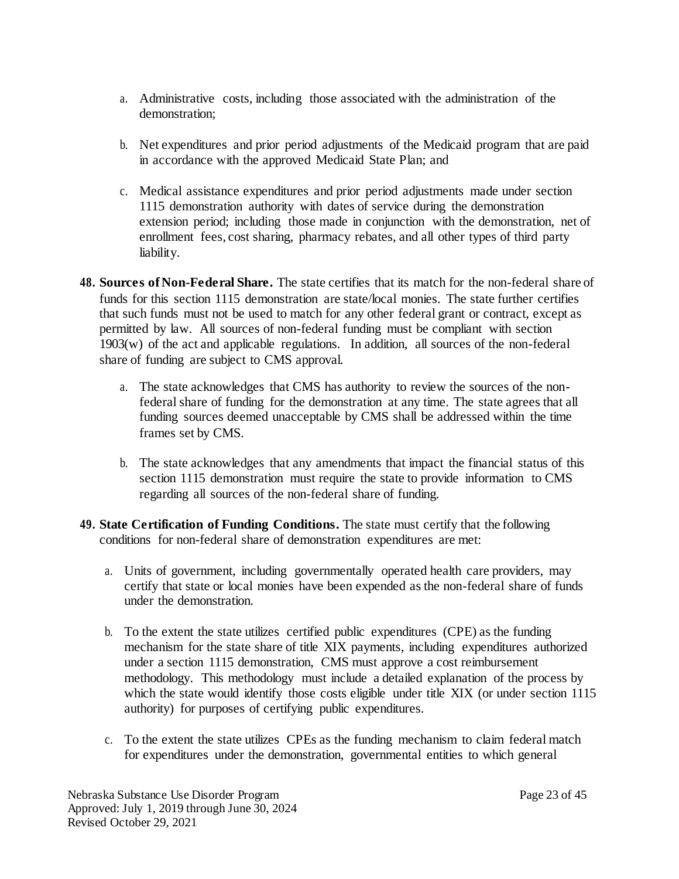a. Administrative costs, including those associated with the administration of the demonstration;

b. Net expenditures and prior period adjustments of the Medicaid program that are paid in accordance with the approved Medicaid State Plan; and

c. Medical assistance expenditures and prior period adjustments made under section 1115 demonstration authority with dates of service during the demonstration extension period; including those made in conjunction with the demonstration, net of enrollment fees, cost sharing, pharmacy rebates, and all other types of third party liability.

48. **Sources of Non-Federal Share.** The state certifies that its match for the non-federal share of funds for this section 1115 demonstration are state/local monies. The state further certifies that such funds must not be used to match for any other federal grant or contract, except as permitted by law. All sources of non-federal funding must be compliant with section 1903(w) of the act and applicable regulations. In addition, all sources of the non-federal share of funding are subject to CMS approval.

    a. The state acknowledges that CMS has authority to review the sources of the non-federal share of funding for the demonstration at any time. The state agrees that all funding sources deemed unacceptable by CMS shall be addressed within the time frames set by CMS.

    b. The state acknowledges that any amendments that impact the financial status of this section 1115 demonstration must require the state to provide information to CMS regarding all sources of the non-federal share of funding.

49. **State Certification of Funding Conditions.** The state must certify that the following conditions for non-federal share of demonstration expenditures are met:

    a. Units of government, including governmentally operated health care providers, may certify that state or local monies have been expended as the non-federal share of funds under the demonstration.

    b. To the extent the state utilizes certified public expenditures (CPE) as the funding mechanism for the state share of title XIX payments, including expenditures authorized under a section 1115 demonstration, CMS must approve a cost reimbursement methodology. This methodology must include a detailed explanation of the process by which the state would identify those costs eligible under title XIX (or under section 1115 authority) for purposes of certifying public expenditures.

    c. To the extent the state utilizes CPEs as the funding mechanism to claim federal match for expenditures under the demonstration, governmental entities to which general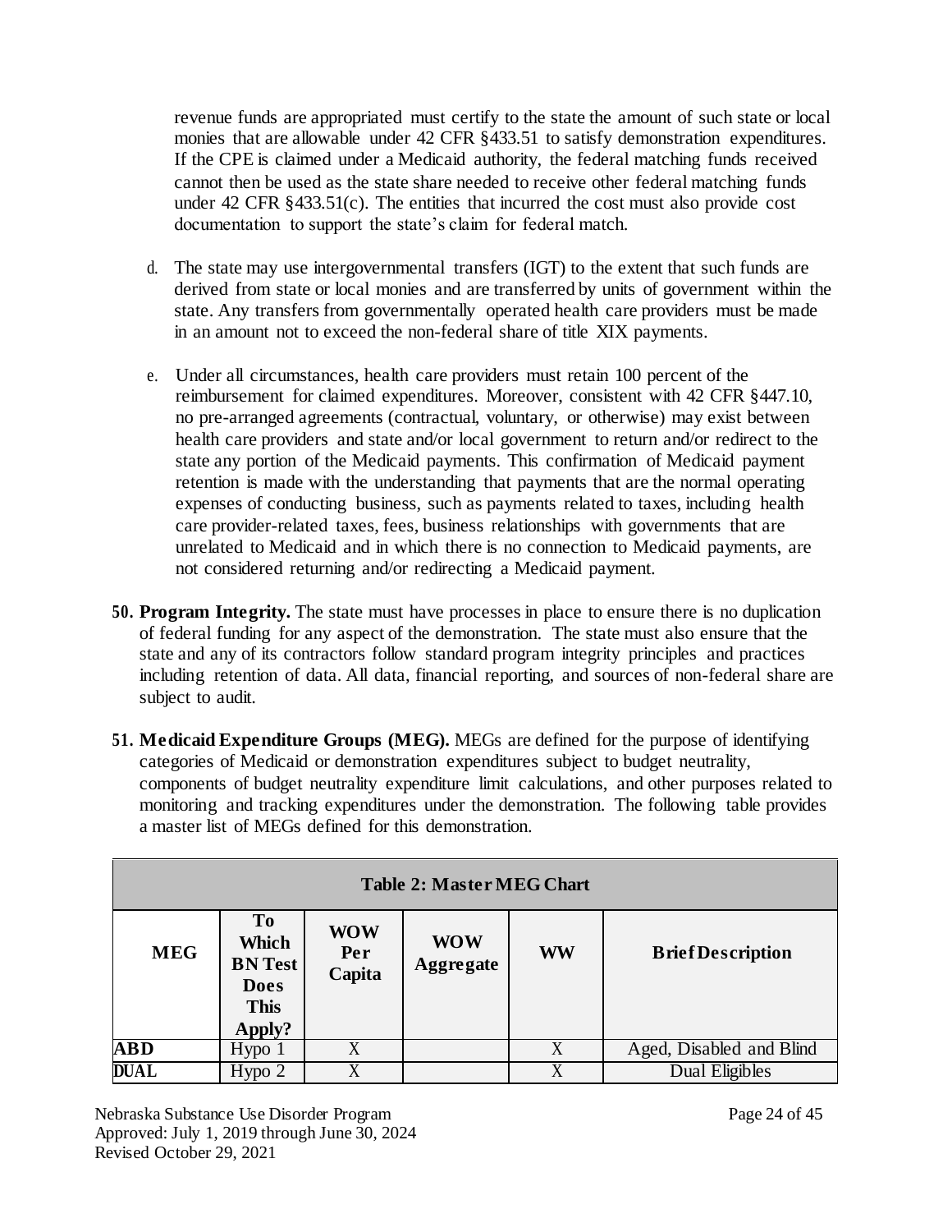revenue funds are appropriated must certify to the state the amount of such state or local monies that are allowable under 42 CFR §433.51 to satisfy demonstration expenditures. If the CPE is claimed under a Medicaid authority, the federal matching funds received cannot then be used as the state share needed to receive other federal matching funds under 42 CFR §433.51(c). The entities that incurred the cost must also provide cost documentation to support the state's claim for federal match.

d. The state may use intergovernmental transfers (IGT) to the extent that such funds are derived from state or local monies and are transferred by units of government within the state. Any transfers from governmentally operated health care providers must be made in an amount not to exceed the non-federal share of title XIX payments.

e. Under all circumstances, health care providers must retain 100 percent of the reimbursement for claimed expenditures. Moreover, consistent with 42 CFR §447.10, no pre-arranged agreements (contractual, voluntary, or otherwise) may exist between health care providers and state and/or local government to return and/or redirect to the state any portion of the Medicaid payments. This confirmation of Medicaid payment retention is made with the understanding that payments that are the normal operating expenses of conducting business, such as payments related to taxes, including health care provider-related taxes, fees, business relationships with governments that are unrelated to Medicaid and in which there is no connection to Medicaid payments, are not considered returning and/or redirecting a Medicaid payment.

**50. Program Integrity.** The state must have processes in place to ensure there is no duplication of federal funding for any aspect of the demonstration. The state must also ensure that the state and any of its contractors follow standard program integrity principles and practices including retention of data. All data, financial reporting, and sources of non-federal share are subject to audit.

**51. Medicaid Expenditure Groups (MEG).** MEGs are defined for the purpose of identifying categories of Medicaid or demonstration expenditures subject to budget neutrality, components of budget neutrality expenditure limit calculations, and other purposes related to monitoring and tracking expenditures under the demonstration. The following table provides a master list of MEGs defined for this demonstration.

**Table 2: Master MEG Chart**

| MEG | To Which BN Test Does This Apply? | WOW Per Capita | WOW Aggregate | WW | Brief Description |
|---|---|---|---|---|---|
| **ABD** | Hypo 1 | X | | X | Aged, Disabled and Blind |
| **DUAL** | Hypo 2 | X | | X | Dual Eligibles |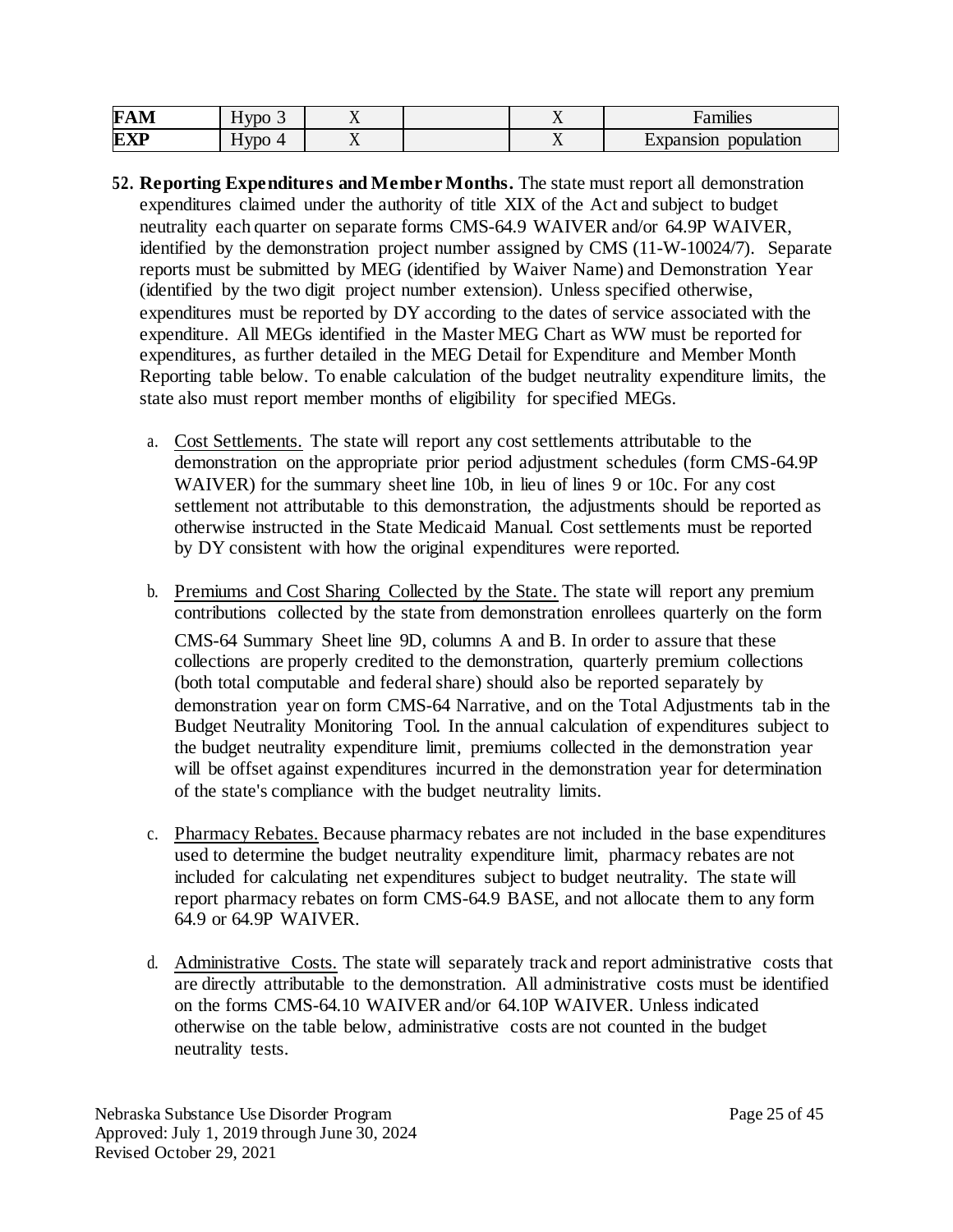| **FAM** | Hypo 3 | X | | X | Families |
|---|---|---|---|---|---|
| **EXP** | Hypo 4 | X | | X | Expansion population |

**52. Reporting Expenditures and Member Months.** The state must report all demonstration expenditures claimed under the authority of title XIX of the Act and subject to budget neutrality each quarter on separate forms CMS-64.9 WAIVER and/or 64.9P WAIVER, identified by the demonstration project number assigned by CMS (11-W-10024/7). Separate reports must be submitted by MEG (identified by Waiver Name) and Demonstration Year (identified by the two digit project number extension). Unless specified otherwise, expenditures must be reported by DY according to the dates of service associated with the expenditure. All MEGs identified in the Master MEG Chart as WW must be reported for expenditures, as further detailed in the MEG Detail for Expenditure and Member Month Reporting table below. To enable calculation of the budget neutrality expenditure limits, the state also must report member months of eligibility for specified MEGs.

a. Cost Settlements. The state will report any cost settlements attributable to the demonstration on the appropriate prior period adjustment schedules (form CMS-64.9P WAIVER) for the summary sheet line 10b, in lieu of lines 9 or 10c. For any cost settlement not attributable to this demonstration, the adjustments should be reported as otherwise instructed in the State Medicaid Manual. Cost settlements must be reported by DY consistent with how the original expenditures were reported.

b. Premiums and Cost Sharing Collected by the State. The state will report any premium contributions collected by the state from demonstration enrollees quarterly on the form CMS-64 Summary Sheet line 9D, columns A and B. In order to assure that these collections are properly credited to the demonstration, quarterly premium collections (both total computable and federal share) should also be reported separately by demonstration year on form CMS-64 Narrative, and on the Total Adjustments tab in the Budget Neutrality Monitoring Tool. In the annual calculation of expenditures subject to the budget neutrality expenditure limit, premiums collected in the demonstration year will be offset against expenditures incurred in the demonstration year for determination of the state's compliance with the budget neutrality limits.

c. Pharmacy Rebates. Because pharmacy rebates are not included in the base expenditures used to determine the budget neutrality expenditure limit, pharmacy rebates are not included for calculating net expenditures subject to budget neutrality. The state will report pharmacy rebates on form CMS-64.9 BASE, and not allocate them to any form 64.9 or 64.9P WAIVER.

d. Administrative Costs. The state will separately track and report administrative costs that are directly attributable to the demonstration. All administrative costs must be identified on the forms CMS-64.10 WAIVER and/or 64.10P WAIVER. Unless indicated otherwise on the table below, administrative costs are not counted in the budget neutrality tests.

Nebraska Substance Use Disorder Program
Approved: July 1, 2019 through June 30, 2024
Revised October 29, 2021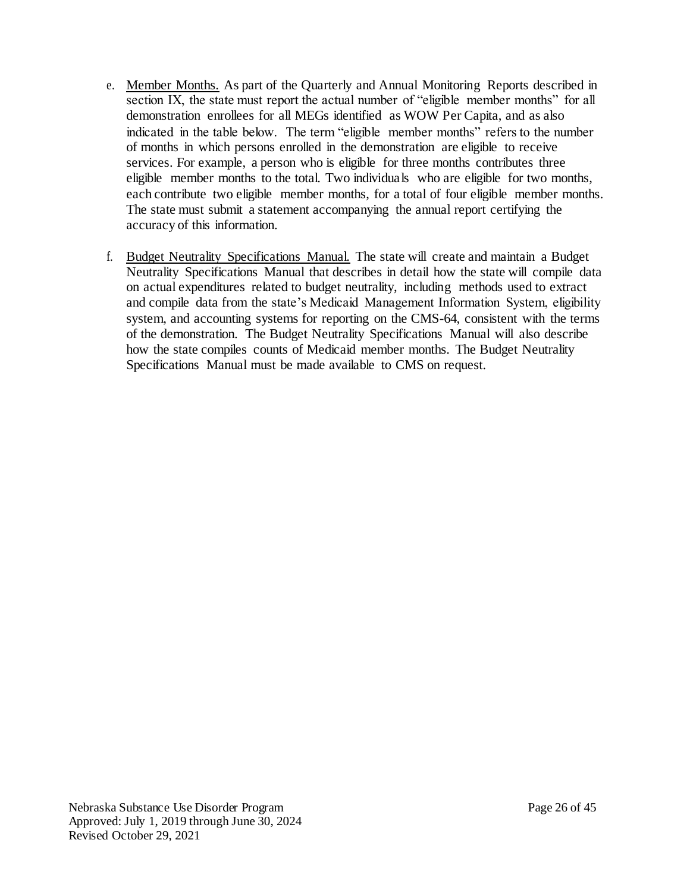e. <u>Member Months.</u> As part of the Quarterly and Annual Monitoring Reports described in section IX, the state must report the actual number of "eligible member months" for all demonstration enrollees for all MEGs identified as WOW Per Capita, and as also indicated in the table below. The term "eligible member months" refers to the number of months in which persons enrolled in the demonstration are eligible to receive services. For example, a person who is eligible for three months contributes three eligible member months to the total. Two individuals who are eligible for two months, each contribute two eligible member months, for a total of four eligible member months. The state must submit a statement accompanying the annual report certifying the accuracy of this information.

f. <u>Budget Neutrality Specifications Manual.</u> The state will create and maintain a Budget Neutrality Specifications Manual that describes in detail how the state will compile data on actual expenditures related to budget neutrality, including methods used to extract and compile data from the state's Medicaid Management Information System, eligibility system, and accounting systems for reporting on the CMS-64, consistent with the terms of the demonstration. The Budget Neutrality Specifications Manual will also describe how the state compiles counts of Medicaid member months. The Budget Neutrality Specifications Manual must be made available to CMS on request.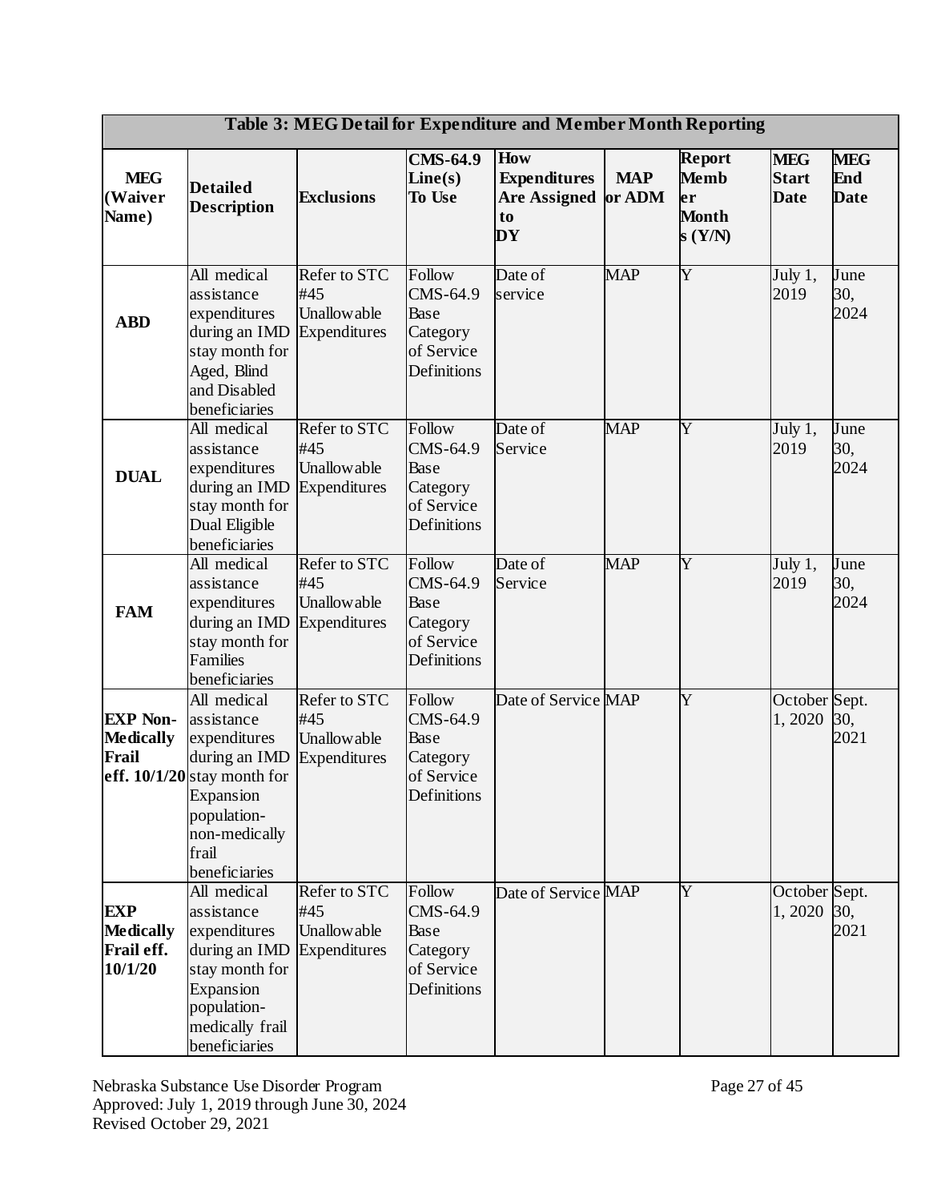| Table 3: MEG Detail for Expenditure and Member Month Reporting | | | | | | | | |
|---|---|---|---|---|---|---|---|---|
| **MEG (Waiver Name)** | **Detailed Description** | **Exclusions** | **CMS-64.9 Line(s) To Use** | **How Expenditures Are Assigned to DY** | **MAP or ADM** | **Report Member Months (Y/N)** | **MEG Start Date** | **MEG End Date** |
| **ABD** | All medical assistance expenditures during an IMD stay month for Aged, Blind and Disabled beneficiaries | Refer to STC #45 Unallowable Expenditures | Follow CMS-64.9 Base Category of Service Definitions | Date of service | MAP | Y | July 1, 2019 | June 30, 2024 |
| **DUAL** | All medical assistance expenditures during an IMD stay month for Dual Eligible beneficiaries | Refer to STC #45 Unallowable Expenditures | Follow CMS-64.9 Base Category of Service Definitions | Date of Service | MAP | Y | July 1, 2019 | June 30, 2024 |
| **FAM** | All medical assistance expenditures during an IMD stay month for Families beneficiaries | Refer to STC #45 Unallowable Expenditures | Follow CMS-64.9 Base Category of Service Definitions | Date of Service | MAP | Y | July 1, 2019 | June 30, 2024 |
| **EXP Non-Medically Frail eff. 10/1/20** | All medical assistance expenditures during an IMD stay month for Expansion population-non-medically frail beneficiaries | Refer to STC #45 Unallowable Expenditures | Follow CMS-64.9 Base Category of Service Definitions | Date of Service | MAP | Y | October 1, 2020 | Sept. 30, 2021 |
| **EXP Medically Frail eff. 10/1/20** | All medical assistance expenditures during an IMD stay month for Expansion population-medically frail beneficiaries | Refer to STC #45 Unallowable Expenditures | Follow CMS-64.9 Base Category of Service Definitions | Date of Service | MAP | Y | October 1, 2020 | Sept. 30, 2021 |

Nebraska Substance Use Disorder Program
Approved: July 1, 2019 through June 30, 2024
Revised October 29, 2021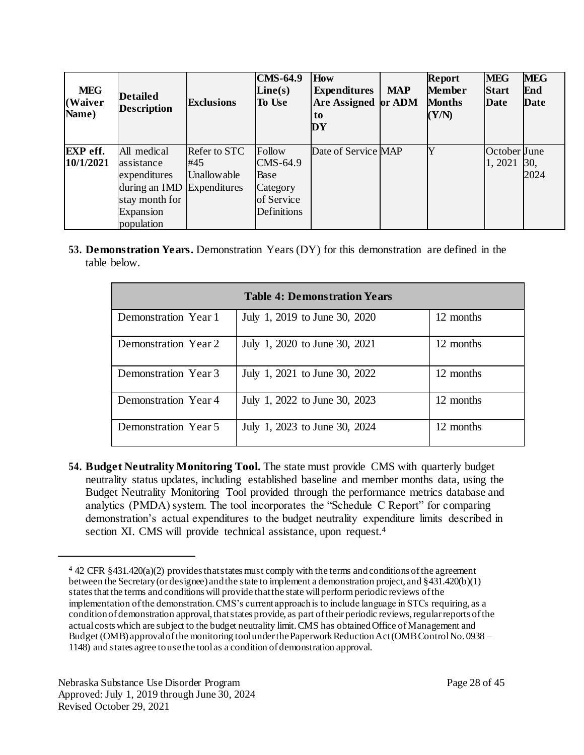| MEG (Waiver Name) | Detailed Description | Exclusions | CMS-64.9 Line(s) To Use | How Expenditures Are Assigned to DY | MAP or ADM | Report Member Months (Y/N) | MEG Start Date | MEG End Date |
|---|---|---|---|---|---|---|---|---|
| **EXP eff. 10/1/2021** | All medical assistance expenditures during an IMD stay month for Expansion population | Refer to STC #45 Unallowable Expenditures | Follow CMS-64.9 Base Category of Service Definitions | Date of Service | MAP | Y | October 1, 2021 | June 30, 2024 |

53. **Demonstration Years.** Demonstration Years (DY) for this demonstration are defined in the table below.

| Table 4: Demonstration Years | | |
|---|---|---|
| Demonstration Year 1 | July 1, 2019 to June 30, 2020 | 12 months |
| Demonstration Year 2 | July 1, 2020 to June 30, 2021 | 12 months |
| Demonstration Year 3 | July 1, 2021 to June 30, 2022 | 12 months |
| Demonstration Year 4 | July 1, 2022 to June 30, 2023 | 12 months |
| Demonstration Year 5 | July 1, 2023 to June 30, 2024 | 12 months |

54. **Budget Neutrality Monitoring Tool.** The state must provide CMS with quarterly budget neutrality status updates, including established baseline and member months data, using the Budget Neutrality Monitoring Tool provided through the performance metrics database and analytics (PMDA) system. The tool incorporates the "Schedule C Report" for comparing demonstration's actual expenditures to the budget neutrality expenditure limits described in section XI. CMS will provide technical assistance, upon request.[4]

[4] 42 CFR §431.420(a)(2) provides that states must comply with the terms and conditions of the agreement between the Secretary (or designee) and the state to implement a demonstration project, and §431.420(b)(1) states that the terms and conditions will provide that the state will perform periodic reviews of the implementation of the demonstration. CMS's current approach is to include language in STCs requiring, as a condition of demonstration approval, that states provide, as part of their periodic reviews, regular reports of the actual costs which are subject to the budget neutrality limit. CMS has obtained Office of Management and Budget (OMB) approval of the monitoring tool under the Paperwork Reduction Act (OMB Control No. 0938 – 1148) and states agree to use the tool as a condition of demonstration approval.

Nebraska Substance Use Disorder Program
Approved: July 1, 2019 through June 30, 2024
Revised October 29, 2021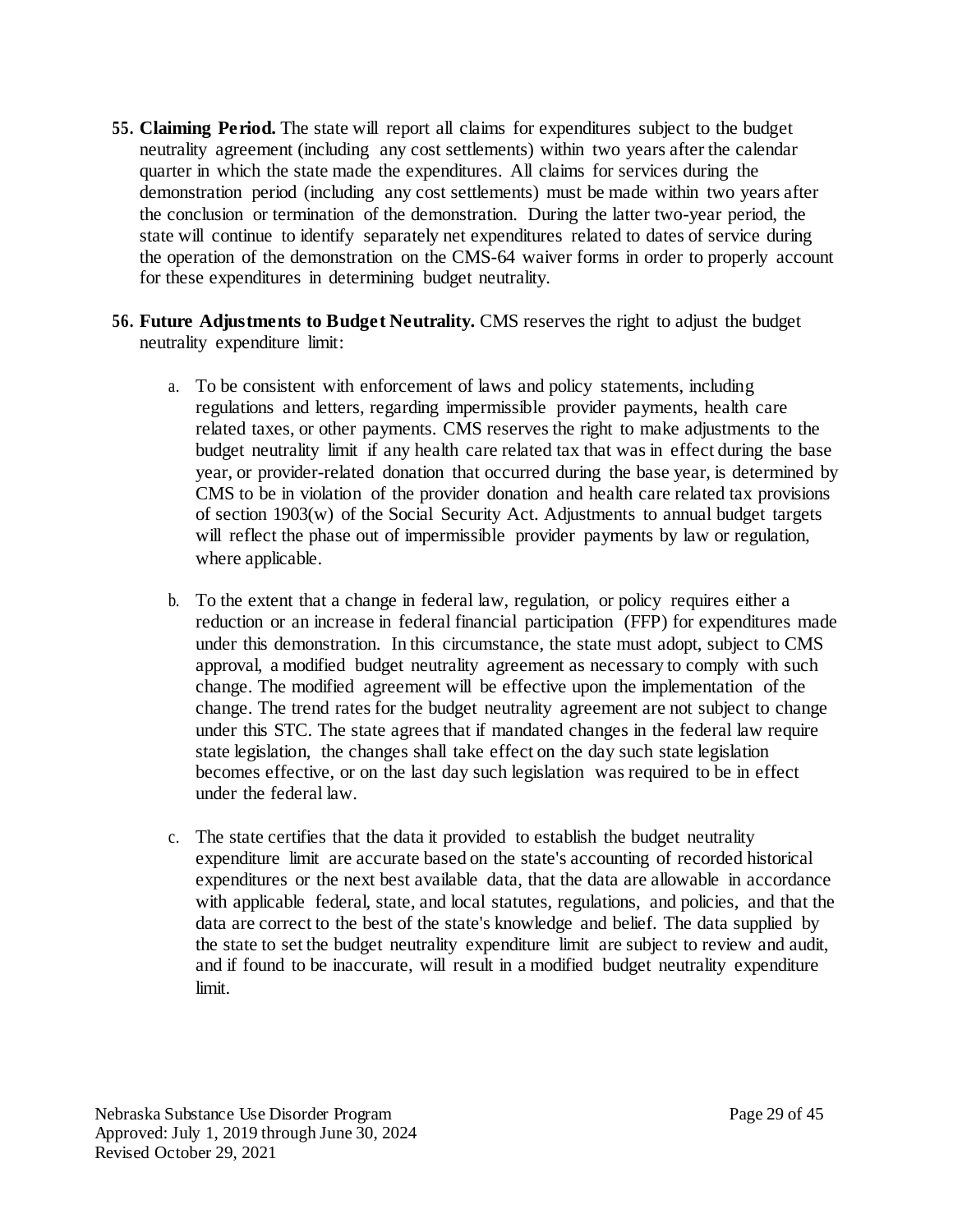55. **Claiming Period.** The state will report all claims for expenditures subject to the budget neutrality agreement (including any cost settlements) within two years after the calendar quarter in which the state made the expenditures. All claims for services during the demonstration period (including any cost settlements) must be made within two years after the conclusion or termination of the demonstration. During the latter two-year period, the state will continue to identify separately net expenditures related to dates of service during the operation of the demonstration on the CMS-64 waiver forms in order to properly account for these expenditures in determining budget neutrality.

56. **Future Adjustments to Budget Neutrality.** CMS reserves the right to adjust the budget neutrality expenditure limit:

    a. To be consistent with enforcement of laws and policy statements, including regulations and letters, regarding impermissible provider payments, health care related taxes, or other payments. CMS reserves the right to make adjustments to the budget neutrality limit if any health care related tax that was in effect during the base year, or provider-related donation that occurred during the base year, is determined by CMS to be in violation of the provider donation and health care related tax provisions of section 1903(w) of the Social Security Act. Adjustments to annual budget targets will reflect the phase out of impermissible provider payments by law or regulation, where applicable.

    b. To the extent that a change in federal law, regulation, or policy requires either a reduction or an increase in federal financial participation (FFP) for expenditures made under this demonstration. In this circumstance, the state must adopt, subject to CMS approval, a modified budget neutrality agreement as necessary to comply with such change. The modified agreement will be effective upon the implementation of the change. The trend rates for the budget neutrality agreement are not subject to change under this STC. The state agrees that if mandated changes in the federal law require state legislation, the changes shall take effect on the day such state legislation becomes effective, or on the last day such legislation was required to be in effect under the federal law.

    c. The state certifies that the data it provided to establish the budget neutrality expenditure limit are accurate based on the state's accounting of recorded historical expenditures or the next best available data, that the data are allowable in accordance with applicable federal, state, and local statutes, regulations, and policies, and that the data are correct to the best of the state's knowledge and belief. The data supplied by the state to set the budget neutrality expenditure limit are subject to review and audit, and if found to be inaccurate, will result in a modified budget neutrality expenditure limit.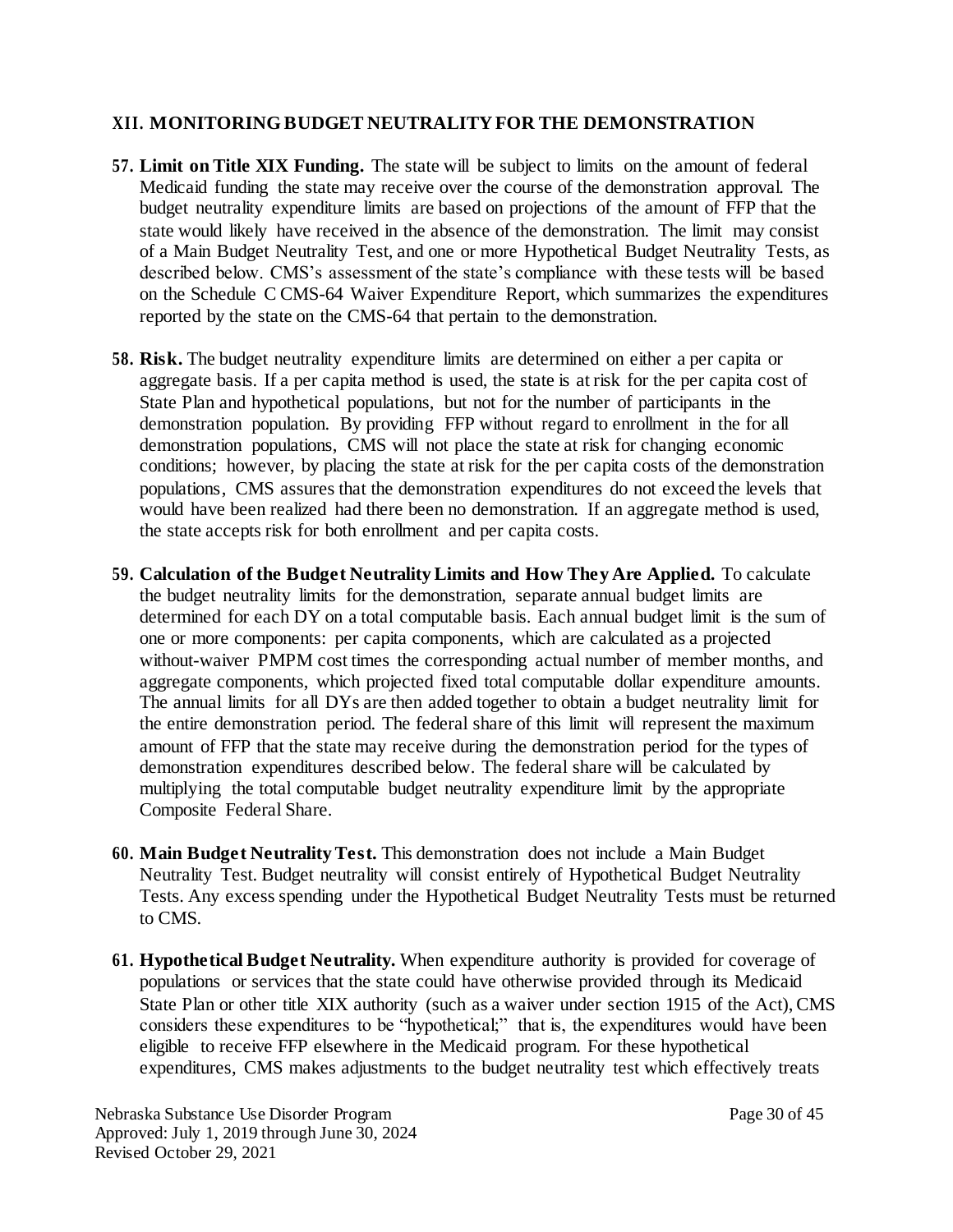## XII. MONITORING BUDGET NEUTRALITY FOR THE DEMONSTRATION

**57. Limit on Title XIX Funding.** The state will be subject to limits on the amount of federal Medicaid funding the state may receive over the course of the demonstration approval. The budget neutrality expenditure limits are based on projections of the amount of FFP that the state would likely have received in the absence of the demonstration. The limit may consist of a Main Budget Neutrality Test, and one or more Hypothetical Budget Neutrality Tests, as described below. CMS's assessment of the state's compliance with these tests will be based on the Schedule C CMS-64 Waiver Expenditure Report, which summarizes the expenditures reported by the state on the CMS-64 that pertain to the demonstration.

**58. Risk.** The budget neutrality expenditure limits are determined on either a per capita or aggregate basis. If a per capita method is used, the state is at risk for the per capita cost of State Plan and hypothetical populations, but not for the number of participants in the demonstration population. By providing FFP without regard to enrollment in the for all demonstration populations, CMS will not place the state at risk for changing economic conditions; however, by placing the state at risk for the per capita costs of the demonstration populations, CMS assures that the demonstration expenditures do not exceed the levels that would have been realized had there been no demonstration. If an aggregate method is used, the state accepts risk for both enrollment and per capita costs.

**59. Calculation of the Budget Neutrality Limits and How They Are Applied.** To calculate the budget neutrality limits for the demonstration, separate annual budget limits are determined for each DY on a total computable basis. Each annual budget limit is the sum of one or more components: per capita components, which are calculated as a projected without-waiver PMPM cost times the corresponding actual number of member months, and aggregate components, which projected fixed total computable dollar expenditure amounts. The annual limits for all DYs are then added together to obtain a budget neutrality limit for the entire demonstration period. The federal share of this limit will represent the maximum amount of FFP that the state may receive during the demonstration period for the types of demonstration expenditures described below. The federal share will be calculated by multiplying the total computable budget neutrality expenditure limit by the appropriate Composite Federal Share.

**60. Main Budget Neutrality Test.** This demonstration does not include a Main Budget Neutrality Test. Budget neutrality will consist entirely of Hypothetical Budget Neutrality Tests. Any excess spending under the Hypothetical Budget Neutrality Tests must be returned to CMS.

**61. Hypothetical Budget Neutrality.** When expenditure authority is provided for coverage of populations or services that the state could have otherwise provided through its Medicaid State Plan or other title XIX authority (such as a waiver under section 1915 of the Act), CMS considers these expenditures to be "hypothetical;" that is, the expenditures would have been eligible to receive FFP elsewhere in the Medicaid program. For these hypothetical expenditures, CMS makes adjustments to the budget neutrality test which effectively treats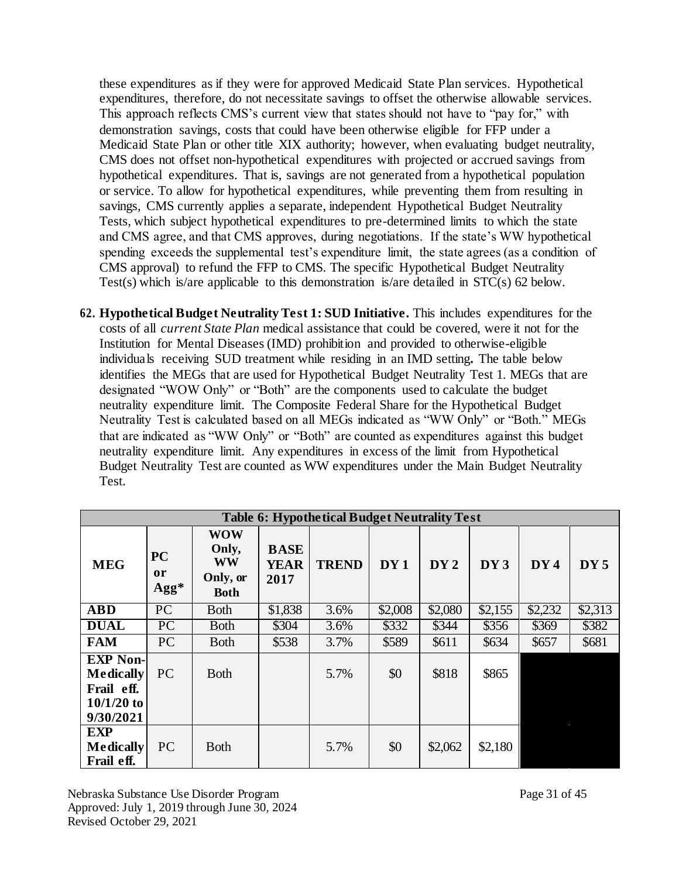these expenditures as if they were for approved Medicaid State Plan services. Hypothetical expenditures, therefore, do not necessitate savings to offset the otherwise allowable services. This approach reflects CMS's current view that states should not have to "pay for," with demonstration savings, costs that could have been otherwise eligible for FFP under a Medicaid State Plan or other title XIX authority; however, when evaluating budget neutrality, CMS does not offset non-hypothetical expenditures with projected or accrued savings from hypothetical expenditures. That is, savings are not generated from a hypothetical population or service. To allow for hypothetical expenditures, while preventing them from resulting in savings, CMS currently applies a separate, independent Hypothetical Budget Neutrality Tests, which subject hypothetical expenditures to pre-determined limits to which the state and CMS agree, and that CMS approves, during negotiations. If the state's WW hypothetical spending exceeds the supplemental test's expenditure limit, the state agrees (as a condition of CMS approval) to refund the FFP to CMS. The specific Hypothetical Budget Neutrality Test(s) which is/are applicable to this demonstration is/are detailed in STC(s) 62 below.

62. **Hypothetical Budget Neutrality Test 1: SUD Initiative.** This includes expenditures for the costs of all *current State Plan* medical assistance that could be covered, were it not for the Institution for Mental Diseases (IMD) prohibition and provided to otherwise-eligible individuals receiving SUD treatment while residing in an IMD setting**.** The table below identifies the MEGs that are used for Hypothetical Budget Neutrality Test 1. MEGs that are designated "WOW Only" or "Both" are the components used to calculate the budget neutrality expenditure limit. The Composite Federal Share for the Hypothetical Budget Neutrality Test is calculated based on all MEGs indicated as "WW Only" or "Both." MEGs that are indicated as "WW Only" or "Both" are counted as expenditures against this budget neutrality expenditure limit. Any expenditures in excess of the limit from Hypothetical Budget Neutrality Test are counted as WW expenditures under the Main Budget Neutrality Test.

| Table 6: Hypothetical Budget Neutrality Test | | | | | | | | | |
|---|---|---|---|---|---|---|---|---|---|
| **MEG** | **PC or Agg*** | **WOW Only, WW Only, or Both** | **BASE YEAR 2017** | **TREND** | **DY 1** | **DY 2** | **DY 3** | **DY 4** | **DY 5** |
| **ABD** | PC | Both | $1,838 | 3.6% | $2,008 | $2,080 | $2,155 | $2,232 | $2,313 |
| **DUAL** | PC | Both | $304 | 3.6% | $332 | $344 | $356 | $369 | $382 |
| **FAM** | PC | Both | $538 | 3.7% | $589 | $611 | $634 | $657 | $681 |
| **EXP Non-Medically Frail eff. 10/1/20 to 9/30/2021** | PC | Both | | 5.7% | $0 | $818 | $865 | | |
| **EXP Medically Frail eff.** | PC | Both | | 5.7% | $0 | $2,062 | $2,180 | | |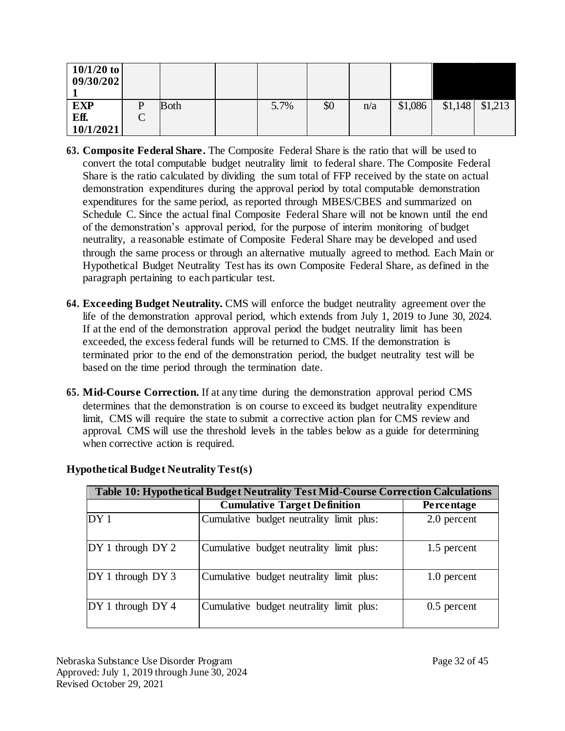| 10/1/20 to 09/30/2021 | | | | | | | | | |
|---|---|---|---|---|---|---|---|---|---|
| **EXP Eff. 10/1/2021** | PC | Both | | 5.7% | $0 | n/a | $1,086 | $1,148 | $1,213 |

**63. Composite Federal Share.** The Composite Federal Share is the ratio that will be used to convert the total computable budget neutrality limit to federal share. The Composite Federal Share is the ratio calculated by dividing the sum total of FFP received by the state on actual demonstration expenditures during the approval period by total computable demonstration expenditures for the same period, as reported through MBES/CBES and summarized on Schedule C. Since the actual final Composite Federal Share will not be known until the end of the demonstration's approval period, for the purpose of interim monitoring of budget neutrality, a reasonable estimate of Composite Federal Share may be developed and used through the same process or through an alternative mutually agreed to method. Each Main or Hypothetical Budget Neutrality Test has its own Composite Federal Share, as defined in the paragraph pertaining to each particular test.

**64. Exceeding Budget Neutrality.** CMS will enforce the budget neutrality agreement over the life of the demonstration approval period, which extends from July 1, 2019 to June 30, 2024. If at the end of the demonstration approval period the budget neutrality limit has been exceeded, the excess federal funds will be returned to CMS. If the demonstration is terminated prior to the end of the demonstration period, the budget neutrality test will be based on the time period through the termination date.

**65. Mid-Course Correction.** If at any time during the demonstration approval period CMS determines that the demonstration is on course to exceed its budget neutrality expenditure limit, CMS will require the state to submit a corrective action plan for CMS review and approval. CMS will use the threshold levels in the tables below as a guide for determining when corrective action is required.

**Hypothetical Budget Neutrality Test(s)**

| **Table 10: Hypothetical Budget Neutrality Test Mid-Course Correction Calculations** | | |
|---|---|---|
| | **Cumulative Target Definition** | **Percentage** |
| DY 1 | Cumulative budget neutrality limit plus: | 2.0 percent |
| DY 1 through DY 2 | Cumulative budget neutrality limit plus: | 1.5 percent |
| DY 1 through DY 3 | Cumulative budget neutrality limit plus: | 1.0 percent |
| DY 1 through DY 4 | Cumulative budget neutrality limit plus: | 0.5 percent |

Nebraska Substance Use Disorder Program
Approved: July 1, 2019 through June 30, 2024
Revised October 29, 2021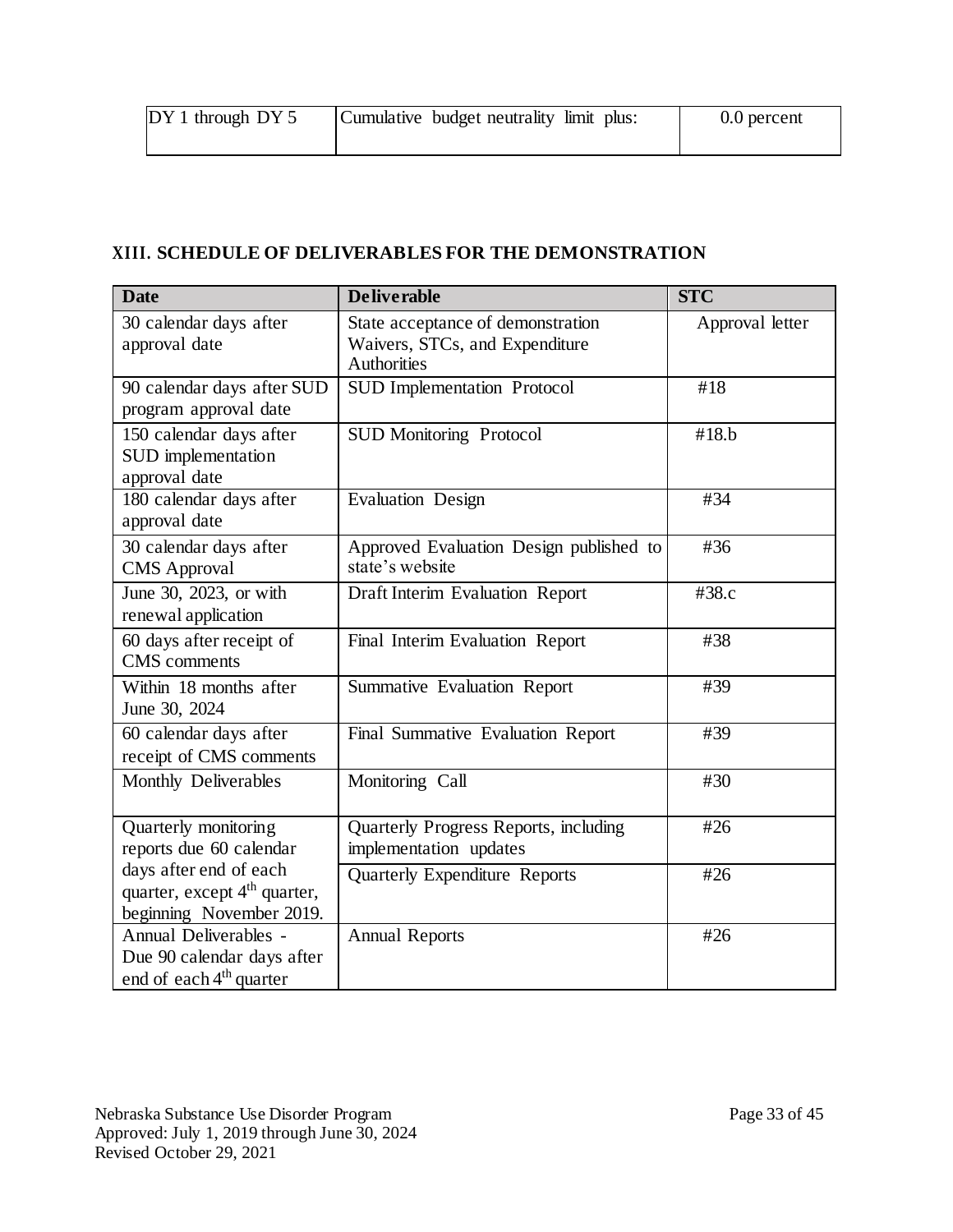| DY 1 through DY 5 | Cumulative budget neutrality limit plus: | 0.0 percent |
|---|---|---|

## XIII. SCHEDULE OF DELIVERABLES FOR THE DEMONSTRATION

| Date | Deliverable | STC |
|---|---|---|
| 30 calendar days after approval date | State acceptance of demonstration Waivers, STCs, and Expenditure Authorities | Approval letter |
| 90 calendar days after SUD program approval date | SUD Implementation Protocol | #18 |
| 150 calendar days after SUD implementation approval date | SUD Monitoring Protocol | #18.b |
| 180 calendar days after approval date | Evaluation Design | #34 |
| 30 calendar days after CMS Approval | Approved Evaluation Design published to state's website | #36 |
| June 30, 2023, or with renewal application | Draft Interim Evaluation Report | #38.c |
| 60 days after receipt of CMS comments | Final Interim Evaluation Report | #38 |
| Within 18 months after June 30, 2024 | Summative Evaluation Report | #39 |
| 60 calendar days after receipt of CMS comments | Final Summative Evaluation Report | #39 |
| Monthly Deliverables | Monitoring Call | #30 |
| Quarterly monitoring reports due 60 calendar days after end of each quarter, except 4th quarter, beginning November 2019. | Quarterly Progress Reports, including implementation updates | #26 |
| | Quarterly Expenditure Reports | #26 |
| Annual Deliverables - Due 90 calendar days after end of each 4th quarter | Annual Reports | #26 |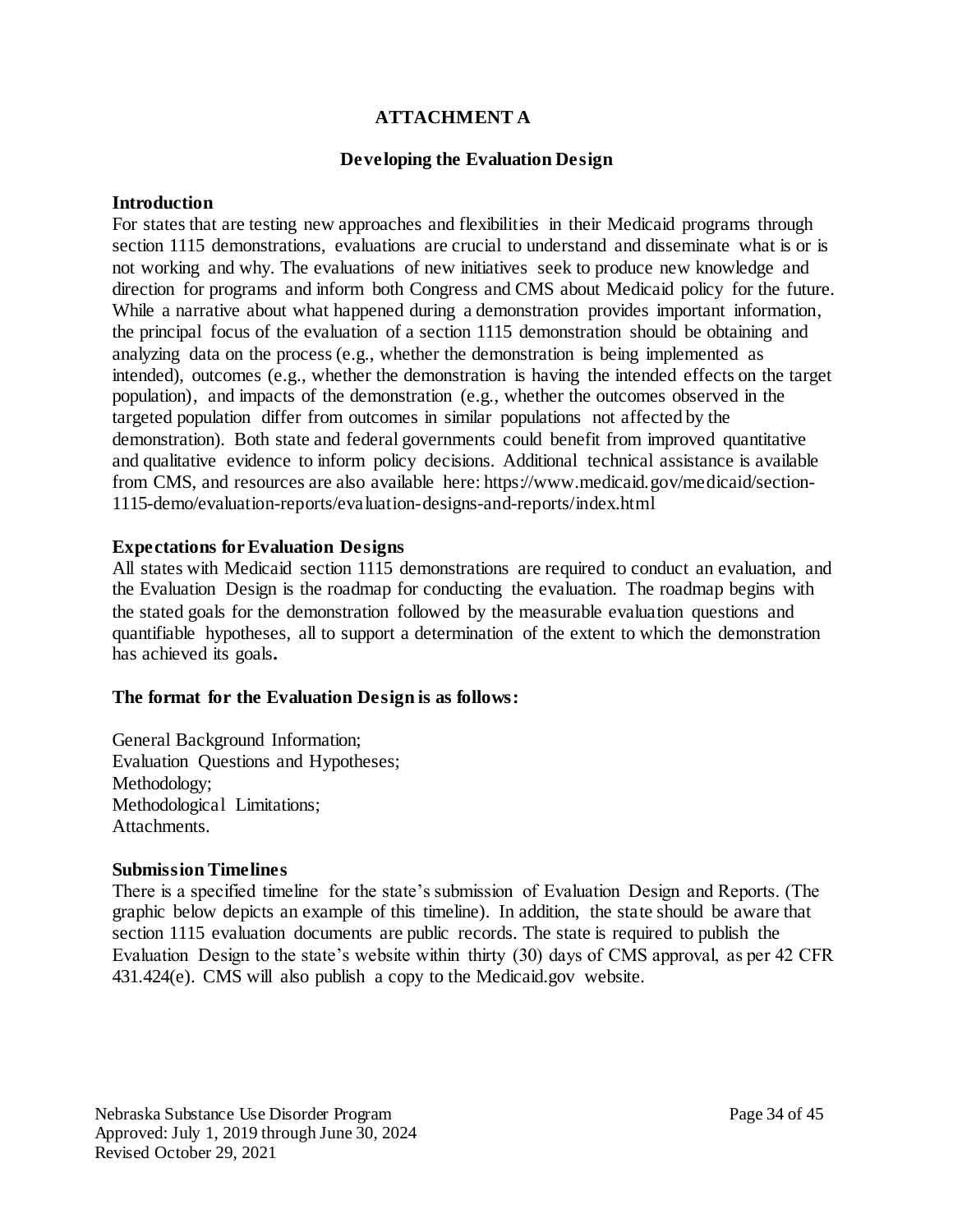# ATTACHMENT A

## Developing the Evaluation Design

### Introduction

For states that are testing new approaches and flexibilities in their Medicaid programs through section 1115 demonstrations, evaluations are crucial to understand and disseminate what is or is not working and why. The evaluations of new initiatives seek to produce new knowledge and direction for programs and inform both Congress and CMS about Medicaid policy for the future. While a narrative about what happened during a demonstration provides important information, the principal focus of the evaluation of a section 1115 demonstration should be obtaining and analyzing data on the process (e.g., whether the demonstration is being implemented as intended), outcomes (e.g., whether the demonstration is having the intended effects on the target population), and impacts of the demonstration (e.g., whether the outcomes observed in the targeted population differ from outcomes in similar populations not affected by the demonstration). Both state and federal governments could benefit from improved quantitative and qualitative evidence to inform policy decisions. Additional technical assistance is available from CMS, and resources are also available here: https://www.medicaid.gov/medicaid/section-1115-demo/evaluation-reports/evaluation-designs-and-reports/index.html

### Expectations for Evaluation Designs

All states with Medicaid section 1115 demonstrations are required to conduct an evaluation, and the Evaluation Design is the roadmap for conducting the evaluation. The roadmap begins with the stated goals for the demonstration followed by the measurable evaluation questions and quantifiable hypotheses, all to support a determination of the extent to which the demonstration has achieved its goals**.**

### The format for the Evaluation Design is as follows:

General Background Information;
Evaluation Questions and Hypotheses;
Methodology;
Methodological Limitations;
Attachments.

### Submission Timelines

There is a specified timeline for the state's submission of Evaluation Design and Reports. (The graphic below depicts an example of this timeline). In addition, the state should be aware that section 1115 evaluation documents are public records. The state is required to publish the Evaluation Design to the state's website within thirty (30) days of CMS approval, as per 42 CFR 431.424(e). CMS will also publish a copy to the Medicaid.gov website.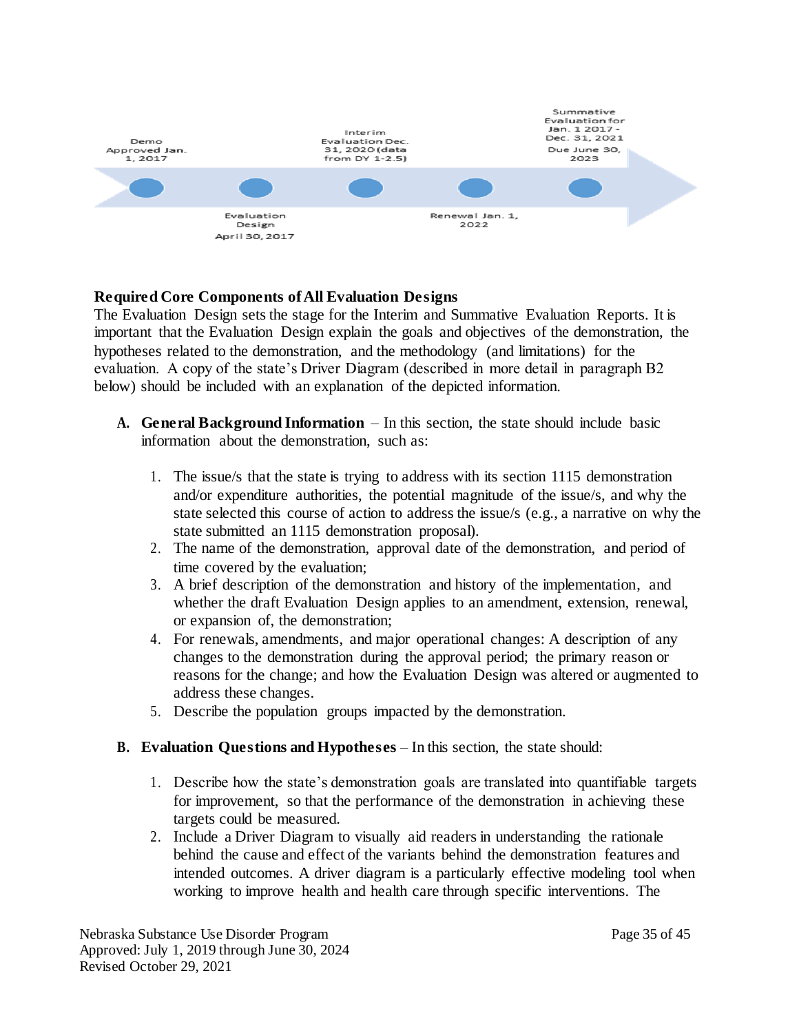Demo Approved Jan. 1, 2017

Evaluation Design April 30, 2017

Interim Evaluation Dec. 31, 2020 (data from DY 1-2.5)

Renewal Jan. 1, 2022

Summative Evaluation for Jan. 1 2017 - Dec. 31, 2021 Due June 30, 2023

**Required Core Components of All Evaluation Designs**

The Evaluation Design sets the stage for the Interim and Summative Evaluation Reports. It is important that the Evaluation Design explain the goals and objectives of the demonstration, the hypotheses related to the demonstration, and the methodology (and limitations) for the evaluation. A copy of the state's Driver Diagram (described in more detail in paragraph B2 below) should be included with an explanation of the depicted information.

**A. General Background Information** – In this section, the state should include basic information about the demonstration, such as:

1. The issue/s that the state is trying to address with its section 1115 demonstration and/or expenditure authorities, the potential magnitude of the issue/s, and why the state selected this course of action to address the issue/s (e.g., a narrative on why the state submitted an 1115 demonstration proposal).
2. The name of the demonstration, approval date of the demonstration, and period of time covered by the evaluation;
3. A brief description of the demonstration and history of the implementation, and whether the draft Evaluation Design applies to an amendment, extension, renewal, or expansion of, the demonstration;
4. For renewals, amendments, and major operational changes: A description of any changes to the demonstration during the approval period; the primary reason or reasons for the change; and how the Evaluation Design was altered or augmented to address these changes.
5. Describe the population groups impacted by the demonstration.

**B. Evaluation Questions and Hypotheses** – In this section, the state should:

1. Describe how the state's demonstration goals are translated into quantifiable targets for improvement, so that the performance of the demonstration in achieving these targets could be measured.
2. Include a Driver Diagram to visually aid readers in understanding the rationale behind the cause and effect of the variants behind the demonstration features and intended outcomes. A driver diagram is a particularly effective modeling tool when working to improve health and health care through specific interventions. The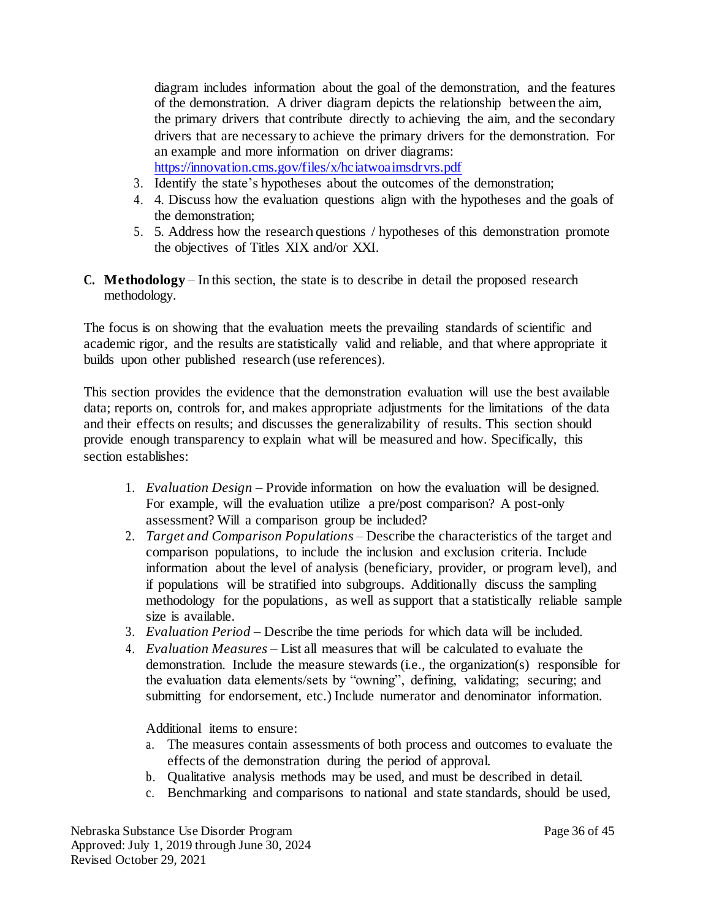diagram includes information about the goal of the demonstration, and the features of the demonstration. A driver diagram depicts the relationship between the aim, the primary drivers that contribute directly to achieving the aim, and the secondary drivers that are necessary to achieve the primary drivers for the demonstration. For an example and more information on driver diagrams: https://innovation.cms.gov/files/x/hciatwoaimsdrvrs.pdf

3. Identify the state's hypotheses about the outcomes of the demonstration;
4. 4. Discuss how the evaluation questions align with the hypotheses and the goals of the demonstration;
5. 5. Address how the research questions / hypotheses of this demonstration promote the objectives of Titles XIX and/or XXI.

**C. Methodology** – In this section, the state is to describe in detail the proposed research methodology.

The focus is on showing that the evaluation meets the prevailing standards of scientific and academic rigor, and the results are statistically valid and reliable, and that where appropriate it builds upon other published research (use references).

This section provides the evidence that the demonstration evaluation will use the best available data; reports on, controls for, and makes appropriate adjustments for the limitations of the data and their effects on results; and discusses the generalizability of results. This section should provide enough transparency to explain what will be measured and how. Specifically, this section establishes:

1. *Evaluation Design* – Provide information on how the evaluation will be designed. For example, will the evaluation utilize a pre/post comparison? A post-only assessment? Will a comparison group be included?
2. *Target and Comparison Populations* – Describe the characteristics of the target and comparison populations, to include the inclusion and exclusion criteria. Include information about the level of analysis (beneficiary, provider, or program level), and if populations will be stratified into subgroups. Additionally discuss the sampling methodology for the populations, as well as support that a statistically reliable sample size is available.
3. *Evaluation Period* – Describe the time periods for which data will be included.
4. *Evaluation Measures* – List all measures that will be calculated to evaluate the demonstration. Include the measure stewards (i.e., the organization(s) responsible for the evaluation data elements/sets by "owning", defining, validating; securing; and submitting for endorsement, etc.) Include numerator and denominator information.

   Additional items to ensure:

   a. The measures contain assessments of both process and outcomes to evaluate the effects of the demonstration during the period of approval.
   b. Qualitative analysis methods may be used, and must be described in detail.
   c. Benchmarking and comparisons to national and state standards, should be used,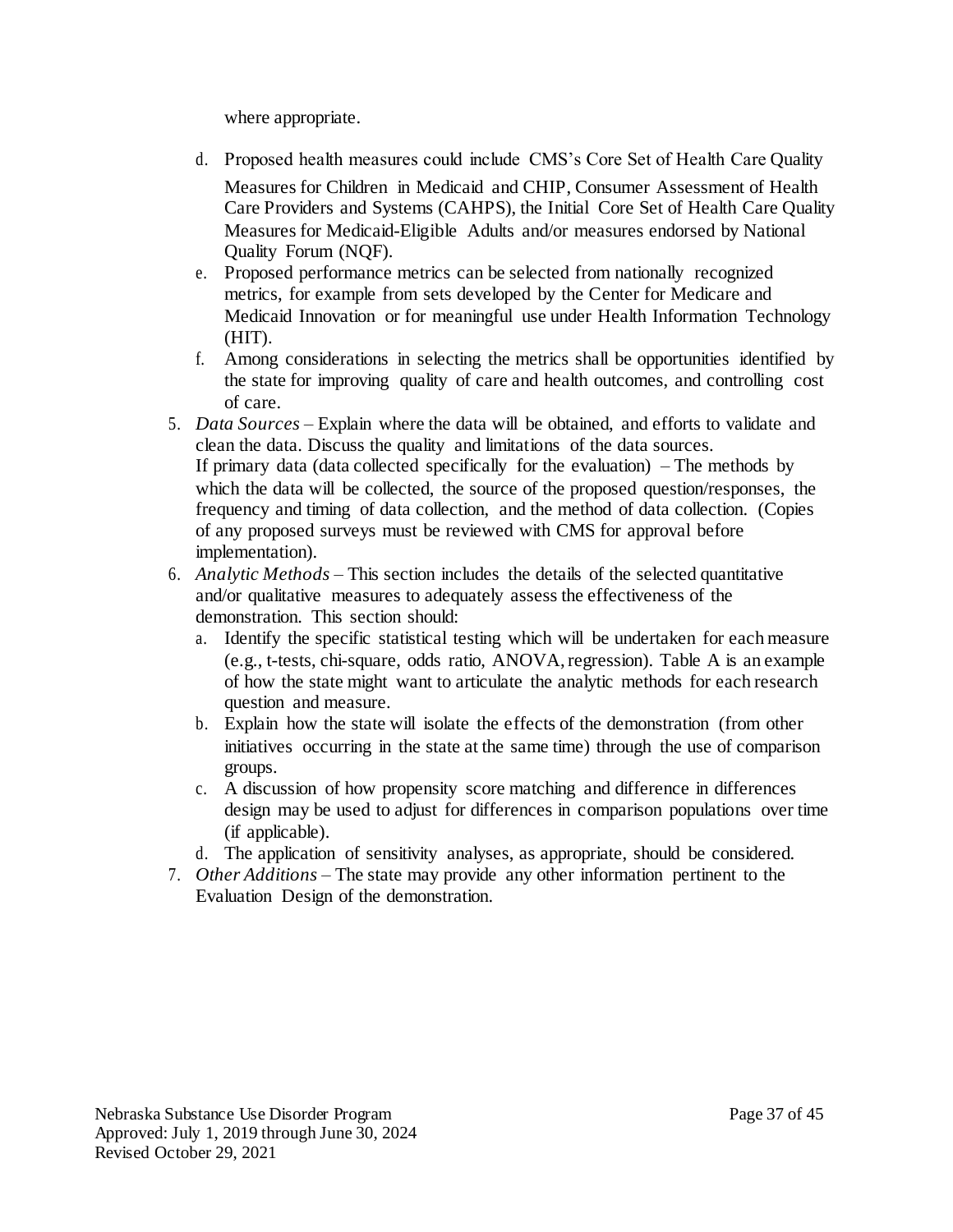where appropriate.

   d. Proposed health measures could include CMS's Core Set of Health Care Quality Measures for Children in Medicaid and CHIP, Consumer Assessment of Health Care Providers and Systems (CAHPS), the Initial Core Set of Health Care Quality Measures for Medicaid-Eligible Adults and/or measures endorsed by National Quality Forum (NQF).
   e. Proposed performance metrics can be selected from nationally recognized metrics, for example from sets developed by the Center for Medicare and Medicaid Innovation or for meaningful use under Health Information Technology (HIT).
   f. Among considerations in selecting the metrics shall be opportunities identified by the state for improving quality of care and health outcomes, and controlling cost of care.

5. *Data Sources* – Explain where the data will be obtained, and efforts to validate and clean the data. Discuss the quality and limitations of the data sources.
   If primary data (data collected specifically for the evaluation) – The methods by which the data will be collected, the source of the proposed question/responses, the frequency and timing of data collection, and the method of data collection. (Copies of any proposed surveys must be reviewed with CMS for approval before implementation).
6. *Analytic Methods* – This section includes the details of the selected quantitative and/or qualitative measures to adequately assess the effectiveness of the demonstration. This section should:
   a. Identify the specific statistical testing which will be undertaken for each measure (e.g., t-tests, chi-square, odds ratio, ANOVA, regression). Table A is an example of how the state might want to articulate the analytic methods for each research question and measure.
   b. Explain how the state will isolate the effects of the demonstration (from other initiatives occurring in the state at the same time) through the use of comparison groups.
   c. A discussion of how propensity score matching and difference in differences design may be used to adjust for differences in comparison populations over time (if applicable).
   d. The application of sensitivity analyses, as appropriate, should be considered.
7. *Other Additions* – The state may provide any other information pertinent to the Evaluation Design of the demonstration.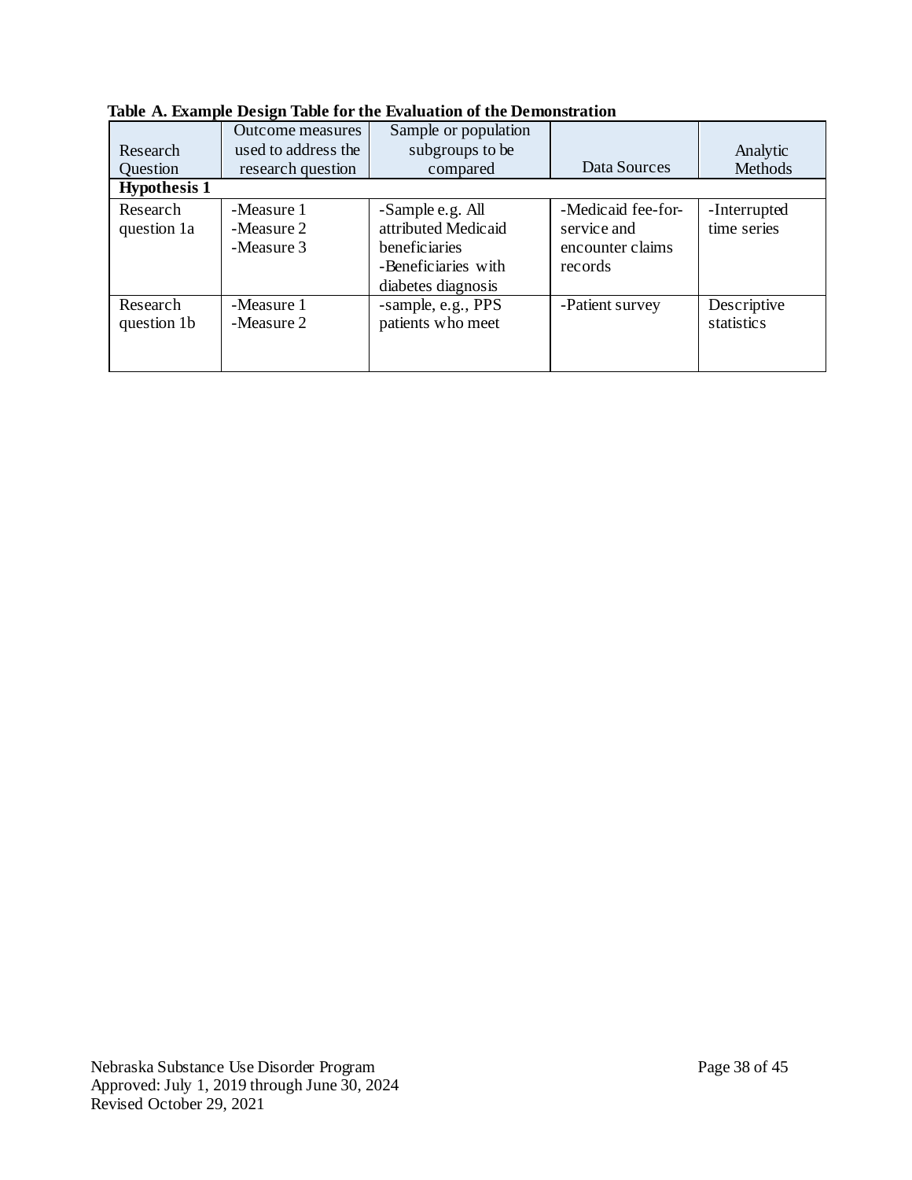**Table A. Example Design Table for the Evaluation of the Demonstration**

| Research Question | Outcome measures used to address the research question | Sample or population subgroups to be compared | Data Sources | Analytic Methods |
|---|---|---|---|---|
| **Hypothesis 1** | | | | |
| Research question 1a | -Measure 1<br>-Measure 2<br>-Measure 3 | -Sample e.g. All attributed Medicaid beneficiaries<br>-Beneficiaries with diabetes diagnosis | -Medicaid fee-for-service and encounter claims records | -Interrupted time series |
| Research question 1b | -Measure 1<br>-Measure 2 | -sample, e.g., PPS patients who meet | -Patient survey | Descriptive statistics |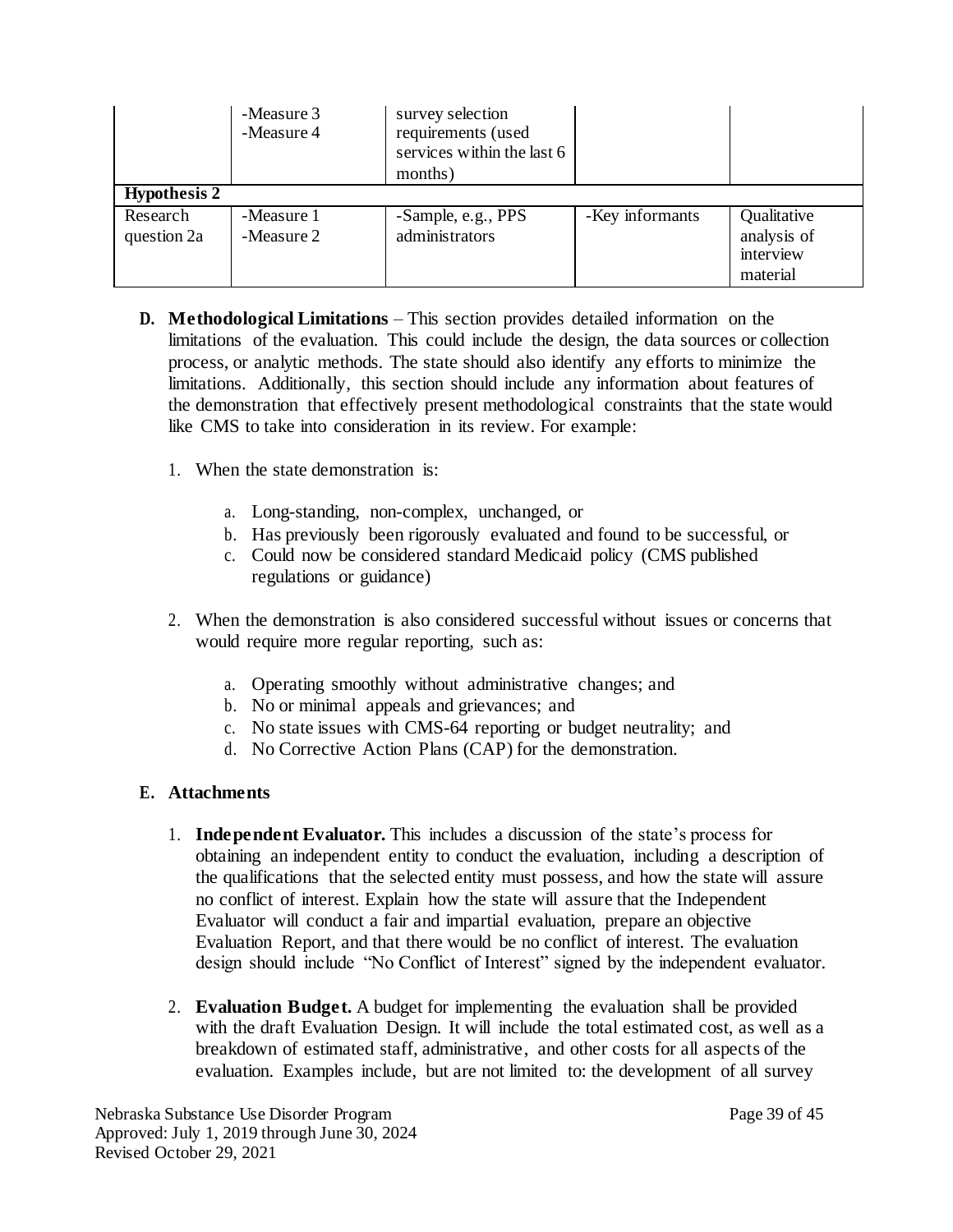| | -Measure 3<br>-Measure 4 | survey selection requirements (used services within the last 6 months) | | |
|---|---|---|---|---|
| **Hypothesis 2** | | | | |
| Research question 2a | -Measure 1<br>-Measure 2 | -Sample, e.g., PPS administrators | -Key informants | Qualitative analysis of interview material |

**D. Methodological Limitations** – This section provides detailed information on the limitations of the evaluation. This could include the design, the data sources or collection process, or analytic methods. The state should also identify any efforts to minimize the limitations. Additionally, this section should include any information about features of the demonstration that effectively present methodological constraints that the state would like CMS to take into consideration in its review. For example:

1. When the state demonstration is:

   a. Long-standing, non-complex, unchanged, or
   b. Has previously been rigorously evaluated and found to be successful, or
   c. Could now be considered standard Medicaid policy (CMS published regulations or guidance)

2. When the demonstration is also considered successful without issues or concerns that would require more regular reporting, such as:

   a. Operating smoothly without administrative changes; and
   b. No or minimal appeals and grievances; and
   c. No state issues with CMS-64 reporting or budget neutrality; and
   d. No Corrective Action Plans (CAP) for the demonstration.

**E. Attachments**

1. **Independent Evaluator.** This includes a discussion of the state's process for obtaining an independent entity to conduct the evaluation, including a description of the qualifications that the selected entity must possess, and how the state will assure no conflict of interest. Explain how the state will assure that the Independent Evaluator will conduct a fair and impartial evaluation, prepare an objective Evaluation Report, and that there would be no conflict of interest. The evaluation design should include "No Conflict of Interest" signed by the independent evaluator.

2. **Evaluation Budget.** A budget for implementing the evaluation shall be provided with the draft Evaluation Design. It will include the total estimated cost, as well as a breakdown of estimated staff, administrative, and other costs for all aspects of the evaluation. Examples include, but are not limited to: the development of all survey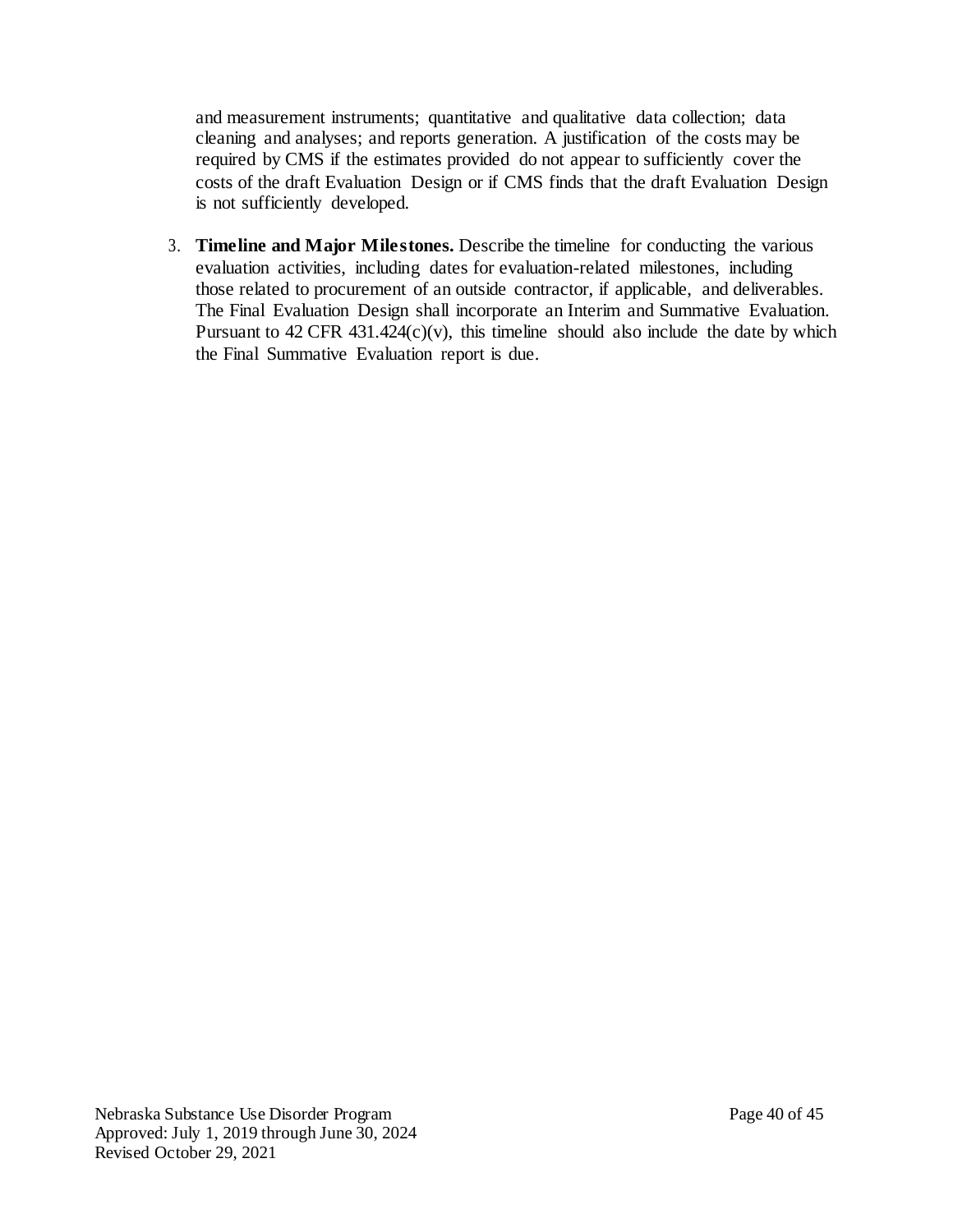and measurement instruments; quantitative and qualitative data collection; data cleaning and analyses; and reports generation. A justification of the costs may be required by CMS if the estimates provided do not appear to sufficiently cover the costs of the draft Evaluation Design or if CMS finds that the draft Evaluation Design is not sufficiently developed.

3. **Timeline and Major Milestones.** Describe the timeline for conducting the various evaluation activities, including dates for evaluation-related milestones, including those related to procurement of an outside contractor, if applicable, and deliverables. The Final Evaluation Design shall incorporate an Interim and Summative Evaluation. Pursuant to 42 CFR 431.424(c)(v), this timeline should also include the date by which the Final Summative Evaluation report is due.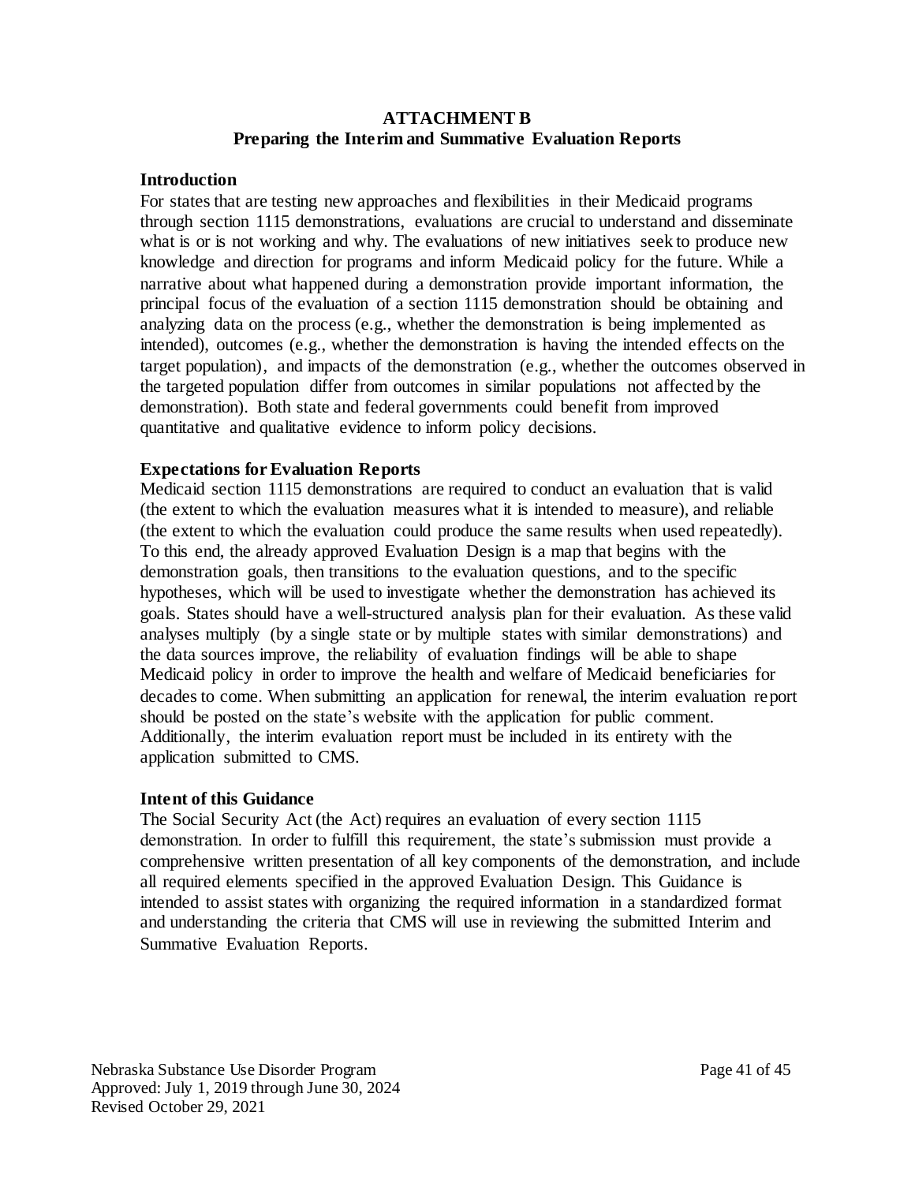## ATTACHMENT B
## Preparing the Interim and Summative Evaluation Reports

### Introduction

For states that are testing new approaches and flexibilities in their Medicaid programs through section 1115 demonstrations, evaluations are crucial to understand and disseminate what is or is not working and why. The evaluations of new initiatives seek to produce new knowledge and direction for programs and inform Medicaid policy for the future. While a narrative about what happened during a demonstration provide important information, the principal focus of the evaluation of a section 1115 demonstration should be obtaining and analyzing data on the process (e.g., whether the demonstration is being implemented as intended), outcomes (e.g., whether the demonstration is having the intended effects on the target population), and impacts of the demonstration (e.g., whether the outcomes observed in the targeted population differ from outcomes in similar populations not affected by the demonstration). Both state and federal governments could benefit from improved quantitative and qualitative evidence to inform policy decisions.

### Expectations for Evaluation Reports

Medicaid section 1115 demonstrations are required to conduct an evaluation that is valid (the extent to which the evaluation measures what it is intended to measure), and reliable (the extent to which the evaluation could produce the same results when used repeatedly). To this end, the already approved Evaluation Design is a map that begins with the demonstration goals, then transitions to the evaluation questions, and to the specific hypotheses, which will be used to investigate whether the demonstration has achieved its goals. States should have a well-structured analysis plan for their evaluation. As these valid analyses multiply (by a single state or by multiple states with similar demonstrations) and the data sources improve, the reliability of evaluation findings will be able to shape Medicaid policy in order to improve the health and welfare of Medicaid beneficiaries for decades to come. When submitting an application for renewal, the interim evaluation report should be posted on the state's website with the application for public comment. Additionally, the interim evaluation report must be included in its entirety with the application submitted to CMS.

### Intent of this Guidance

The Social Security Act (the Act) requires an evaluation of every section 1115 demonstration. In order to fulfill this requirement, the state's submission must provide a comprehensive written presentation of all key components of the demonstration, and include all required elements specified in the approved Evaluation Design. This Guidance is intended to assist states with organizing the required information in a standardized format and understanding the criteria that CMS will use in reviewing the submitted Interim and Summative Evaluation Reports.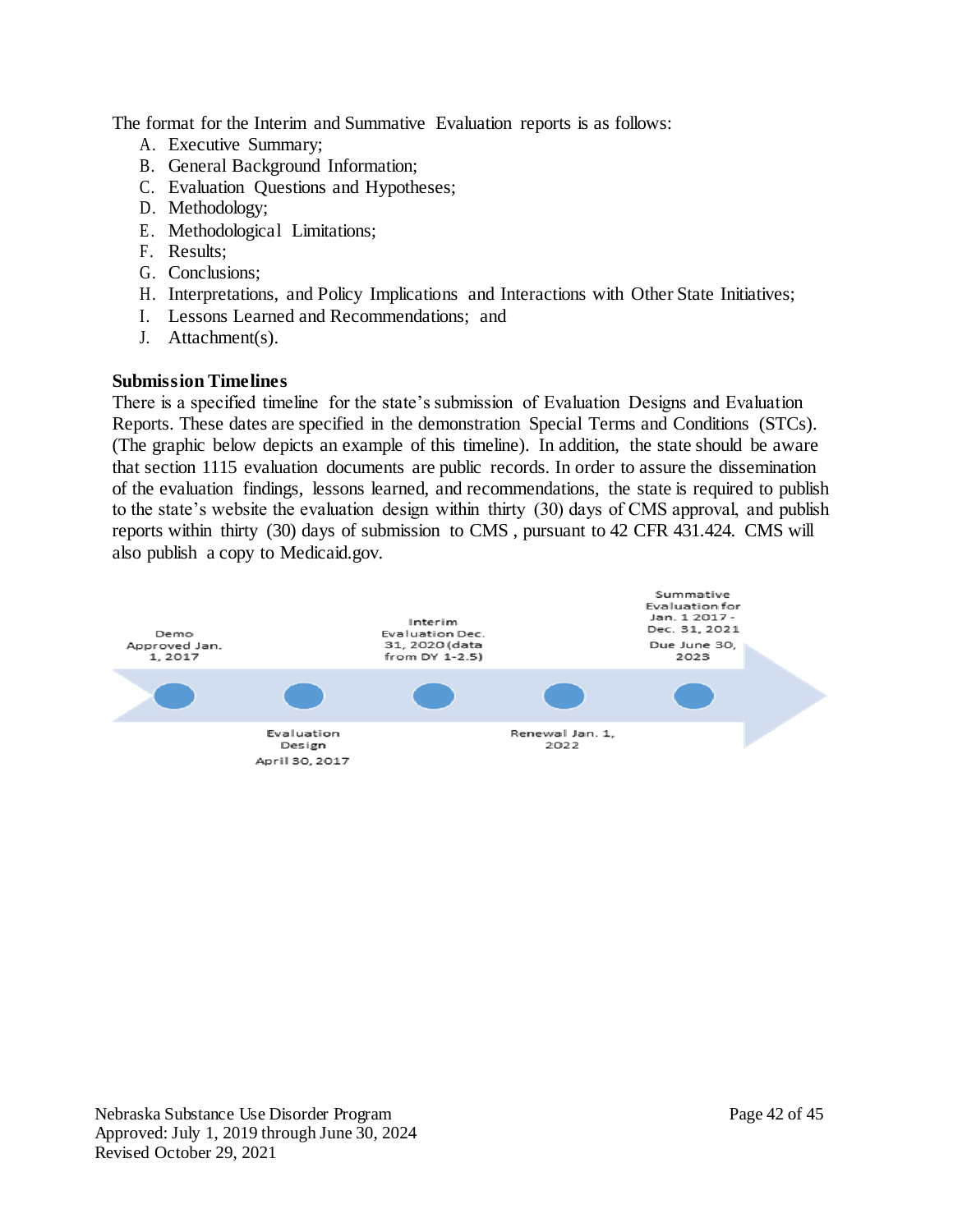The format for the Interim and Summative Evaluation reports is as follows:

A. Executive Summary;
B. General Background Information;
C. Evaluation Questions and Hypotheses;
D. Methodology;
E. Methodological Limitations;
F. Results;
G. Conclusions;
H. Interpretations, and Policy Implications and Interactions with Other State Initiatives;
I. Lessons Learned and Recommendations; and
J. Attachment(s).

**Submission Timelines**

There is a specified timeline for the state's submission of Evaluation Designs and Evaluation Reports. These dates are specified in the demonstration Special Terms and Conditions (STCs). (The graphic below depicts an example of this timeline). In addition, the state should be aware that section 1115 evaluation documents are public records. In order to assure the dissemination of the evaluation findings, lessons learned, and recommendations, the state is required to publish to the state's website the evaluation design within thirty (30) days of CMS approval, and publish reports within thirty (30) days of submission to CMS , pursuant to 42 CFR 431.424. CMS will also publish a copy to Medicaid.gov.

Demo Approved Jan. 1, 2017

Evaluation Design April 30, 2017

Interim Evaluation Dec. 31, 2020 (data from DY 1-2.5)

Renewal Jan. 1, 2022

Summative Evaluation for Jan. 1 2017 - Dec. 31, 2021 Due June 30, 2023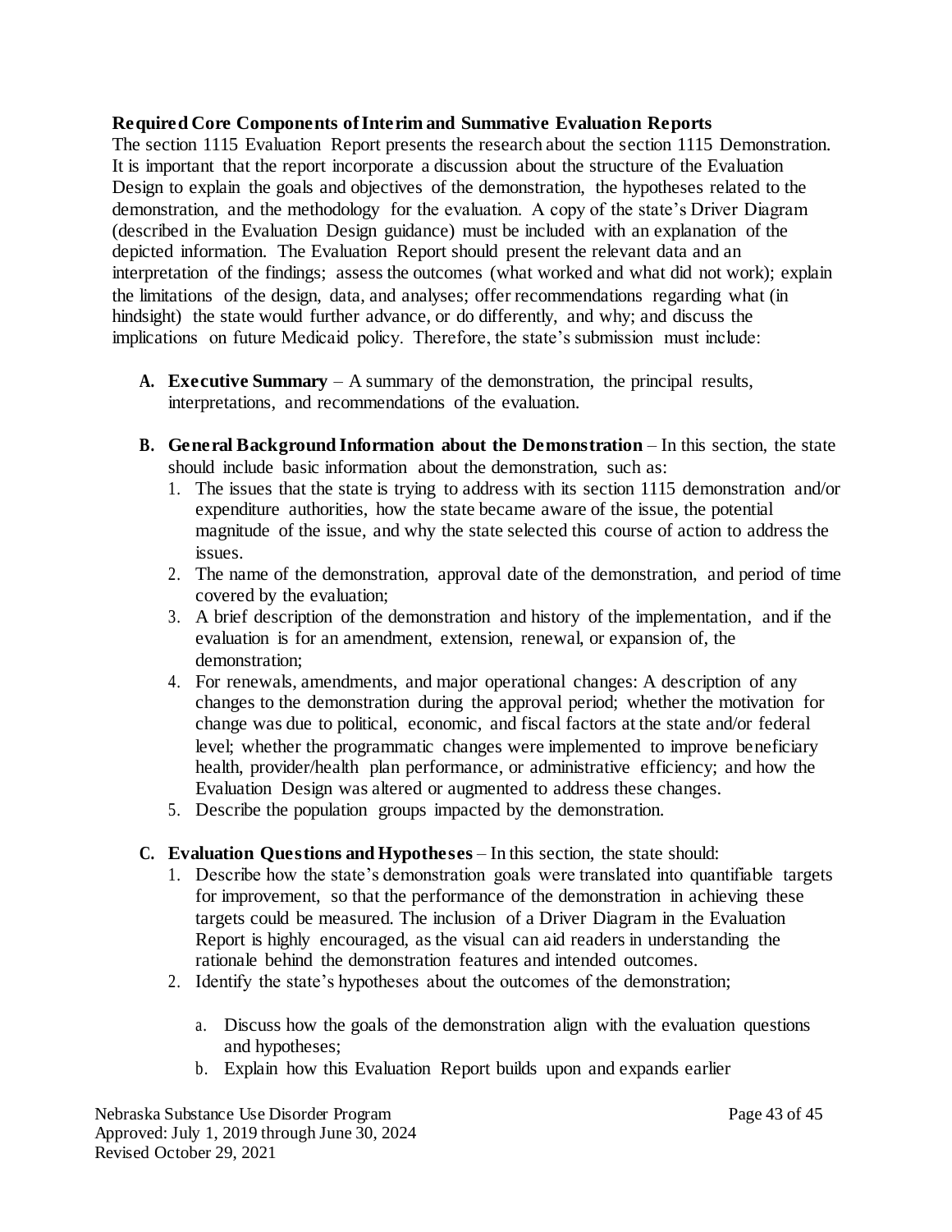**Required Core Components of Interim and Summative Evaluation Reports**

The section 1115 Evaluation Report presents the research about the section 1115 Demonstration. It is important that the report incorporate a discussion about the structure of the Evaluation Design to explain the goals and objectives of the demonstration, the hypotheses related to the demonstration, and the methodology for the evaluation. A copy of the state's Driver Diagram (described in the Evaluation Design guidance) must be included with an explanation of the depicted information. The Evaluation Report should present the relevant data and an interpretation of the findings; assess the outcomes (what worked and what did not work); explain the limitations of the design, data, and analyses; offer recommendations regarding what (in hindsight) the state would further advance, or do differently, and why; and discuss the implications on future Medicaid policy. Therefore, the state's submission must include:

**A. Executive Summary** – A summary of the demonstration, the principal results, interpretations, and recommendations of the evaluation.

**B. General Background Information about the Demonstration** – In this section, the state should include basic information about the demonstration, such as:

1. The issues that the state is trying to address with its section 1115 demonstration and/or expenditure authorities, how the state became aware of the issue, the potential magnitude of the issue, and why the state selected this course of action to address the issues.
2. The name of the demonstration, approval date of the demonstration, and period of time covered by the evaluation;
3. A brief description of the demonstration and history of the implementation, and if the evaluation is for an amendment, extension, renewal, or expansion of, the demonstration;
4. For renewals, amendments, and major operational changes: A description of any changes to the demonstration during the approval period; whether the motivation for change was due to political, economic, and fiscal factors at the state and/or federal level; whether the programmatic changes were implemented to improve beneficiary health, provider/health plan performance, or administrative efficiency; and how the Evaluation Design was altered or augmented to address these changes.
5. Describe the population groups impacted by the demonstration.

**C. Evaluation Questions and Hypotheses** – In this section, the state should:

1. Describe how the state's demonstration goals were translated into quantifiable targets for improvement, so that the performance of the demonstration in achieving these targets could be measured. The inclusion of a Driver Diagram in the Evaluation Report is highly encouraged, as the visual can aid readers in understanding the rationale behind the demonstration features and intended outcomes.
2. Identify the state's hypotheses about the outcomes of the demonstration;
   a. Discuss how the goals of the demonstration align with the evaluation questions and hypotheses;
   b. Explain how this Evaluation Report builds upon and expands earlier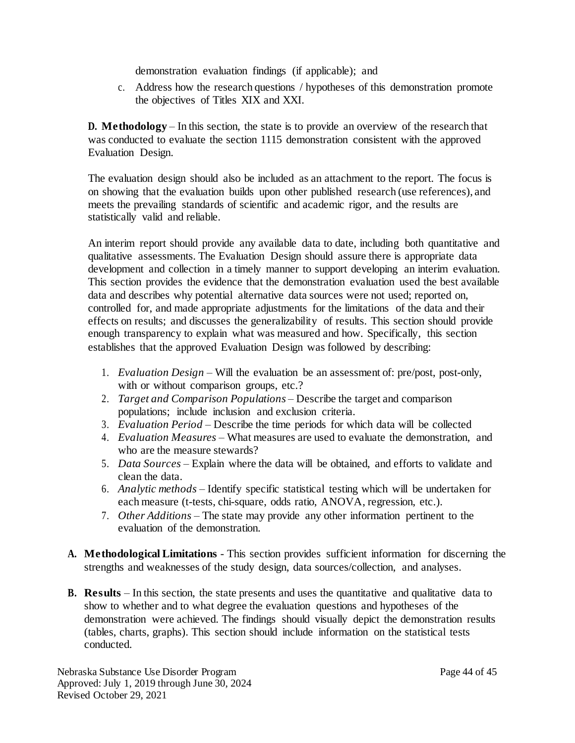demonstration evaluation findings (if applicable); and

c. Address how the research questions / hypotheses of this demonstration promote the objectives of Titles XIX and XXI.

**D. Methodology** – In this section, the state is to provide an overview of the research that was conducted to evaluate the section 1115 demonstration consistent with the approved Evaluation Design.

The evaluation design should also be included as an attachment to the report. The focus is on showing that the evaluation builds upon other published research (use references), and meets the prevailing standards of scientific and academic rigor, and the results are statistically valid and reliable.

An interim report should provide any available data to date, including both quantitative and qualitative assessments. The Evaluation Design should assure there is appropriate data development and collection in a timely manner to support developing an interim evaluation. This section provides the evidence that the demonstration evaluation used the best available data and describes why potential alternative data sources were not used; reported on, controlled for, and made appropriate adjustments for the limitations of the data and their effects on results; and discusses the generalizability of results. This section should provide enough transparency to explain what was measured and how. Specifically, this section establishes that the approved Evaluation Design was followed by describing:

1. *Evaluation Design* – Will the evaluation be an assessment of: pre/post, post-only, with or without comparison groups, etc.?
2. *Target and Comparison Populations* – Describe the target and comparison populations; include inclusion and exclusion criteria.
3. *Evaluation Period* – Describe the time periods for which data will be collected
4. *Evaluation Measures* – What measures are used to evaluate the demonstration, and who are the measure stewards?
5. *Data Sources* – Explain where the data will be obtained, and efforts to validate and clean the data.
6. *Analytic methods* – Identify specific statistical testing which will be undertaken for each measure (t-tests, chi-square, odds ratio, ANOVA, regression, etc.).
7. *Other Additions* – The state may provide any other information pertinent to the evaluation of the demonstration.

**A. Methodological Limitations** - This section provides sufficient information for discerning the strengths and weaknesses of the study design, data sources/collection, and analyses.

**B. Results** – In this section, the state presents and uses the quantitative and qualitative data to show to whether and to what degree the evaluation questions and hypotheses of the demonstration were achieved. The findings should visually depict the demonstration results (tables, charts, graphs). This section should include information on the statistical tests conducted.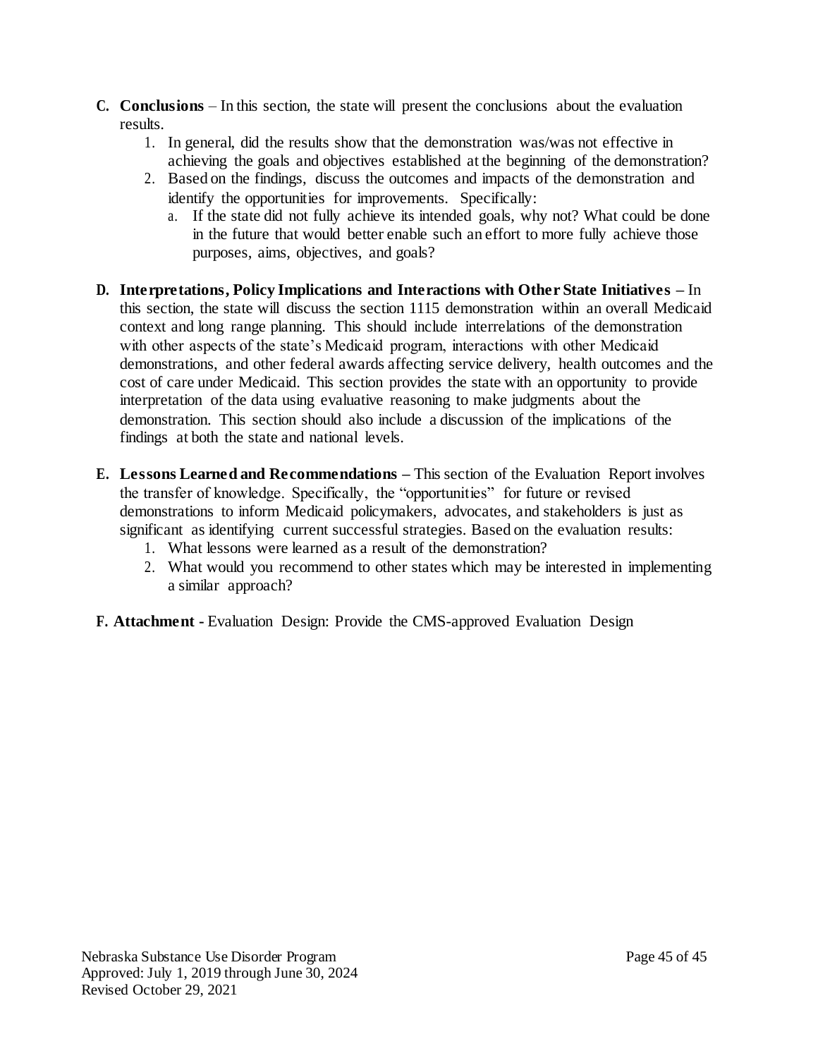**C. Conclusions** – In this section, the state will present the conclusions about the evaluation results.

1. In general, did the results show that the demonstration was/was not effective in achieving the goals and objectives established at the beginning of the demonstration?
2. Based on the findings, discuss the outcomes and impacts of the demonstration and identify the opportunities for improvements. Specifically:
   a. If the state did not fully achieve its intended goals, why not? What could be done in the future that would better enable such an effort to more fully achieve those purposes, aims, objectives, and goals?

**D. Interpretations, Policy Implications and Interactions with Other State Initiatives –** In this section, the state will discuss the section 1115 demonstration within an overall Medicaid context and long range planning. This should include interrelations of the demonstration with other aspects of the state's Medicaid program, interactions with other Medicaid demonstrations, and other federal awards affecting service delivery, health outcomes and the cost of care under Medicaid. This section provides the state with an opportunity to provide interpretation of the data using evaluative reasoning to make judgments about the demonstration. This section should also include a discussion of the implications of the findings at both the state and national levels.

**E. Lessons Learned and Recommendations –** This section of the Evaluation Report involves the transfer of knowledge. Specifically, the "opportunities" for future or revised demonstrations to inform Medicaid policymakers, advocates, and stakeholders is just as significant as identifying current successful strategies. Based on the evaluation results:

1. What lessons were learned as a result of the demonstration?
2. What would you recommend to other states which may be interested in implementing a similar approach?

**F. Attachment -** Evaluation Design: Provide the CMS-approved Evaluation Design